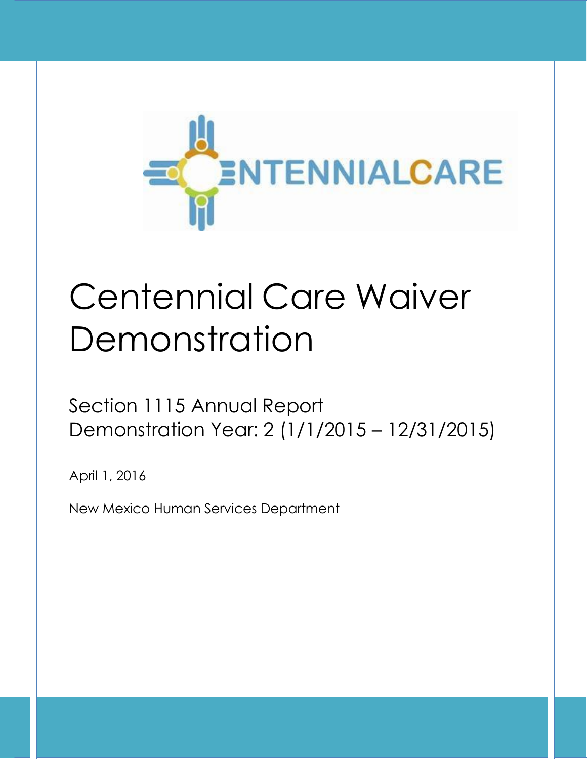# Centennial Care Waiver Demonstration

Section 1115 Annual Report
Demonstration Year: 2 (1/1/2015 – 12/31/2015)

April 1, 2016

New Mexico Human Services Department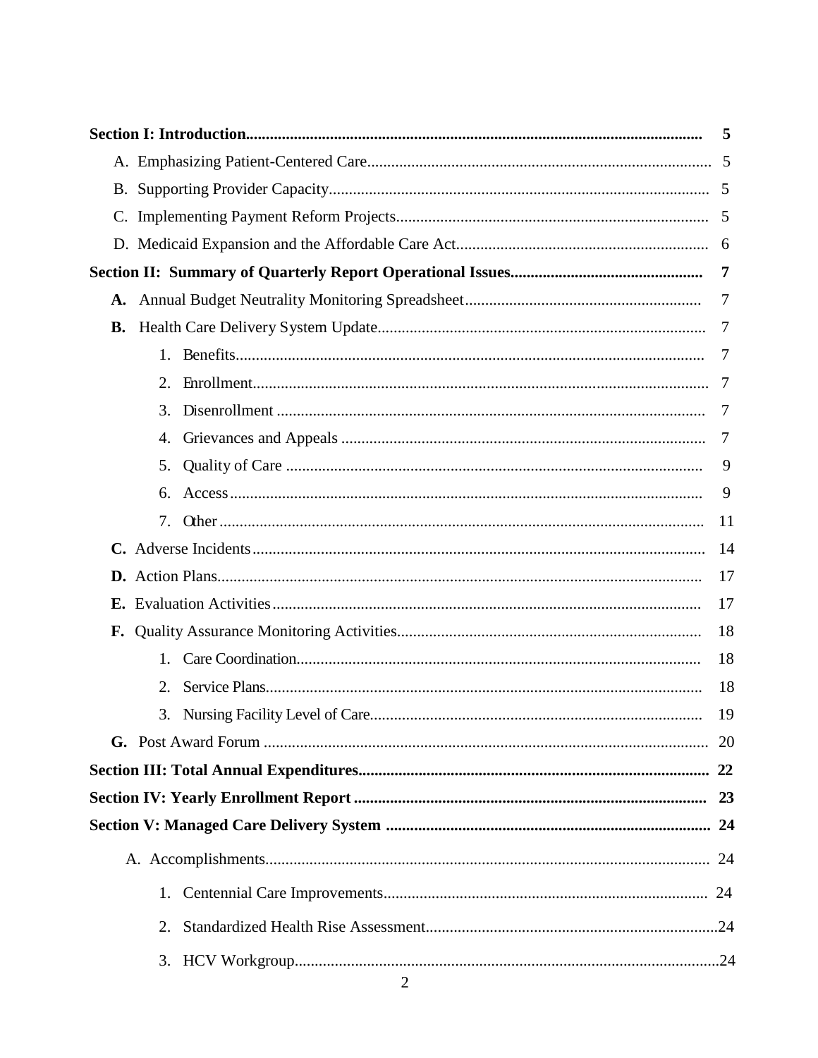| | |
|---|---|
| **Section I: Introduction** | **5** |
| A. Emphasizing Patient-Centered Care | 5 |
| B. Supporting Provider Capacity | 5 |
| C. Implementing Payment Reform Projects | 5 |
| D. Medicaid Expansion and the Affordable Care Act | 6 |
| **Section II: Summary of Quarterly Report Operational Issues** | **7** |
| **A.** Annual Budget Neutrality Monitoring Spreadsheet | 7 |
| **B.** Health Care Delivery System Update | 7 |
| 1. Benefits | 7 |
| 2. Enrollment | 7 |
| 3. Disenrollment | 7 |
| 4. Grievances and Appeals | 7 |
| 5. Quality of Care | 9 |
| 6. Access | 9 |
| 7. Other | 11 |
| **C.** Adverse Incidents | 14 |
| **D.** Action Plans | 17 |
| **E.** Evaluation Activities | 17 |
| **F.** Quality Assurance Monitoring Activities | 18 |
| 1. Care Coordination | 18 |
| 2. Service Plans | 18 |
| 3. Nursing Facility Level of Care | 19 |
| **G.** Post Award Forum | 20 |
| **Section III: Total Annual Expenditures** | **22** |
| **Section IV: Yearly Enrollment Report** | **23** |
| **Section V: Managed Care Delivery System** | **24** |
| A. Accomplishments | 24 |
| 1. Centennial Care Improvements | 24 |
| 2. Standardized Health Rise Assessment | 24 |
| 3. HCV Workgroup | 24 |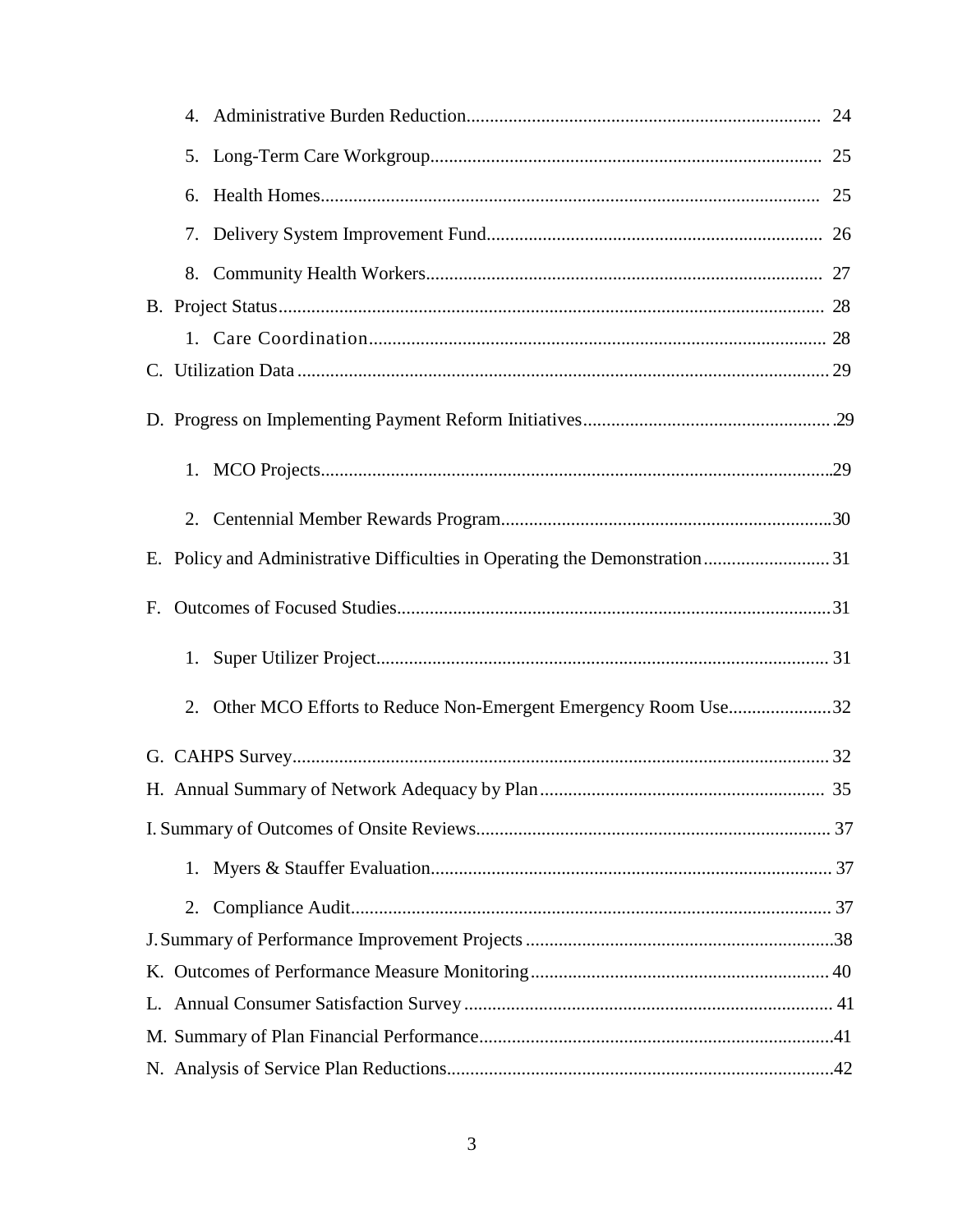4. Administrative Burden Reduction........................................................................... 24
5. Long-Term Care Workgroup.................................................................................... 25
6. Health Homes........................................................................................................... 25
7. Delivery System Improvement Fund........................................................................ 26
8. Community Health Workers..................................................................................... 27

B. Project Status.................................................................................................................. 28

1. Care Coordination................................................................................................. 28

C. Utilization Data .............................................................................................................. 29

D. Progress on Implementing Payment Reform Initiatives.....................................................29

1. MCO Projects...........................................................................................................29
2. Centennial Member Rewards Program.....................................................................30

E. Policy and Administrative Difficulties in Operating the Demonstration........................... 31

F. Outcomes of Focused Studies...........................................................................................31

1. Super Utilizer Project................................................................................................ 31
2. Other MCO Efforts to Reduce Non-Emergent Emergency Room Use......................32

G. CAHPS Survey.................................................................................................................. 32

H. Annual Summary of Network Adequacy by Plan............................................................ 35

I. Summary of Outcomes of Onsite Reviews.......................................................................... 37

1. Myers & Stauffer Evaluation..................................................................................... 37
2. Compliance Audit...................................................................................................... 37

J. Summary of Performance Improvement Projects................................................................38

K. Outcomes of Performance Measure Monitoring................................................................ 40

L. Annual Consumer Satisfaction Survey.............................................................................. 41

M. Summary of Plan Financial Performance..........................................................................41

N. Analysis of Service Plan Reductions..................................................................................42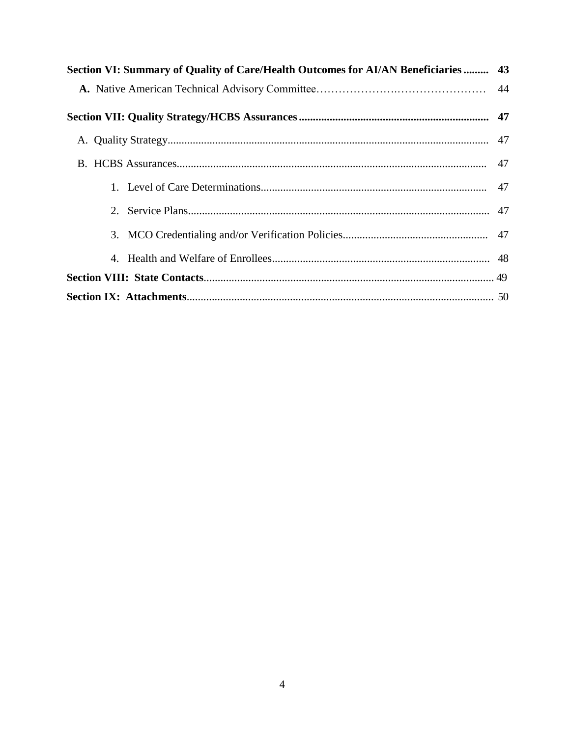**Section VI: Summary of Quality of Care/Health Outcomes for AI/AN Beneficiaries ......... 43**

**A.** Native American Technical Advisory Committee…………………….………………… 44

**Section VII: Quality Strategy/HCBS Assurances .................................................................. 47**

A. Quality Strategy.................................................................................................................. 47

B. HCBS Assurances.............................................................................................................. 47

1. Level of Care Determinations................................................................................ 47

2. Service Plans........................................................................................................... 47

3. MCO Credentialing and/or Verification Policies.................................................... 47

4. Health and Welfare of Enrollees.............................................................................. 48

**Section VIII: State Contacts**....................................................................................................... 49

**Section IX: Attachments**........................................................................................................... 50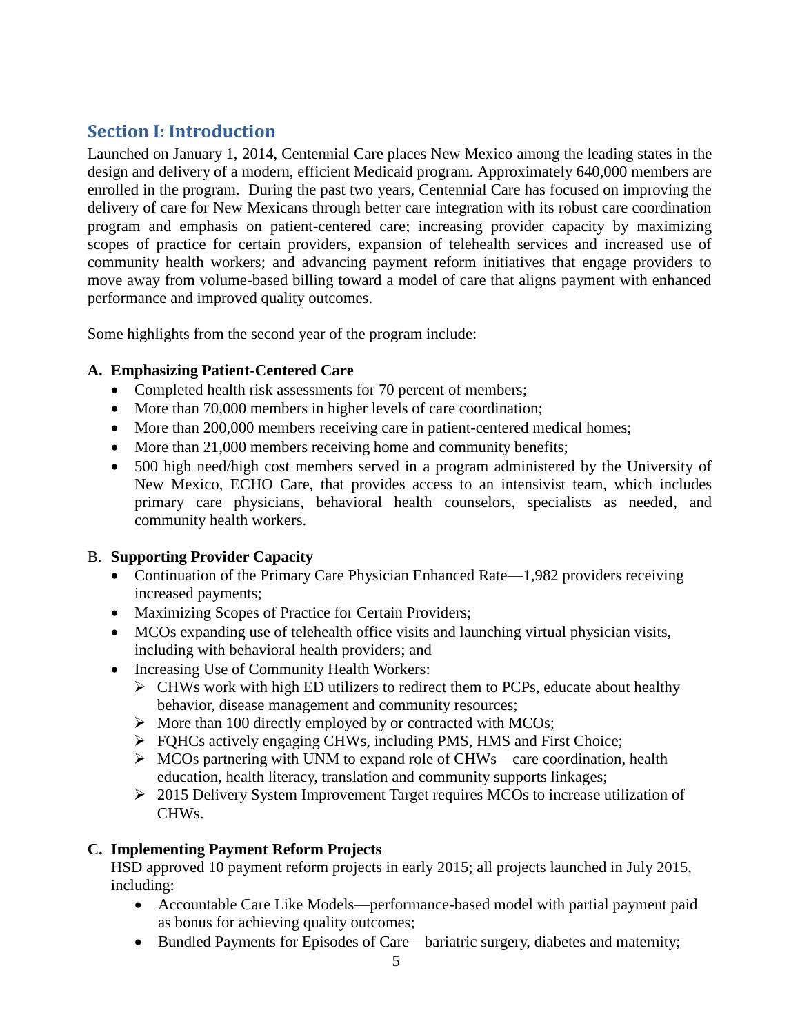## Section I: Introduction

Launched on January 1, 2014, Centennial Care places New Mexico among the leading states in the design and delivery of a modern, efficient Medicaid program. Approximately 640,000 members are enrolled in the program. During the past two years, Centennial Care has focused on improving the delivery of care for New Mexicans through better care integration with its robust care coordination program and emphasis on patient-centered care; increasing provider capacity by maximizing scopes of practice for certain providers, expansion of telehealth services and increased use of community health workers; and advancing payment reform initiatives that engage providers to move away from volume-based billing toward a model of care that aligns payment with enhanced performance and improved quality outcomes.

Some highlights from the second year of the program include:

**A. Emphasizing Patient-Centered Care**

- Completed health risk assessments for 70 percent of members;
- More than 70,000 members in higher levels of care coordination;
- More than 200,000 members receiving care in patient-centered medical homes;
- More than 21,000 members receiving home and community benefits;
- 500 high need/high cost members served in a program administered by the University of New Mexico, ECHO Care, that provides access to an intensivist team, which includes primary care physicians, behavioral health counselors, specialists as needed, and community health workers.

B. **Supporting Provider Capacity**

- Continuation of the Primary Care Physician Enhanced Rate—1,982 providers receiving increased payments;
- Maximizing Scopes of Practice for Certain Providers;
- MCOs expanding use of telehealth office visits and launching virtual physician visits, including with behavioral health providers; and
- Increasing Use of Community Health Workers:
  - CHWs work with high ED utilizers to redirect them to PCPs, educate about healthy behavior, disease management and community resources;
  - More than 100 directly employed by or contracted with MCOs;
  - FQHCs actively engaging CHWs, including PMS, HMS and First Choice;
  - MCOs partnering with UNM to expand role of CHWs—care coordination, health education, health literacy, translation and community supports linkages;
  - 2015 Delivery System Improvement Target requires MCOs to increase utilization of CHWs.

**C. Implementing Payment Reform Projects**

HSD approved 10 payment reform projects in early 2015; all projects launched in July 2015, including:

- Accountable Care Like Models—performance-based model with partial payment paid as bonus for achieving quality outcomes;
- Bundled Payments for Episodes of Care—bariatric surgery, diabetes and maternity;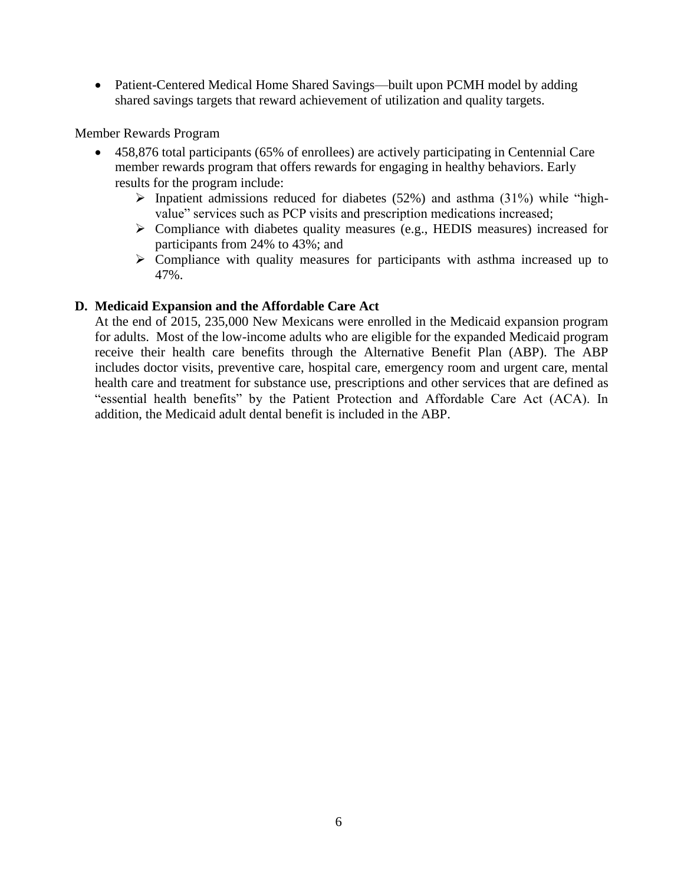- Patient-Centered Medical Home Shared Savings—built upon PCMH model by adding shared savings targets that reward achievement of utilization and quality targets.

Member Rewards Program

- 458,876 total participants (65% of enrollees) are actively participating in Centennial Care member rewards program that offers rewards for engaging in healthy behaviors. Early results for the program include:
  - Inpatient admissions reduced for diabetes (52%) and asthma (31%) while "high-value" services such as PCP visits and prescription medications increased;
  - Compliance with diabetes quality measures (e.g., HEDIS measures) increased for participants from 24% to 43%; and
  - Compliance with quality measures for participants with asthma increased up to 47%.

**D. Medicaid Expansion and the Affordable Care Act**

At the end of 2015, 235,000 New Mexicans were enrolled in the Medicaid expansion program for adults. Most of the low-income adults who are eligible for the expanded Medicaid program receive their health care benefits through the Alternative Benefit Plan (ABP). The ABP includes doctor visits, preventive care, hospital care, emergency room and urgent care, mental health care and treatment for substance use, prescriptions and other services that are defined as "essential health benefits" by the Patient Protection and Affordable Care Act (ACA). In addition, the Medicaid adult dental benefit is included in the ABP.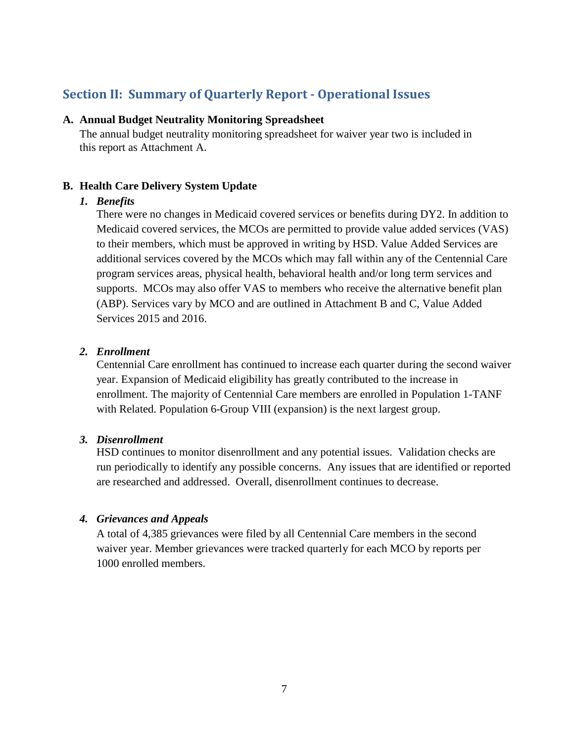## Section II: Summary of Quarterly Report - Operational Issues

**A. Annual Budget Neutrality Monitoring Spreadsheet**

The annual budget neutrality monitoring spreadsheet for waiver year two is included in this report as Attachment A.

**B. Health Care Delivery System Update**

***1. Benefits***

There were no changes in Medicaid covered services or benefits during DY2. In addition to Medicaid covered services, the MCOs are permitted to provide value added services (VAS) to their members, which must be approved in writing by HSD. Value Added Services are additional services covered by the MCOs which may fall within any of the Centennial Care program services areas, physical health, behavioral health and/or long term services and supports. MCOs may also offer VAS to members who receive the alternative benefit plan (ABP). Services vary by MCO and are outlined in Attachment B and C, Value Added Services 2015 and 2016.

***2. Enrollment***

Centennial Care enrollment has continued to increase each quarter during the second waiver year. Expansion of Medicaid eligibility has greatly contributed to the increase in enrollment. The majority of Centennial Care members are enrolled in Population 1-TANF with Related. Population 6-Group VIII (expansion) is the next largest group.

***3. Disenrollment***

HSD continues to monitor disenrollment and any potential issues. Validation checks are run periodically to identify any possible concerns. Any issues that are identified or reported are researched and addressed. Overall, disenrollment continues to decrease.

***4. Grievances and Appeals***

A total of 4,385 grievances were filed by all Centennial Care members in the second waiver year. Member grievances were tracked quarterly for each MCO by reports per 1000 enrolled members.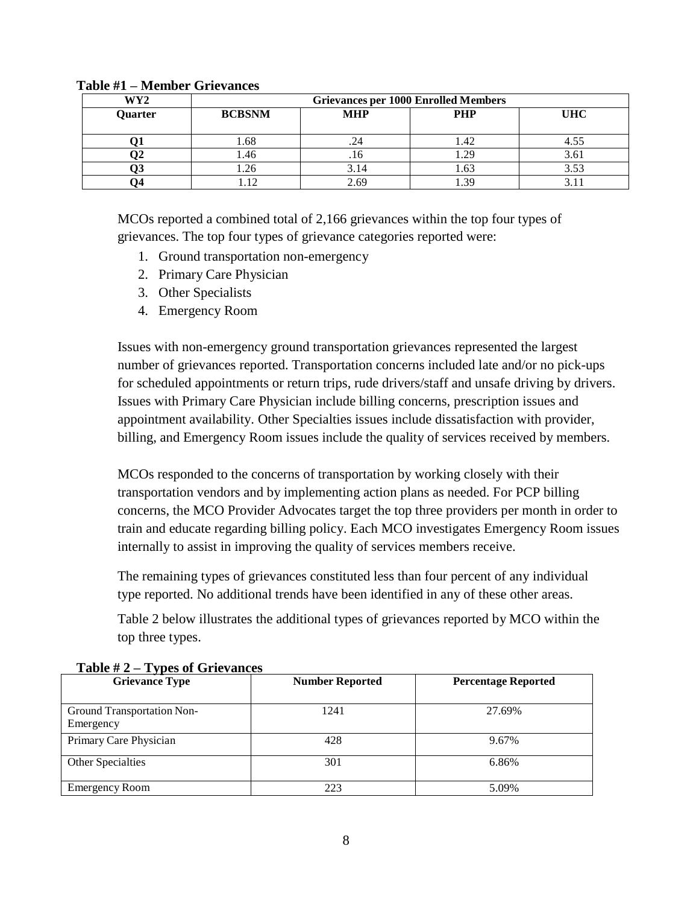**Table #1 – Member Grievances**

| WY2 | Grievances per 1000 Enrolled Members | | | |
|---|---|---|---|---|
| **Quarter** | **BCBSNM** | **MHP** | **PHP** | **UHC** |
| **Q1** | 1.68 | .24 | 1.42 | 4.55 |
| **Q2** | 1.46 | .16 | 1.29 | 3.61 |
| **Q3** | 1.26 | 3.14 | 1.63 | 3.53 |
| **Q4** | 1.12 | 2.69 | 1.39 | 3.11 |

MCOs reported a combined total of 2,166 grievances within the top four types of grievances. The top four types of grievance categories reported were:

1. Ground transportation non-emergency
2. Primary Care Physician
3. Other Specialists
4. Emergency Room

Issues with non-emergency ground transportation grievances represented the largest number of grievances reported. Transportation concerns included late and/or no pick-ups for scheduled appointments or return trips, rude drivers/staff and unsafe driving by drivers. Issues with Primary Care Physician include billing concerns, prescription issues and appointment availability. Other Specialties issues include dissatisfaction with provider, billing, and Emergency Room issues include the quality of services received by members.

MCOs responded to the concerns of transportation by working closely with their transportation vendors and by implementing action plans as needed. For PCP billing concerns, the MCO Provider Advocates target the top three providers per month in order to train and educate regarding billing policy. Each MCO investigates Emergency Room issues internally to assist in improving the quality of services members receive.

The remaining types of grievances constituted less than four percent of any individual type reported. No additional trends have been identified in any of these other areas.

Table 2 below illustrates the additional types of grievances reported by MCO within the top three types.

**Table # 2 – Types of Grievances**

| Grievance Type | Number Reported | Percentage Reported |
|---|---|---|
| Ground Transportation Non-Emergency | 1241 | 27.69% |
| Primary Care Physician | 428 | 9.67% |
| Other Specialties | 301 | 6.86% |
| Emergency Room | 223 | 5.09% |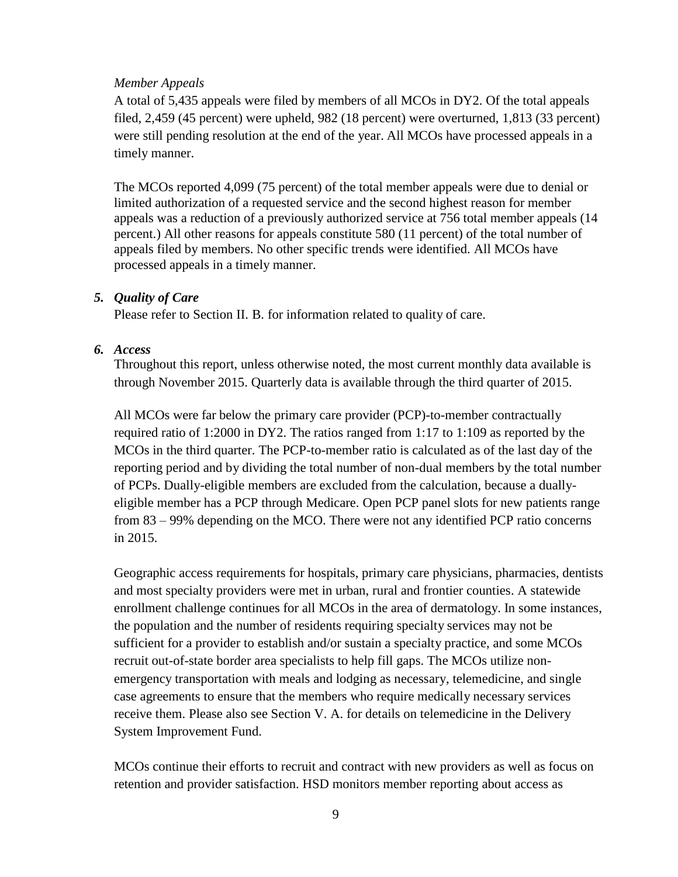*Member Appeals*

A total of 5,435 appeals were filed by members of all MCOs in DY2. Of the total appeals filed, 2,459 (45 percent) were upheld, 982 (18 percent) were overturned, 1,813 (33 percent) were still pending resolution at the end of the year. All MCOs have processed appeals in a timely manner.

The MCOs reported 4,099 (75 percent) of the total member appeals were due to denial or limited authorization of a requested service and the second highest reason for member appeals was a reduction of a previously authorized service at 756 total member appeals (14 percent.) All other reasons for appeals constitute 580 (11 percent) of the total number of appeals filed by members. No other specific trends were identified. All MCOs have processed appeals in a timely manner.

### *5. Quality of Care*

Please refer to Section II. B. for information related to quality of care.

### *6. Access*

Throughout this report, unless otherwise noted, the most current monthly data available is through November 2015. Quarterly data is available through the third quarter of 2015.

All MCOs were far below the primary care provider (PCP)-to-member contractually required ratio of 1:2000 in DY2. The ratios ranged from 1:17 to 1:109 as reported by the MCOs in the third quarter. The PCP-to-member ratio is calculated as of the last day of the reporting period and by dividing the total number of non-dual members by the total number of PCPs. Dually-eligible members are excluded from the calculation, because a dually-eligible member has a PCP through Medicare. Open PCP panel slots for new patients range from 83 – 99% depending on the MCO. There were not any identified PCP ratio concerns in 2015.

Geographic access requirements for hospitals, primary care physicians, pharmacies, dentists and most specialty providers were met in urban, rural and frontier counties. A statewide enrollment challenge continues for all MCOs in the area of dermatology. In some instances, the population and the number of residents requiring specialty services may not be sufficient for a provider to establish and/or sustain a specialty practice, and some MCOs recruit out-of-state border area specialists to help fill gaps. The MCOs utilize non-emergency transportation with meals and lodging as necessary, telemedicine, and single case agreements to ensure that the members who require medically necessary services receive them. Please also see Section V. A. for details on telemedicine in the Delivery System Improvement Fund.

MCOs continue their efforts to recruit and contract with new providers as well as focus on retention and provider satisfaction. HSD monitors member reporting about access as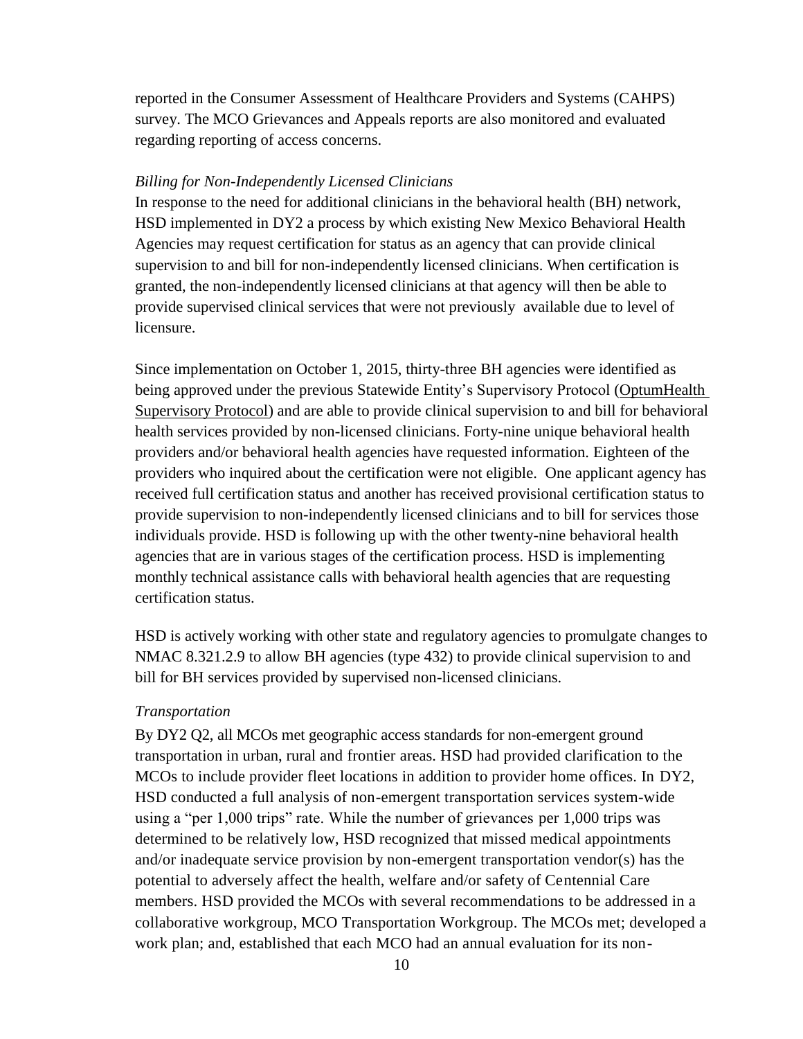reported in the Consumer Assessment of Healthcare Providers and Systems (CAHPS) survey. The MCO Grievances and Appeals reports are also monitored and evaluated regarding reporting of access concerns.

*Billing for Non-Independently Licensed Clinicians*

In response to the need for additional clinicians in the behavioral health (BH) network, HSD implemented in DY2 a process by which existing New Mexico Behavioral Health Agencies may request certification for status as an agency that can provide clinical supervision to and bill for non-independently licensed clinicians. When certification is granted, the non-independently licensed clinicians at that agency will then be able to provide supervised clinical services that were not previously available due to level of licensure.

Since implementation on October 1, 2015, thirty-three BH agencies were identified as being approved under the previous Statewide Entity's Supervisory Protocol (OptumHealth Supervisory Protocol) and are able to provide clinical supervision to and bill for behavioral health services provided by non-licensed clinicians. Forty-nine unique behavioral health providers and/or behavioral health agencies have requested information. Eighteen of the providers who inquired about the certification were not eligible. One applicant agency has received full certification status and another has received provisional certification status to provide supervision to non-independently licensed clinicians and to bill for services those individuals provide. HSD is following up with the other twenty-nine behavioral health agencies that are in various stages of the certification process. HSD is implementing monthly technical assistance calls with behavioral health agencies that are requesting certification status.

HSD is actively working with other state and regulatory agencies to promulgate changes to NMAC 8.321.2.9 to allow BH agencies (type 432) to provide clinical supervision to and bill for BH services provided by supervised non-licensed clinicians.

*Transportation*

By DY2 Q2, all MCOs met geographic access standards for non-emergent ground transportation in urban, rural and frontier areas. HSD had provided clarification to the MCOs to include provider fleet locations in addition to provider home offices. In DY2, HSD conducted a full analysis of non-emergent transportation services system-wide using a "per 1,000 trips" rate. While the number of grievances per 1,000 trips was determined to be relatively low, HSD recognized that missed medical appointments and/or inadequate service provision by non-emergent transportation vendor(s) has the potential to adversely affect the health, welfare and/or safety of Centennial Care members. HSD provided the MCOs with several recommendations to be addressed in a collaborative workgroup, MCO Transportation Workgroup. The MCOs met; developed a work plan; and, established that each MCO had an annual evaluation for its non-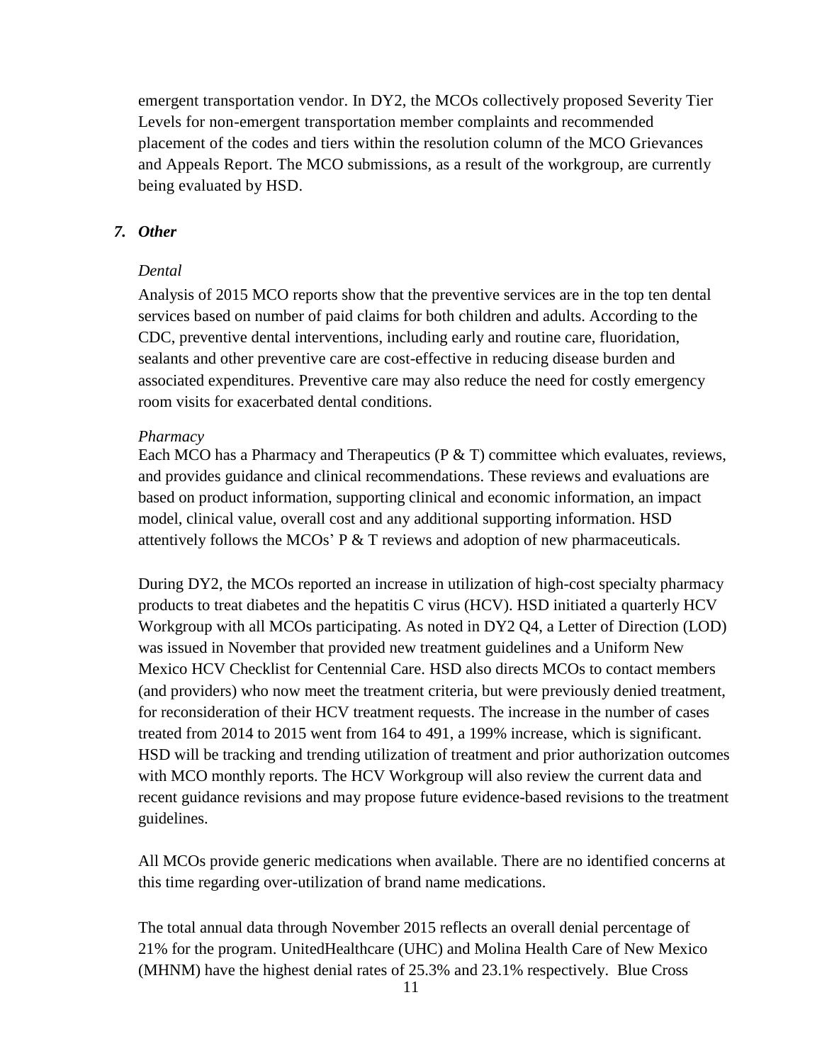emergent transportation vendor. In DY2, the MCOs collectively proposed Severity Tier Levels for non-emergent transportation member complaints and recommended placement of the codes and tiers within the resolution column of the MCO Grievances and Appeals Report. The MCO submissions, as a result of the workgroup, are currently being evaluated by HSD.

### *7. Other*

*Dental*

Analysis of 2015 MCO reports show that the preventive services are in the top ten dental services based on number of paid claims for both children and adults. According to the CDC, preventive dental interventions, including early and routine care, fluoridation, sealants and other preventive care are cost-effective in reducing disease burden and associated expenditures. Preventive care may also reduce the need for costly emergency room visits for exacerbated dental conditions.

*Pharmacy*

Each MCO has a Pharmacy and Therapeutics (P & T) committee which evaluates, reviews, and provides guidance and clinical recommendations. These reviews and evaluations are based on product information, supporting clinical and economic information, an impact model, clinical value, overall cost and any additional supporting information. HSD attentively follows the MCOs' P & T reviews and adoption of new pharmaceuticals.

During DY2, the MCOs reported an increase in utilization of high-cost specialty pharmacy products to treat diabetes and the hepatitis C virus (HCV). HSD initiated a quarterly HCV Workgroup with all MCOs participating. As noted in DY2 Q4, a Letter of Direction (LOD) was issued in November that provided new treatment guidelines and a Uniform New Mexico HCV Checklist for Centennial Care. HSD also directs MCOs to contact members (and providers) who now meet the treatment criteria, but were previously denied treatment, for reconsideration of their HCV treatment requests. The increase in the number of cases treated from 2014 to 2015 went from 164 to 491, a 199% increase, which is significant. HSD will be tracking and trending utilization of treatment and prior authorization outcomes with MCO monthly reports. The HCV Workgroup will also review the current data and recent guidance revisions and may propose future evidence-based revisions to the treatment guidelines.

All MCOs provide generic medications when available. There are no identified concerns at this time regarding over-utilization of brand name medications.

The total annual data through November 2015 reflects an overall denial percentage of 21% for the program. UnitedHealthcare (UHC) and Molina Health Care of New Mexico (MHNM) have the highest denial rates of 25.3% and 23.1% respectively. Blue Cross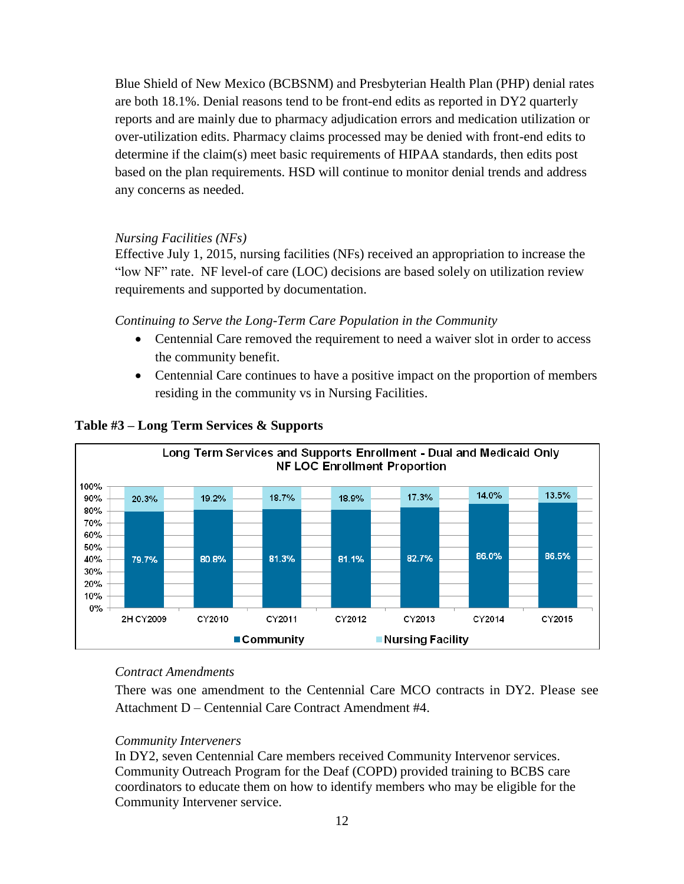Blue Shield of New Mexico (BCBSNM) and Presbyterian Health Plan (PHP) denial rates are both 18.1%. Denial reasons tend to be front-end edits as reported in DY2 quarterly reports and are mainly due to pharmacy adjudication errors and medication utilization or over-utilization edits. Pharmacy claims processed may be denied with front-end edits to determine if the claim(s) meet basic requirements of HIPAA standards, then edits post based on the plan requirements. HSD will continue to monitor denial trends and address any concerns as needed.

*Nursing Facilities (NFs)*

Effective July 1, 2015, nursing facilities (NFs) received an appropriation to increase the "low NF" rate. NF level-of care (LOC) decisions are based solely on utilization review requirements and supported by documentation.

*Continuing to Serve the Long-Term Care Population in the Community*

- Centennial Care removed the requirement to need a waiver slot in order to access the community benefit.
- Centennial Care continues to have a positive impact on the proportion of members residing in the community vs in Nursing Facilities.

**Table #3 – Long Term Services & Supports**

Long Term Services and Supports Enrollment - Dual and Medicaid Only
NF LOC Enrollment Proportion

| | 2H CY2009 | CY2010 | CY2011 | CY2012 | CY2013 | CY2014 | CY2015 |
|---|---|---|---|---|---|---|---|
| Community | 79.7% | 80.8% | 81.3% | 81.1% | 82.7% | 86.0% | 86.5% |
| Nursing Facility | 20.3% | 19.2% | 18.7% | 18.9% | 17.3% | 14.0% | 13.5% |

*Contract Amendments*

There was one amendment to the Centennial Care MCO contracts in DY2. Please see Attachment D – Centennial Care Contract Amendment #4.

*Community Interveners*

In DY2, seven Centennial Care members received Community Intervenor services. Community Outreach Program for the Deaf (COPD) provided training to BCBS care coordinators to educate them on how to identify members who may be eligible for the Community Intervener service.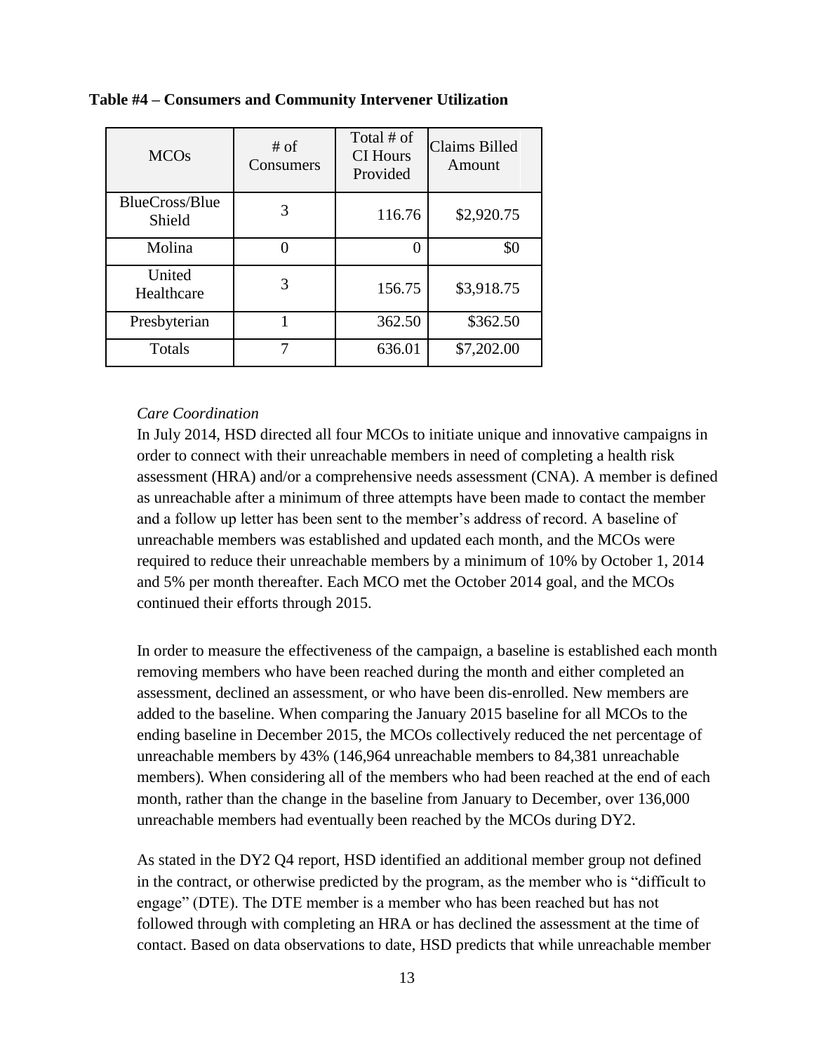**Table #4 – Consumers and Community Intervener Utilization**

| MCOs | # of Consumers | Total # of CI Hours Provided | Claims Billed Amount |
|---|---|---|---|
| BlueCross/Blue Shield | 3 | 116.76 | $2,920.75 |
| Molina | 0 | 0 | $0 |
| United Healthcare | 3 | 156.75 | $3,918.75 |
| Presbyterian | 1 | 362.50 | $362.50 |
| Totals | 7 | 636.01 | $7,202.00 |

*Care Coordination*

In July 2014, HSD directed all four MCOs to initiate unique and innovative campaigns in order to connect with their unreachable members in need of completing a health risk assessment (HRA) and/or a comprehensive needs assessment (CNA). A member is defined as unreachable after a minimum of three attempts have been made to contact the member and a follow up letter has been sent to the member's address of record. A baseline of unreachable members was established and updated each month, and the MCOs were required to reduce their unreachable members by a minimum of 10% by October 1, 2014 and 5% per month thereafter. Each MCO met the October 2014 goal, and the MCOs continued their efforts through 2015.

In order to measure the effectiveness of the campaign, a baseline is established each month removing members who have been reached during the month and either completed an assessment, declined an assessment, or who have been dis-enrolled. New members are added to the baseline. When comparing the January 2015 baseline for all MCOs to the ending baseline in December 2015, the MCOs collectively reduced the net percentage of unreachable members by 43% (146,964 unreachable members to 84,381 unreachable members). When considering all of the members who had been reached at the end of each month, rather than the change in the baseline from January to December, over 136,000 unreachable members had eventually been reached by the MCOs during DY2.

As stated in the DY2 Q4 report, HSD identified an additional member group not defined in the contract, or otherwise predicted by the program, as the member who is "difficult to engage" (DTE). The DTE member is a member who has been reached but has not followed through with completing an HRA or has declined the assessment at the time of contact. Based on data observations to date, HSD predicts that while unreachable member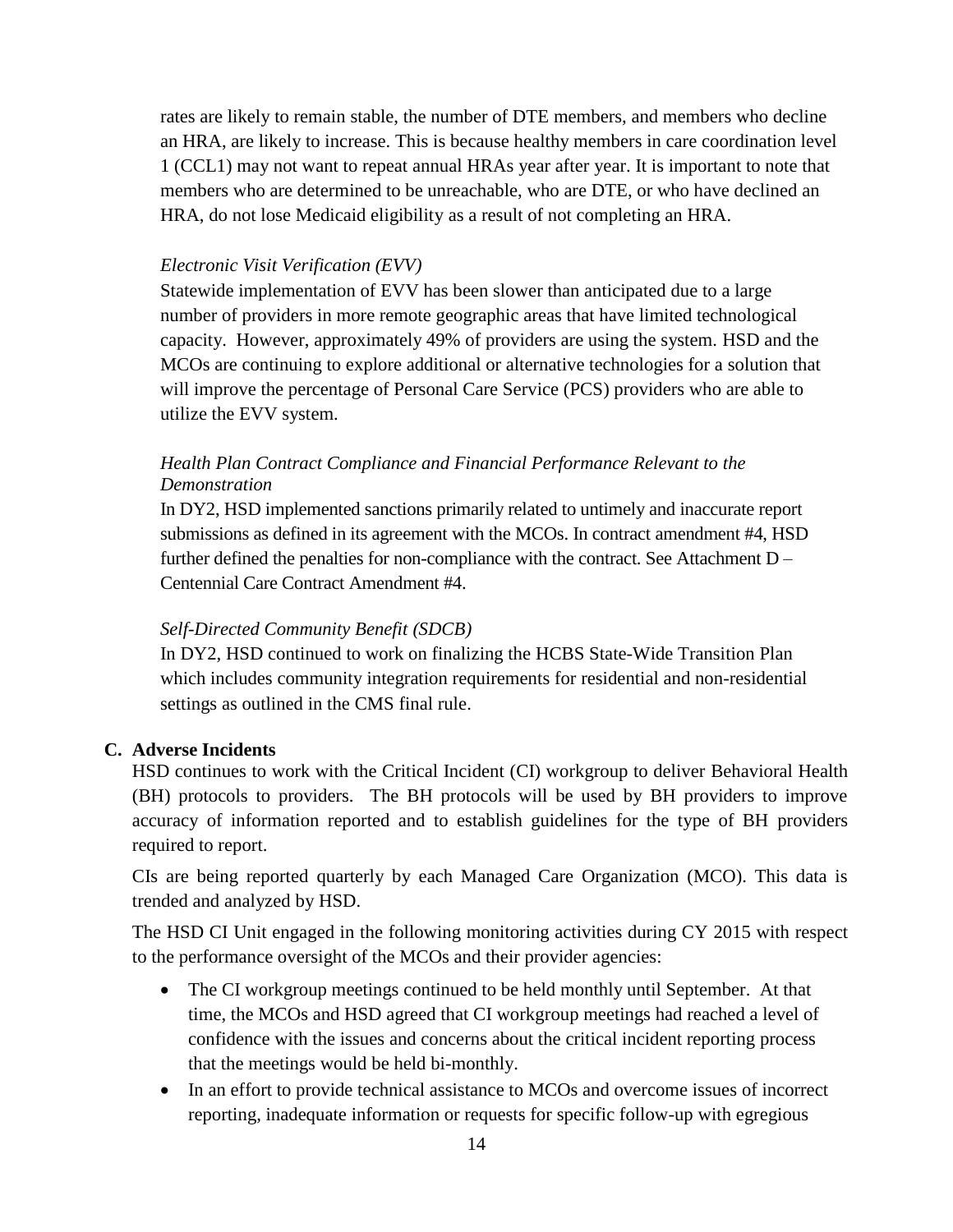rates are likely to remain stable, the number of DTE members, and members who decline an HRA, are likely to increase. This is because healthy members in care coordination level 1 (CCL1) may not want to repeat annual HRAs year after year. It is important to note that members who are determined to be unreachable, who are DTE, or who have declined an HRA, do not lose Medicaid eligibility as a result of not completing an HRA.

*Electronic Visit Verification (EVV)*

Statewide implementation of EVV has been slower than anticipated due to a large number of providers in more remote geographic areas that have limited technological capacity. However, approximately 49% of providers are using the system. HSD and the MCOs are continuing to explore additional or alternative technologies for a solution that will improve the percentage of Personal Care Service (PCS) providers who are able to utilize the EVV system.

*Health Plan Contract Compliance and Financial Performance Relevant to the Demonstration*

In DY2, HSD implemented sanctions primarily related to untimely and inaccurate report submissions as defined in its agreement with the MCOs. In contract amendment #4, HSD further defined the penalties for non-compliance with the contract. See Attachment D – Centennial Care Contract Amendment #4.

*Self-Directed Community Benefit (SDCB)*

In DY2, HSD continued to work on finalizing the HCBS State-Wide Transition Plan which includes community integration requirements for residential and non-residential settings as outlined in the CMS final rule.

**C. Adverse Incidents**

HSD continues to work with the Critical Incident (CI) workgroup to deliver Behavioral Health (BH) protocols to providers. The BH protocols will be used by BH providers to improve accuracy of information reported and to establish guidelines for the type of BH providers required to report.

CIs are being reported quarterly by each Managed Care Organization (MCO). This data is trended and analyzed by HSD.

The HSD CI Unit engaged in the following monitoring activities during CY 2015 with respect to the performance oversight of the MCOs and their provider agencies:

- The CI workgroup meetings continued to be held monthly until September. At that time, the MCOs and HSD agreed that CI workgroup meetings had reached a level of confidence with the issues and concerns about the critical incident reporting process that the meetings would be held bi-monthly.
- In an effort to provide technical assistance to MCOs and overcome issues of incorrect reporting, inadequate information or requests for specific follow-up with egregious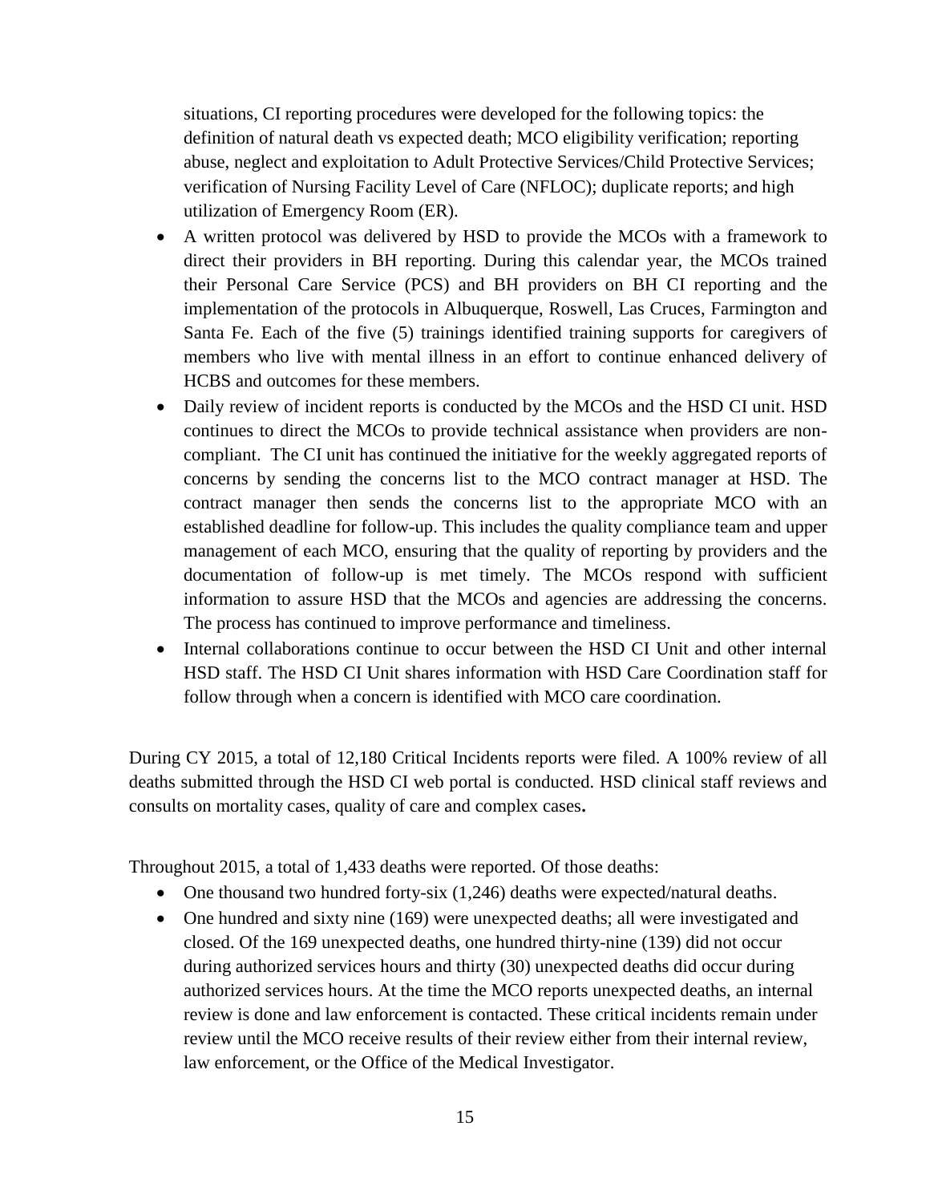situations, CI reporting procedures were developed for the following topics: the definition of natural death vs expected death; MCO eligibility verification; reporting abuse, neglect and exploitation to Adult Protective Services/Child Protective Services; verification of Nursing Facility Level of Care (NFLOC); duplicate reports; and high utilization of Emergency Room (ER).

- A written protocol was delivered by HSD to provide the MCOs with a framework to direct their providers in BH reporting. During this calendar year, the MCOs trained their Personal Care Service (PCS) and BH providers on BH CI reporting and the implementation of the protocols in Albuquerque, Roswell, Las Cruces, Farmington and Santa Fe. Each of the five (5) trainings identified training supports for caregivers of members who live with mental illness in an effort to continue enhanced delivery of HCBS and outcomes for these members.
- Daily review of incident reports is conducted by the MCOs and the HSD CI unit. HSD continues to direct the MCOs to provide technical assistance when providers are non-compliant. The CI unit has continued the initiative for the weekly aggregated reports of concerns by sending the concerns list to the MCO contract manager at HSD. The contract manager then sends the concerns list to the appropriate MCO with an established deadline for follow-up. This includes the quality compliance team and upper management of each MCO, ensuring that the quality of reporting by providers and the documentation of follow-up is met timely. The MCOs respond with sufficient information to assure HSD that the MCOs and agencies are addressing the concerns. The process has continued to improve performance and timeliness.
- Internal collaborations continue to occur between the HSD CI Unit and other internal HSD staff. The HSD CI Unit shares information with HSD Care Coordination staff for follow through when a concern is identified with MCO care coordination.

During CY 2015, a total of 12,180 Critical Incidents reports were filed. A 100% review of all deaths submitted through the HSD CI web portal is conducted. HSD clinical staff reviews and consults on mortality cases, quality of care and complex cases**.**

Throughout 2015, a total of 1,433 deaths were reported. Of those deaths:

- One thousand two hundred forty-six (1,246) deaths were expected/natural deaths.
- One hundred and sixty nine (169) were unexpected deaths; all were investigated and closed. Of the 169 unexpected deaths, one hundred thirty-nine (139) did not occur during authorized services hours and thirty (30) unexpected deaths did occur during authorized services hours. At the time the MCO reports unexpected deaths, an internal review is done and law enforcement is contacted. These critical incidents remain under review until the MCO receive results of their review either from their internal review, law enforcement, or the Office of the Medical Investigator.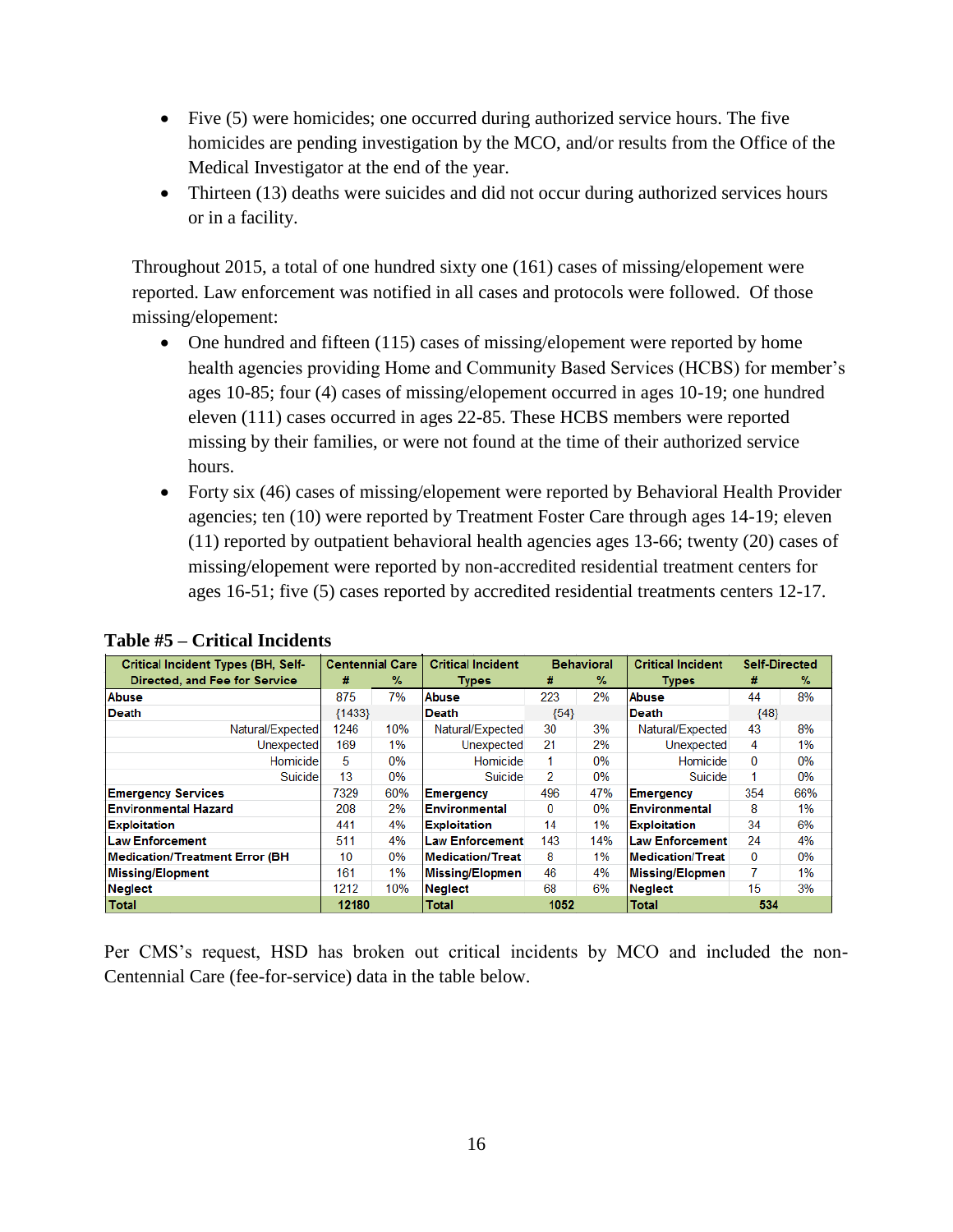- Five (5) were homicides; one occurred during authorized service hours. The five homicides are pending investigation by the MCO, and/or results from the Office of the Medical Investigator at the end of the year.
- Thirteen (13) deaths were suicides and did not occur during authorized services hours or in a facility.

Throughout 2015, a total of one hundred sixty one (161) cases of missing/elopement were reported. Law enforcement was notified in all cases and protocols were followed. Of those missing/elopement:

- One hundred and fifteen (115) cases of missing/elopement were reported by home health agencies providing Home and Community Based Services (HCBS) for member's ages 10-85; four (4) cases of missing/elopement occurred in ages 10-19; one hundred eleven (111) cases occurred in ages 22-85. These HCBS members were reported missing by their families, or were not found at the time of their authorized service hours.
- Forty six (46) cases of missing/elopement were reported by Behavioral Health Provider agencies; ten (10) were reported by Treatment Foster Care through ages 14-19; eleven (11) reported by outpatient behavioral health agencies ages 13-66; twenty (20) cases of missing/elopement were reported by non-accredited residential treatment centers for ages 16-51; five (5) cases reported by accredited residential treatments centers 12-17.

**Table #5 – Critical Incidents**

| Critical Incident Types (BH, Self-Directed, and Fee for Service | Centennial Care # | % | Critical Incident Types | Behavioral # | % | Critical Incident Types | Self-Directed # | % |
|---|---|---|---|---|---|---|---|---|
| **Abuse** | 875 | 7% | **Abuse** | 223 | 2% | **Abuse** | 44 | 8% |
| **Death** | {1433} | | **Death** | {54} | | **Death** | {48} | |
| Natural/Expected | 1246 | 10% | Natural/Expected | 30 | 3% | Natural/Expected | 43 | 8% |
| Unexpected | 169 | 1% | Unexpected | 21 | 2% | Unexpected | 4 | 1% |
| Homicide | 5 | 0% | Homicide | 1 | 0% | Homicide | 0 | 0% |
| Suicide | 13 | 0% | Suicide | 2 | 0% | Suicide | 1 | 0% |
| **Emergency Services** | 7329 | 60% | **Emergency** | 496 | 47% | **Emergency** | 354 | 66% |
| **Environmental Hazard** | 208 | 2% | **Environmental** | 0 | 0% | **Environmental** | 8 | 1% |
| **Exploitation** | 441 | 4% | **Exploitation** | 14 | 1% | **Exploitation** | 34 | 6% |
| **Law Enforcement** | 511 | 4% | **Law Enforcement** | 143 | 14% | **Law Enforcement** | 24 | 4% |
| **Medication/Treatment Error (BH** | 10 | 0% | **Medication/Treat** | 8 | 1% | **Medication/Treat** | 0 | 0% |
| **Missing/Elopment** | 161 | 1% | **Missing/Elopmen** | 46 | 4% | **Missing/Elopmen** | 7 | 1% |
| **Neglect** | 1212 | 10% | **Neglect** | 68 | 6% | **Neglect** | 15 | 3% |
| **Total** | **12180** | | **Total** | **1052** | | **Total** | **534** | |

Per CMS's request, HSD has broken out critical incidents by MCO and included the non-Centennial Care (fee-for-service) data in the table below.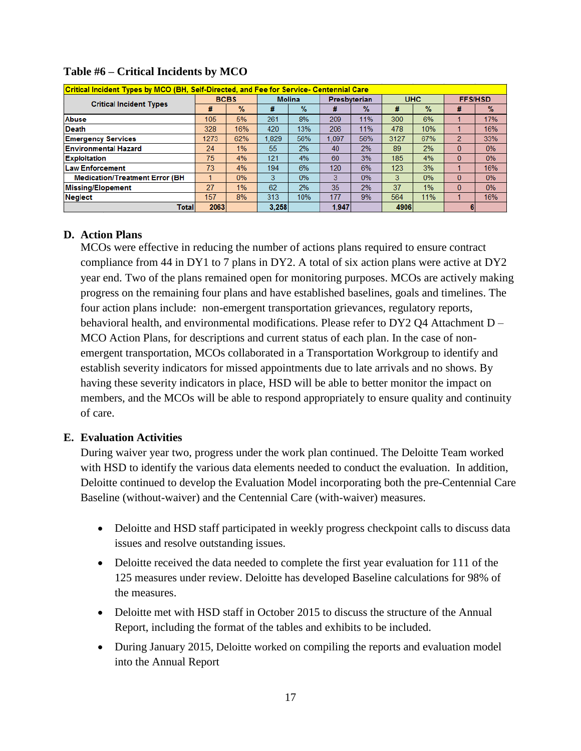**Table #6 – Critical Incidents by MCO**

| Critical Incident Types by MCO (BH, Self-Directed, and Fee for Service- Centennial Care | | | | | | | | | | |
|---|---|---|---|---|---|---|---|---|---|---|
| Critical Incident Types | BCBS | | Molina | | Presbyterian | | UHC | | FFS/HSD | |
| | # | % | # | % | # | % | # | % | # | % |
| Abuse | 105 | 5% | 261 | 8% | 209 | 11% | 300 | 6% | 1 | 17% |
| Death | 328 | 16% | 420 | 13% | 206 | 11% | 478 | 10% | 1 | 16% |
| Emergency Services | 1273 | 62% | 1,829 | 56% | 1,097 | 56% | 3127 | 67% | 2 | 33% |
| Environmental Hazard | 24 | 1% | 55 | 2% | 40 | 2% | 89 | 2% | 0 | 0% |
| Exploitation | 75 | 4% | 121 | 4% | 60 | 3% | 185 | 4% | 0 | 0% |
| Law Enforcement | 73 | 4% | 194 | 6% | 120 | 6% | 123 | 3% | 1 | 16% |
| Medication/Treatment Error (BH | 1 | 0% | 3 | 0% | 3 | 0% | 3 | 0% | 0 | 0% |
| Missing/Elopement | 27 | 1% | 62 | 2% | 35 | 2% | 37 | 1% | 0 | 0% |
| Neglect | 157 | 8% | 313 | 10% | 177 | 9% | 564 | 11% | 1 | 16% |
| Total | 2063 | | 3,258 | | 1,947 | | 4906 | | 6 | |

## D. Action Plans

MCOs were effective in reducing the number of actions plans required to ensure contract compliance from 44 in DY1 to 7 plans in DY2. A total of six action plans were active at DY2 year end. Two of the plans remained open for monitoring purposes. MCOs are actively making progress on the remaining four plans and have established baselines, goals and timelines. The four action plans include: non-emergent transportation grievances, regulatory reports, behavioral health, and environmental modifications. Please refer to DY2 Q4 Attachment D – MCO Action Plans, for descriptions and current status of each plan. In the case of non-emergent transportation, MCOs collaborated in a Transportation Workgroup to identify and establish severity indicators for missed appointments due to late arrivals and no shows. By having these severity indicators in place, HSD will be able to better monitor the impact on members, and the MCOs will be able to respond appropriately to ensure quality and continuity of care.

## E. Evaluation Activities

During waiver year two, progress under the work plan continued. The Deloitte Team worked with HSD to identify the various data elements needed to conduct the evaluation. In addition, Deloitte continued to develop the Evaluation Model incorporating both the pre-Centennial Care Baseline (without-waiver) and the Centennial Care (with-waiver) measures.

- Deloitte and HSD staff participated in weekly progress checkpoint calls to discuss data issues and resolve outstanding issues.
- Deloitte received the data needed to complete the first year evaluation for 111 of the 125 measures under review. Deloitte has developed Baseline calculations for 98% of the measures.
- Deloitte met with HSD staff in October 2015 to discuss the structure of the Annual Report, including the format of the tables and exhibits to be included.
- During January 2015, Deloitte worked on compiling the reports and evaluation model into the Annual Report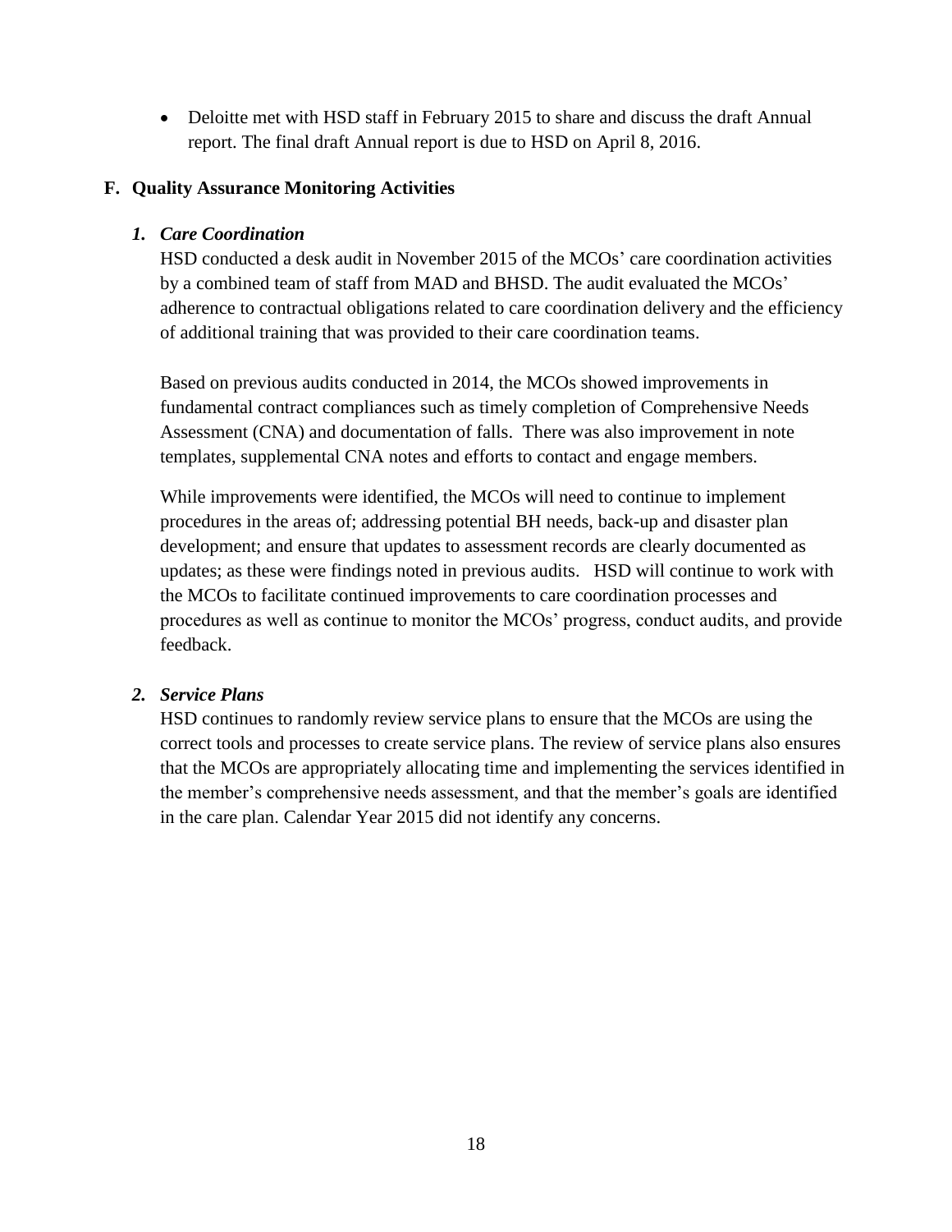- Deloitte met with HSD staff in February 2015 to share and discuss the draft Annual report. The final draft Annual report is due to HSD on April 8, 2016.

## F. Quality Assurance Monitoring Activities

### *1. Care Coordination*

HSD conducted a desk audit in November 2015 of the MCOs' care coordination activities by a combined team of staff from MAD and BHSD. The audit evaluated the MCOs' adherence to contractual obligations related to care coordination delivery and the efficiency of additional training that was provided to their care coordination teams.

Based on previous audits conducted in 2014, the MCOs showed improvements in fundamental contract compliances such as timely completion of Comprehensive Needs Assessment (CNA) and documentation of falls. There was also improvement in note templates, supplemental CNA notes and efforts to contact and engage members.

While improvements were identified, the MCOs will need to continue to implement procedures in the areas of; addressing potential BH needs, back-up and disaster plan development; and ensure that updates to assessment records are clearly documented as updates; as these were findings noted in previous audits. HSD will continue to work with the MCOs to facilitate continued improvements to care coordination processes and procedures as well as continue to monitor the MCOs' progress, conduct audits, and provide feedback.

### *2. Service Plans*

HSD continues to randomly review service plans to ensure that the MCOs are using the correct tools and processes to create service plans. The review of service plans also ensures that the MCOs are appropriately allocating time and implementing the services identified in the member's comprehensive needs assessment, and that the member's goals are identified in the care plan. Calendar Year 2015 did not identify any concerns.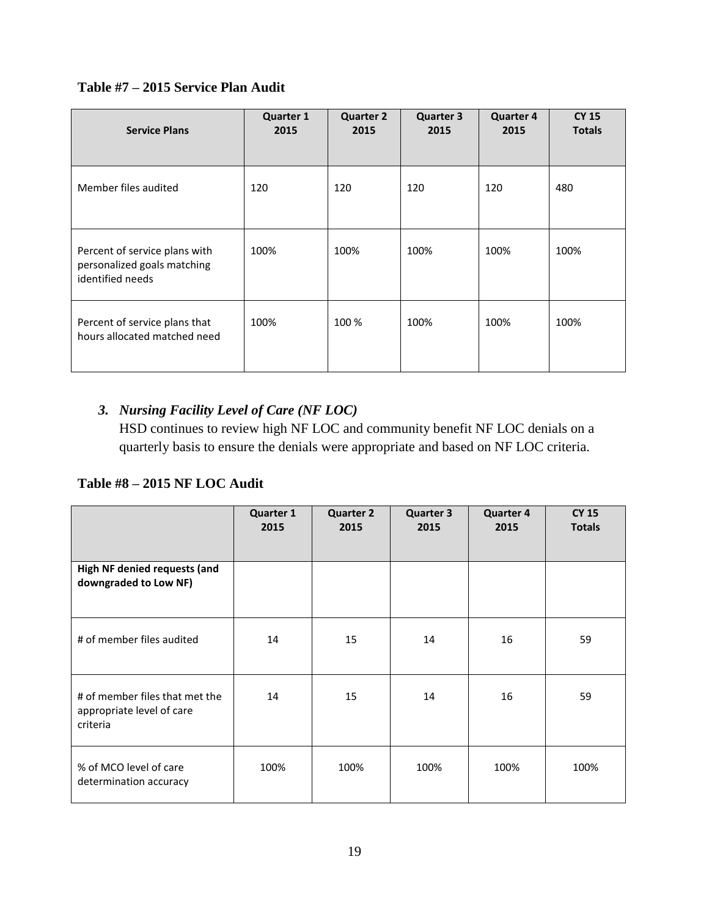**Table #7 – 2015 Service Plan Audit**

| Service Plans | Quarter 1 2015 | Quarter 2 2015 | Quarter 3 2015 | Quarter 4 2015 | CY 15 Totals |
|---|---|---|---|---|---|
| Member files audited | 120 | 120 | 120 | 120 | 480 |
| Percent of service plans with personalized goals matching identified needs | 100% | 100% | 100% | 100% | 100% |
| Percent of service plans that hours allocated matched need | 100% | 100 % | 100% | 100% | 100% |

3. ***Nursing Facility Level of Care (NF LOC)***
   HSD continues to review high NF LOC and community benefit NF LOC denials on a quarterly basis to ensure the denials were appropriate and based on NF LOC criteria.

**Table #8 – 2015 NF LOC Audit**

| | Quarter 1 2015 | Quarter 2 2015 | Quarter 3 2015 | Quarter 4 2015 | CY 15 Totals |
|---|---|---|---|---|---|
| **High NF denied requests (and downgraded to Low NF)** | | | | | |
| # of member files audited | 14 | 15 | 14 | 16 | 59 |
| # of member files that met the appropriate level of care criteria | 14 | 15 | 14 | 16 | 59 |
| % of MCO level of care determination accuracy | 100% | 100% | 100% | 100% | 100% |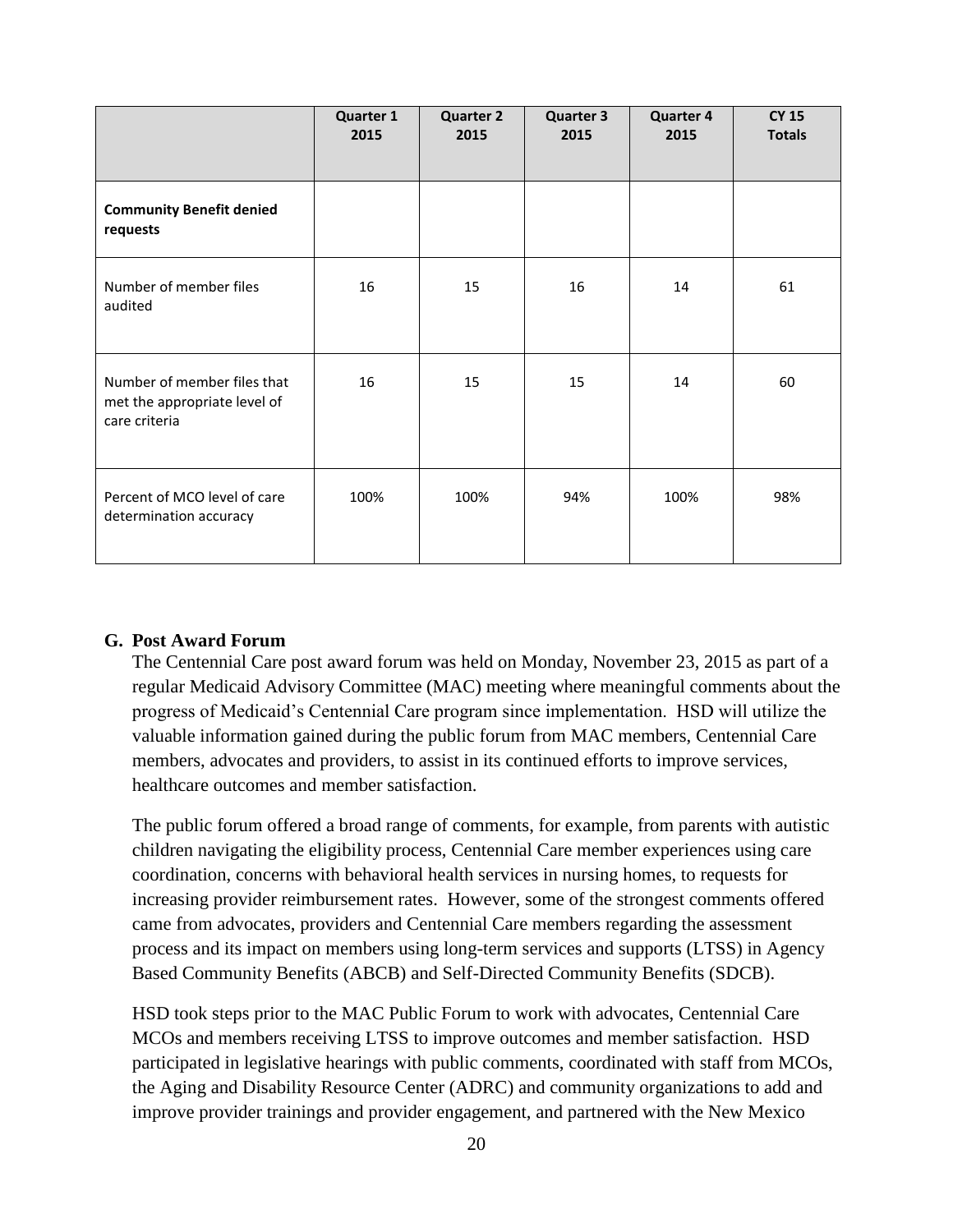| | Quarter 1 2015 | Quarter 2 2015 | Quarter 3 2015 | Quarter 4 2015 | CY 15 Totals |
|---|---|---|---|---|---|
| **Community Benefit denied requests** | | | | | |
| Number of member files audited | 16 | 15 | 16 | 14 | 61 |
| Number of member files that met the appropriate level of care criteria | 16 | 15 | 15 | 14 | 60 |
| Percent of MCO level of care determination accuracy | 100% | 100% | 94% | 100% | 98% |

## G. Post Award Forum

The Centennial Care post award forum was held on Monday, November 23, 2015 as part of a regular Medicaid Advisory Committee (MAC) meeting where meaningful comments about the progress of Medicaid's Centennial Care program since implementation. HSD will utilize the valuable information gained during the public forum from MAC members, Centennial Care members, advocates and providers, to assist in its continued efforts to improve services, healthcare outcomes and member satisfaction.

The public forum offered a broad range of comments, for example, from parents with autistic children navigating the eligibility process, Centennial Care member experiences using care coordination, concerns with behavioral health services in nursing homes, to requests for increasing provider reimbursement rates. However, some of the strongest comments offered came from advocates, providers and Centennial Care members regarding the assessment process and its impact on members using long-term services and supports (LTSS) in Agency Based Community Benefits (ABCB) and Self-Directed Community Benefits (SDCB).

HSD took steps prior to the MAC Public Forum to work with advocates, Centennial Care MCOs and members receiving LTSS to improve outcomes and member satisfaction. HSD participated in legislative hearings with public comments, coordinated with staff from MCOs, the Aging and Disability Resource Center (ADRC) and community organizations to add and improve provider trainings and provider engagement, and partnered with the New Mexico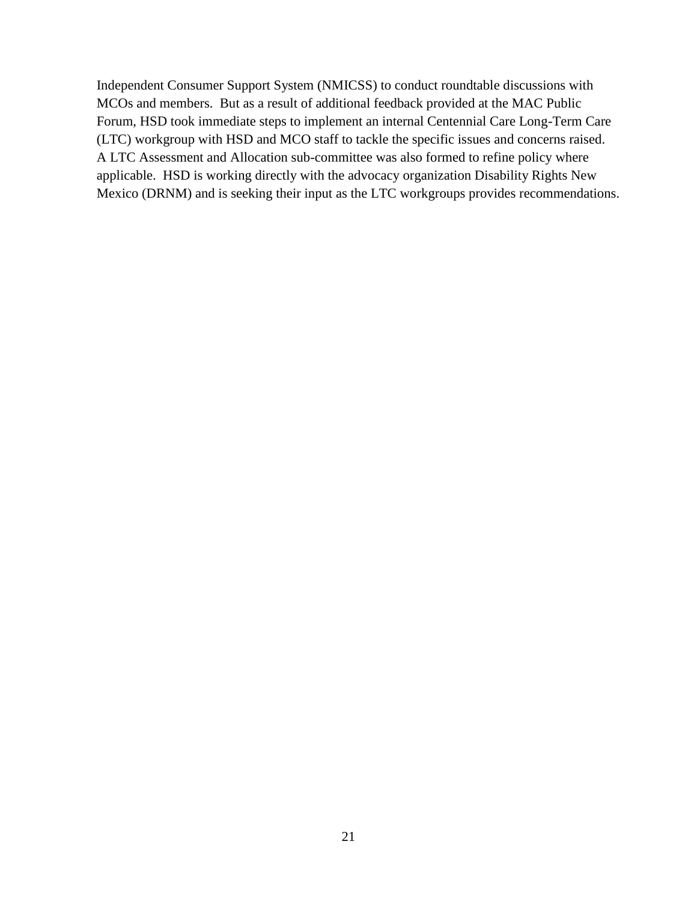Independent Consumer Support System (NMICSS) to conduct roundtable discussions with MCOs and members. But as a result of additional feedback provided at the MAC Public Forum, HSD took immediate steps to implement an internal Centennial Care Long-Term Care (LTC) workgroup with HSD and MCO staff to tackle the specific issues and concerns raised. A LTC Assessment and Allocation sub-committee was also formed to refine policy where applicable. HSD is working directly with the advocacy organization Disability Rights New Mexico (DRNM) and is seeking their input as the LTC workgroups provides recommendations.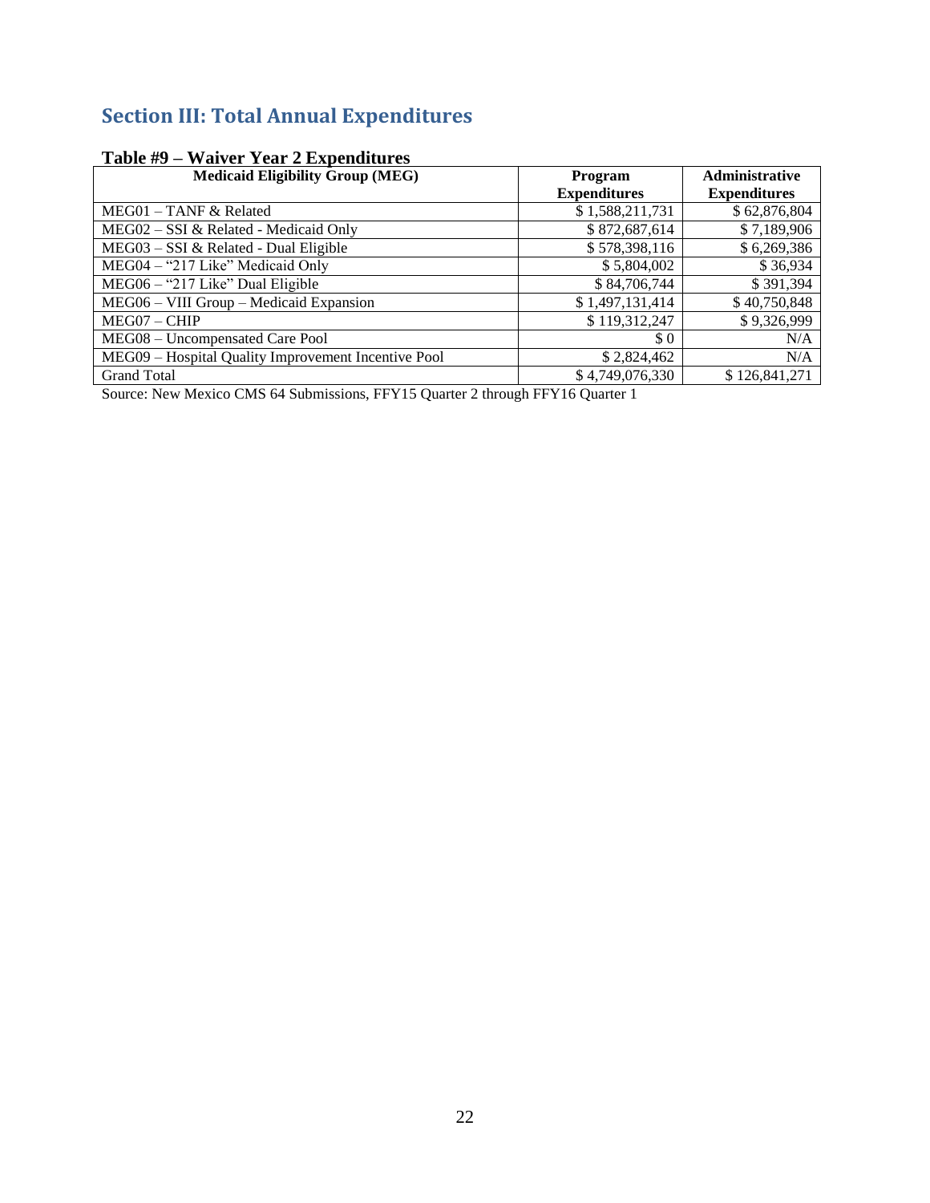## Section III: Total Annual Expenditures

**Table #9 – Waiver Year 2 Expenditures**

| Medicaid Eligibility Group (MEG) | Program Expenditures | Administrative Expenditures |
|---|---|---|
| MEG01 – TANF & Related | $ 1,588,211,731 | $ 62,876,804 |
| MEG02 – SSI & Related - Medicaid Only | $ 872,687,614 | $ 7,189,906 |
| MEG03 – SSI & Related - Dual Eligible | $ 578,398,116 | $ 6,269,386 |
| MEG04 – "217 Like" Medicaid Only | $ 5,804,002 | $ 36,934 |
| MEG06 – "217 Like" Dual Eligible | $ 84,706,744 | $ 391,394 |
| MEG06 – VIII Group – Medicaid Expansion | $ 1,497,131,414 | $ 40,750,848 |
| MEG07 – CHIP | $ 119,312,247 | $ 9,326,999 |
| MEG08 – Uncompensated Care Pool | $ 0 | N/A |
| MEG09 – Hospital Quality Improvement Incentive Pool | $ 2,824,462 | N/A |
| Grand Total | $ 4,749,076,330 | $ 126,841,271 |

Source: New Mexico CMS 64 Submissions, FFY15 Quarter 2 through FFY16 Quarter 1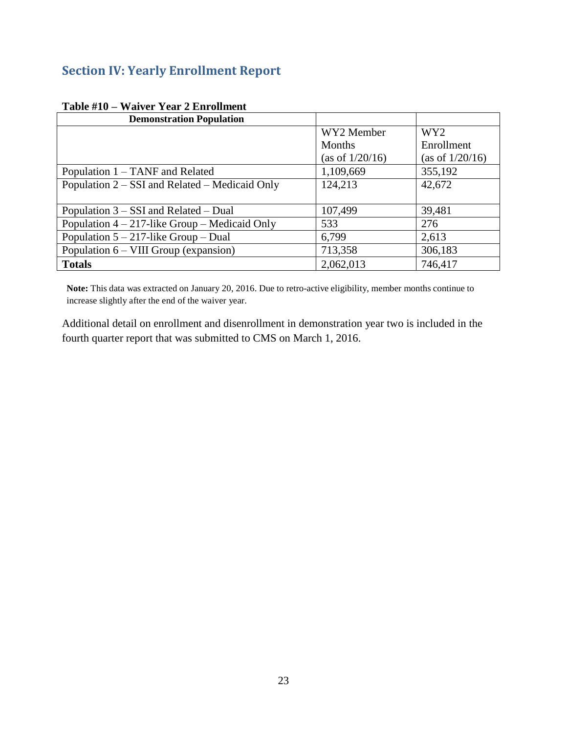## Section IV: Yearly Enrollment Report

**Table #10 – Waiver Year 2 Enrollment**

| **Demonstration Population** | | |
|---|---|---|
| | WY2 Member Months (as of 1/20/16) | WY2 Enrollment (as of 1/20/16) |
| Population 1 – TANF and Related | 1,109,669 | 355,192 |
| Population 2 – SSI and Related – Medicaid Only | 124,213 | 42,672 |
| Population 3 – SSI and Related – Dual | 107,499 | 39,481 |
| Population 4 – 217-like Group – Medicaid Only | 533 | 276 |
| Population 5 – 217-like Group – Dual | 6,799 | 2,613 |
| Population 6 – VIII Group (expansion) | 713,358 | 306,183 |
| **Totals** | 2,062,013 | 746,417 |

**Note:** This data was extracted on January 20, 2016. Due to retro-active eligibility, member months continue to increase slightly after the end of the waiver year.

Additional detail on enrollment and disenrollment in demonstration year two is included in the fourth quarter report that was submitted to CMS on March 1, 2016.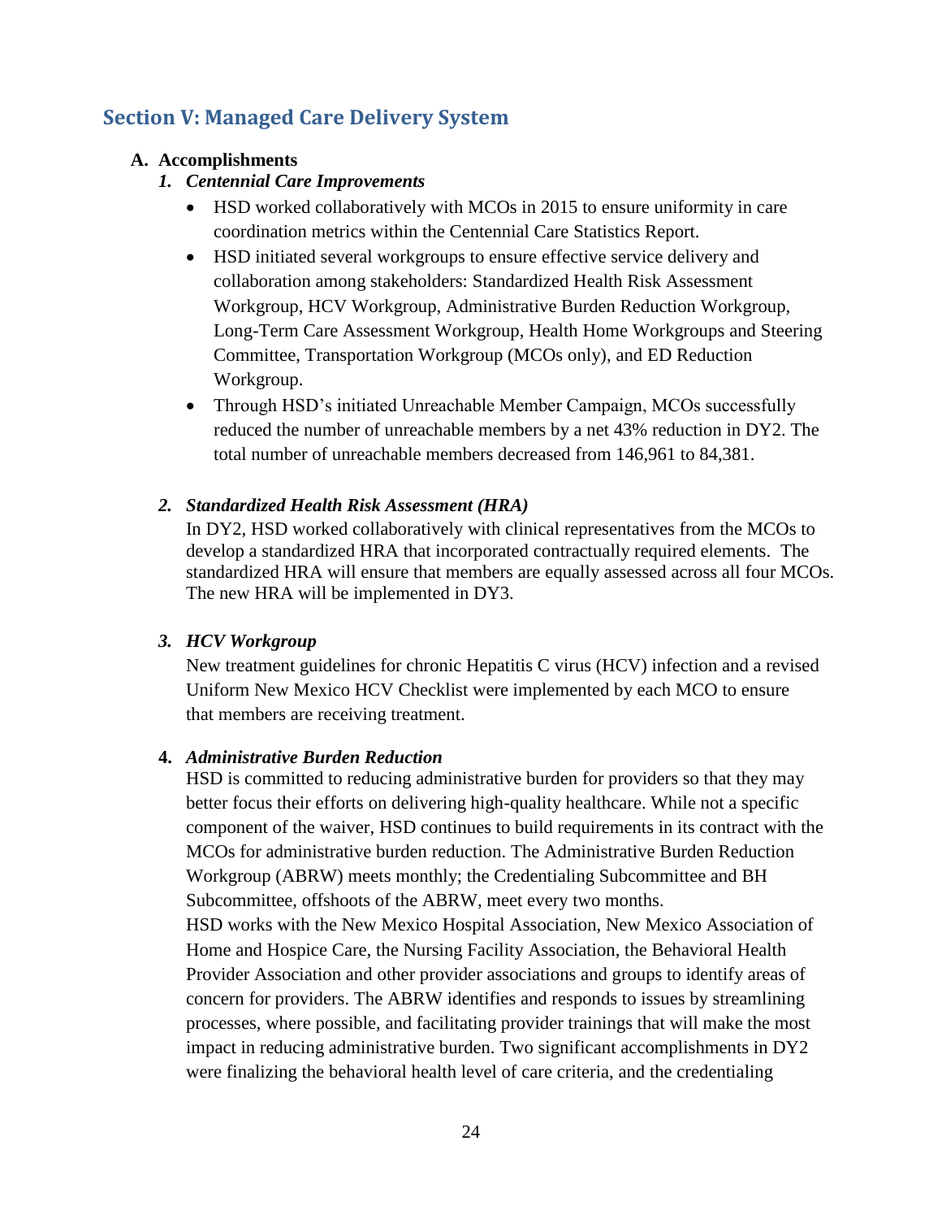## Section V: Managed Care Delivery System

### A. Accomplishments

#### 1. *Centennial Care Improvements*

- HSD worked collaboratively with MCOs in 2015 to ensure uniformity in care coordination metrics within the Centennial Care Statistics Report.
- HSD initiated several workgroups to ensure effective service delivery and collaboration among stakeholders: Standardized Health Risk Assessment Workgroup, HCV Workgroup, Administrative Burden Reduction Workgroup, Long-Term Care Assessment Workgroup, Health Home Workgroups and Steering Committee, Transportation Workgroup (MCOs only), and ED Reduction Workgroup.
- Through HSD's initiated Unreachable Member Campaign, MCOs successfully reduced the number of unreachable members by a net 43% reduction in DY2. The total number of unreachable members decreased from 146,961 to 84,381.

#### 2. *Standardized Health Risk Assessment (HRA)*

In DY2, HSD worked collaboratively with clinical representatives from the MCOs to develop a standardized HRA that incorporated contractually required elements. The standardized HRA will ensure that members are equally assessed across all four MCOs. The new HRA will be implemented in DY3.

#### 3. *HCV Workgroup*

New treatment guidelines for chronic Hepatitis C virus (HCV) infection and a revised Uniform New Mexico HCV Checklist were implemented by each MCO to ensure that members are receiving treatment.

#### 4. *Administrative Burden Reduction*

HSD is committed to reducing administrative burden for providers so that they may better focus their efforts on delivering high-quality healthcare. While not a specific component of the waiver, HSD continues to build requirements in its contract with the MCOs for administrative burden reduction. The Administrative Burden Reduction Workgroup (ABRW) meets monthly; the Credentialing Subcommittee and BH Subcommittee, offshoots of the ABRW, meet every two months.

HSD works with the New Mexico Hospital Association, New Mexico Association of Home and Hospice Care, the Nursing Facility Association, the Behavioral Health Provider Association and other provider associations and groups to identify areas of concern for providers. The ABRW identifies and responds to issues by streamlining processes, where possible, and facilitating provider trainings that will make the most impact in reducing administrative burden. Two significant accomplishments in DY2 were finalizing the behavioral health level of care criteria, and the credentialing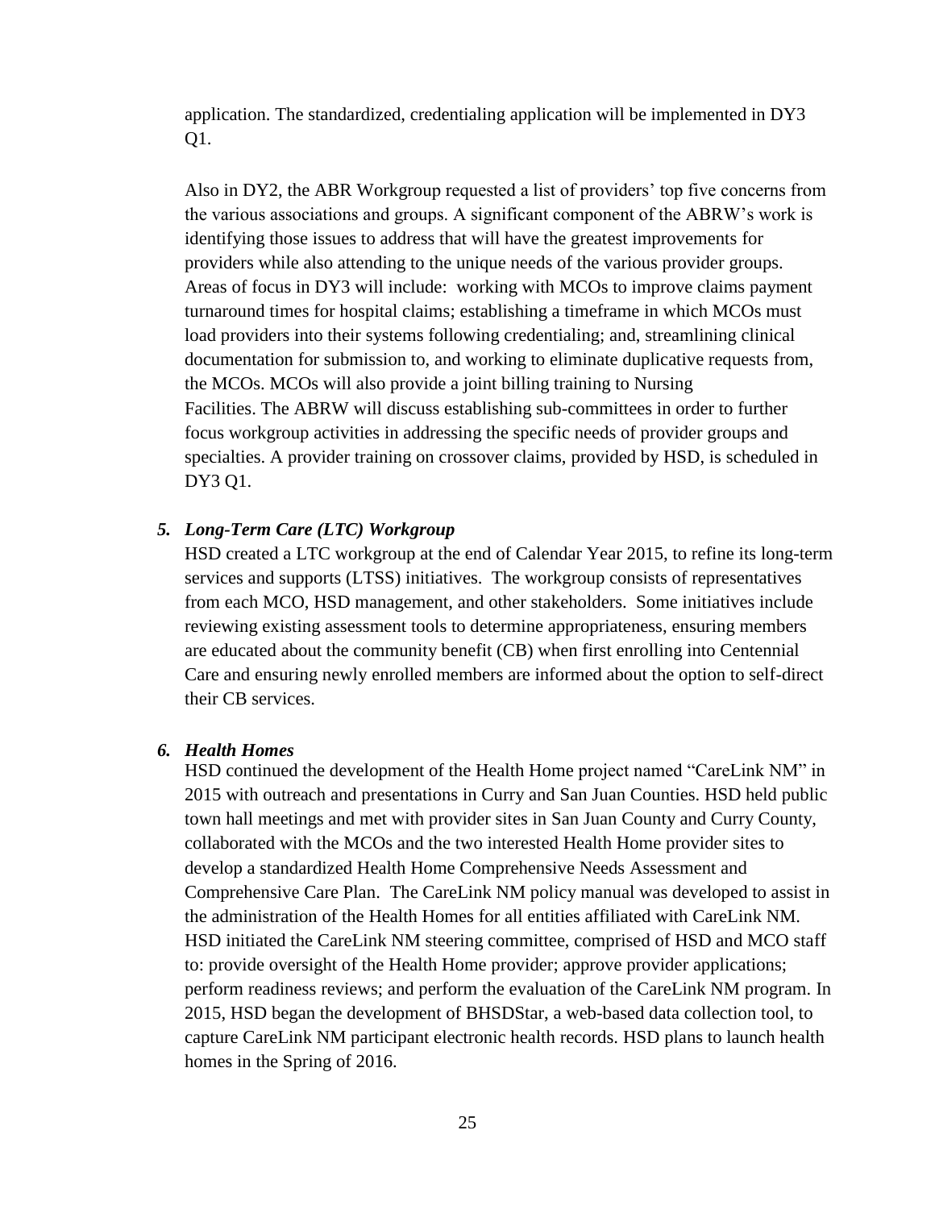application. The standardized, credentialing application will be implemented in DY3 Q1.

Also in DY2, the ABR Workgroup requested a list of providers' top five concerns from the various associations and groups. A significant component of the ABRW's work is identifying those issues to address that will have the greatest improvements for providers while also attending to the unique needs of the various provider groups. Areas of focus in DY3 will include: working with MCOs to improve claims payment turnaround times for hospital claims; establishing a timeframe in which MCOs must load providers into their systems following credentialing; and, streamlining clinical documentation for submission to, and working to eliminate duplicative requests from, the MCOs. MCOs will also provide a joint billing training to Nursing Facilities. The ABRW will discuss establishing sub-committees in order to further focus workgroup activities in addressing the specific needs of provider groups and specialties. A provider training on crossover claims, provided by HSD, is scheduled in DY3 Q1.

### *5. Long-Term Care (LTC) Workgroup*

HSD created a LTC workgroup at the end of Calendar Year 2015, to refine its long-term services and supports (LTSS) initiatives. The workgroup consists of representatives from each MCO, HSD management, and other stakeholders. Some initiatives include reviewing existing assessment tools to determine appropriateness, ensuring members are educated about the community benefit (CB) when first enrolling into Centennial Care and ensuring newly enrolled members are informed about the option to self-direct their CB services.

### *6. Health Homes*

HSD continued the development of the Health Home project named "CareLink NM" in 2015 with outreach and presentations in Curry and San Juan Counties. HSD held public town hall meetings and met with provider sites in San Juan County and Curry County, collaborated with the MCOs and the two interested Health Home provider sites to develop a standardized Health Home Comprehensive Needs Assessment and Comprehensive Care Plan. The CareLink NM policy manual was developed to assist in the administration of the Health Homes for all entities affiliated with CareLink NM. HSD initiated the CareLink NM steering committee, comprised of HSD and MCO staff to: provide oversight of the Health Home provider; approve provider applications; perform readiness reviews; and perform the evaluation of the CareLink NM program. In 2015, HSD began the development of BHSDStar, a web-based data collection tool, to capture CareLink NM participant electronic health records. HSD plans to launch health homes in the Spring of 2016.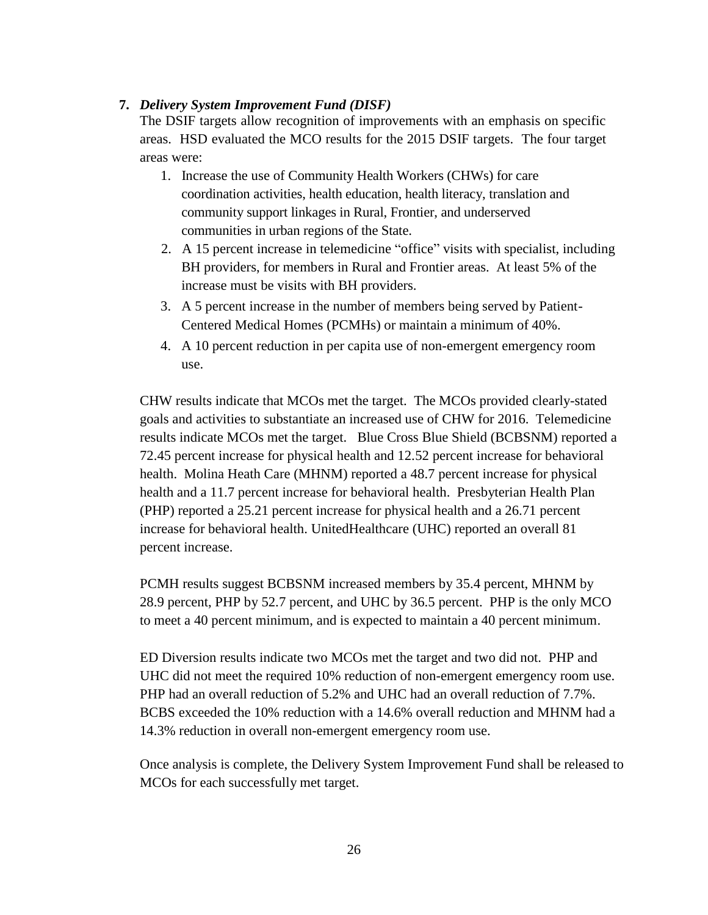7. ***Delivery System Improvement Fund (DISF)***

The DSIF targets allow recognition of improvements with an emphasis on specific areas. HSD evaluated the MCO results for the 2015 DSIF targets. The four target areas were:

1. Increase the use of Community Health Workers (CHWs) for care coordination activities, health education, health literacy, translation and community support linkages in Rural, Frontier, and underserved communities in urban regions of the State.
2. A 15 percent increase in telemedicine "office" visits with specialist, including BH providers, for members in Rural and Frontier areas. At least 5% of the increase must be visits with BH providers.
3. A 5 percent increase in the number of members being served by Patient-Centered Medical Homes (PCMHs) or maintain a minimum of 40%.
4. A 10 percent reduction in per capita use of non-emergent emergency room use.

CHW results indicate that MCOs met the target. The MCOs provided clearly-stated goals and activities to substantiate an increased use of CHW for 2016. Telemedicine results indicate MCOs met the target. Blue Cross Blue Shield (BCBSNM) reported a 72.45 percent increase for physical health and 12.52 percent increase for behavioral health. Molina Heath Care (MHNM) reported a 48.7 percent increase for physical health and a 11.7 percent increase for behavioral health. Presbyterian Health Plan (PHP) reported a 25.21 percent increase for physical health and a 26.71 percent increase for behavioral health. UnitedHealthcare (UHC) reported an overall 81 percent increase.

PCMH results suggest BCBSNM increased members by 35.4 percent, MHNM by 28.9 percent, PHP by 52.7 percent, and UHC by 36.5 percent. PHP is the only MCO to meet a 40 percent minimum, and is expected to maintain a 40 percent minimum.

ED Diversion results indicate two MCOs met the target and two did not. PHP and UHC did not meet the required 10% reduction of non-emergent emergency room use. PHP had an overall reduction of 5.2% and UHC had an overall reduction of 7.7%. BCBS exceeded the 10% reduction with a 14.6% overall reduction and MHNM had a 14.3% reduction in overall non-emergent emergency room use.

Once analysis is complete, the Delivery System Improvement Fund shall be released to MCOs for each successfully met target.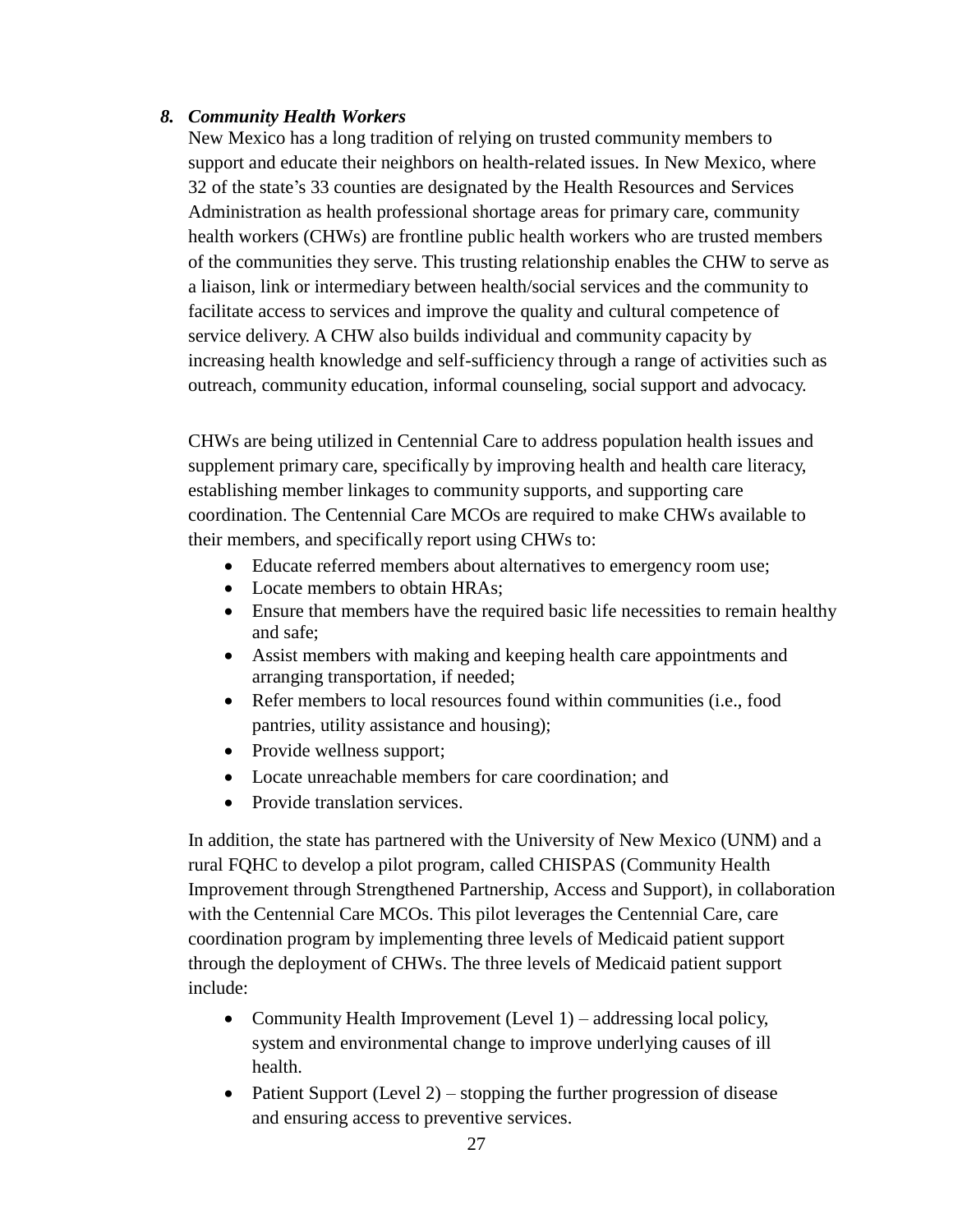### *8. Community Health Workers*

New Mexico has a long tradition of relying on trusted community members to support and educate their neighbors on health-related issues. In New Mexico, where 32 of the state's 33 counties are designated by the Health Resources and Services Administration as health professional shortage areas for primary care, community health workers (CHWs) are frontline public health workers who are trusted members of the communities they serve. This trusting relationship enables the CHW to serve as a liaison, link or intermediary between health/social services and the community to facilitate access to services and improve the quality and cultural competence of service delivery. A CHW also builds individual and community capacity by increasing health knowledge and self-sufficiency through a range of activities such as outreach, community education, informal counseling, social support and advocacy.

CHWs are being utilized in Centennial Care to address population health issues and supplement primary care, specifically by improving health and health care literacy, establishing member linkages to community supports, and supporting care coordination. The Centennial Care MCOs are required to make CHWs available to their members, and specifically report using CHWs to:

- Educate referred members about alternatives to emergency room use;
- Locate members to obtain HRAs;
- Ensure that members have the required basic life necessities to remain healthy and safe;
- Assist members with making and keeping health care appointments and arranging transportation, if needed;
- Refer members to local resources found within communities (i.e., food pantries, utility assistance and housing);
- Provide wellness support;
- Locate unreachable members for care coordination; and
- Provide translation services.

In addition, the state has partnered with the University of New Mexico (UNM) and a rural FQHC to develop a pilot program, called CHISPAS (Community Health Improvement through Strengthened Partnership, Access and Support), in collaboration with the Centennial Care MCOs. This pilot leverages the Centennial Care, care coordination program by implementing three levels of Medicaid patient support through the deployment of CHWs. The three levels of Medicaid patient support include:

- Community Health Improvement (Level 1) – addressing local policy, system and environmental change to improve underlying causes of ill health.
- Patient Support (Level 2) – stopping the further progression of disease and ensuring access to preventive services.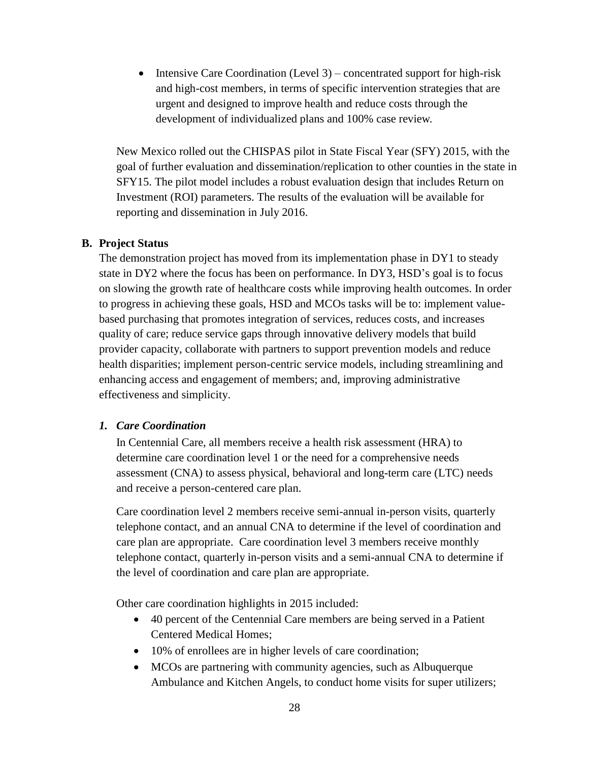- Intensive Care Coordination (Level 3) – concentrated support for high-risk and high-cost members, in terms of specific intervention strategies that are urgent and designed to improve health and reduce costs through the development of individualized plans and 100% case review.

New Mexico rolled out the CHISPAS pilot in State Fiscal Year (SFY) 2015, with the goal of further evaluation and dissemination/replication to other counties in the state in SFY15. The pilot model includes a robust evaluation design that includes Return on Investment (ROI) parameters. The results of the evaluation will be available for reporting and dissemination in July 2016.

## B. Project Status

The demonstration project has moved from its implementation phase in DY1 to steady state in DY2 where the focus has been on performance. In DY3, HSD's goal is to focus on slowing the growth rate of healthcare costs while improving health outcomes. In order to progress in achieving these goals, HSD and MCOs tasks will be to: implement value-based purchasing that promotes integration of services, reduces costs, and increases quality of care; reduce service gaps through innovative delivery models that build provider capacity, collaborate with partners to support prevention models and reduce health disparities; implement person-centric service models, including streamlining and enhancing access and engagement of members; and, improving administrative effectiveness and simplicity.

### *1. Care Coordination*

In Centennial Care, all members receive a health risk assessment (HRA) to determine care coordination level 1 or the need for a comprehensive needs assessment (CNA) to assess physical, behavioral and long-term care (LTC) needs and receive a person-centered care plan.

Care coordination level 2 members receive semi-annual in-person visits, quarterly telephone contact, and an annual CNA to determine if the level of coordination and care plan are appropriate. Care coordination level 3 members receive monthly telephone contact, quarterly in-person visits and a semi-annual CNA to determine if the level of coordination and care plan are appropriate.

Other care coordination highlights in 2015 included:

- 40 percent of the Centennial Care members are being served in a Patient Centered Medical Homes;
- 10% of enrollees are in higher levels of care coordination;
- MCOs are partnering with community agencies, such as Albuquerque Ambulance and Kitchen Angels, to conduct home visits for super utilizers;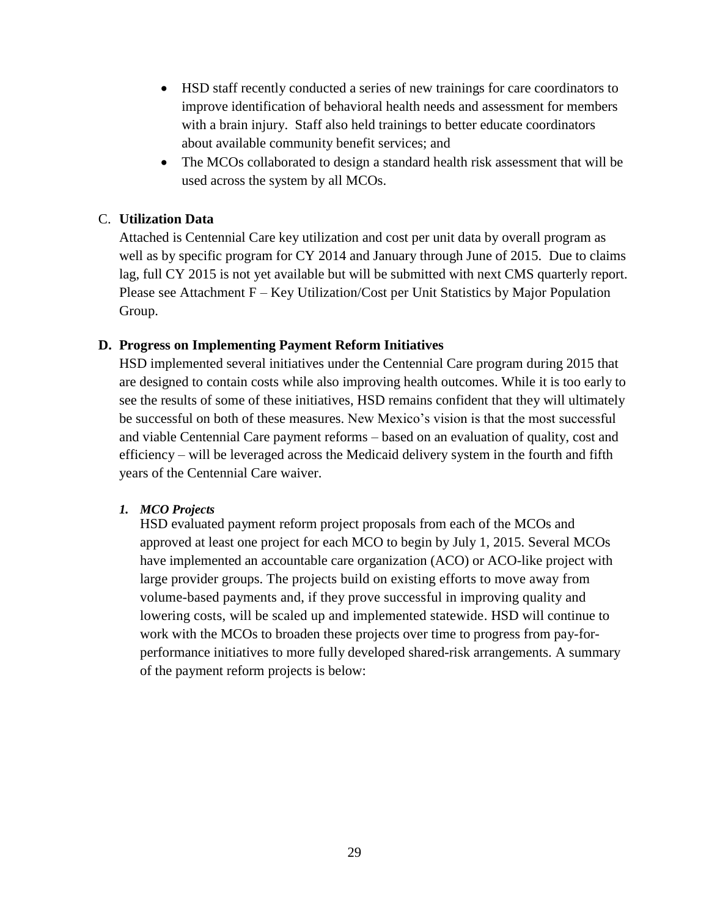- HSD staff recently conducted a series of new trainings for care coordinators to improve identification of behavioral health needs and assessment for members with a brain injury. Staff also held trainings to better educate coordinators about available community benefit services; and
- The MCOs collaborated to design a standard health risk assessment that will be used across the system by all MCOs.

### C. **Utilization Data**

Attached is Centennial Care key utilization and cost per unit data by overall program as well as by specific program for CY 2014 and January through June of 2015. Due to claims lag, full CY 2015 is not yet available but will be submitted with next CMS quarterly report. Please see Attachment F – Key Utilization/Cost per Unit Statistics by Major Population Group.

### D. Progress on Implementing Payment Reform Initiatives

HSD implemented several initiatives under the Centennial Care program during 2015 that are designed to contain costs while also improving health outcomes. While it is too early to see the results of some of these initiatives, HSD remains confident that they will ultimately be successful on both of these measures. New Mexico's vision is that the most successful and viable Centennial Care payment reforms – based on an evaluation of quality, cost and efficiency – will be leveraged across the Medicaid delivery system in the fourth and fifth years of the Centennial Care waiver.

#### *1. MCO Projects*

HSD evaluated payment reform project proposals from each of the MCOs and approved at least one project for each MCO to begin by July 1, 2015. Several MCOs have implemented an accountable care organization (ACO) or ACO-like project with large provider groups. The projects build on existing efforts to move away from volume-based payments and, if they prove successful in improving quality and lowering costs, will be scaled up and implemented statewide. HSD will continue to work with the MCOs to broaden these projects over time to progress from pay-for-performance initiatives to more fully developed shared-risk arrangements. A summary of the payment reform projects is below: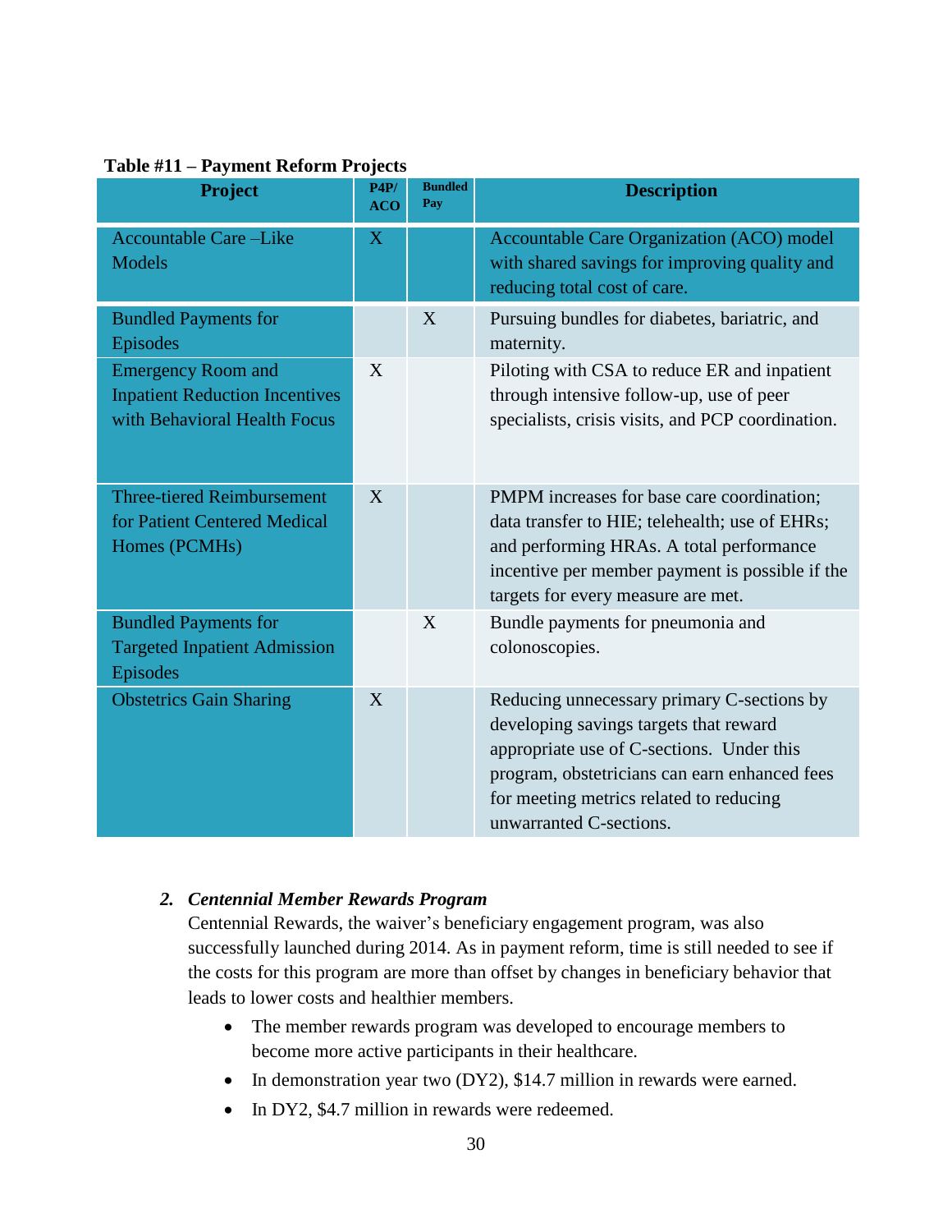**Table #11 – Payment Reform Projects**

| Project | P4P/ ACO | Bundled Pay | Description |
|---|---|---|---|
| Accountable Care –Like Models | X | | Accountable Care Organization (ACO) model with shared savings for improving quality and reducing total cost of care. |
| Bundled Payments for Episodes | | X | Pursuing bundles for diabetes, bariatric, and maternity. |
| Emergency Room and Inpatient Reduction Incentives with Behavioral Health Focus | X | | Piloting with CSA to reduce ER and inpatient through intensive follow-up, use of peer specialists, crisis visits, and PCP coordination. |
| Three-tiered Reimbursement for Patient Centered Medical Homes (PCMHs) | X | | PMPM increases for base care coordination; data transfer to HIE; telehealth; use of EHRs; and performing HRAs. A total performance incentive per member payment is possible if the targets for every measure are met. |
| Bundled Payments for Targeted Inpatient Admission Episodes | | X | Bundle payments for pneumonia and colonoscopies. |
| Obstetrics Gain Sharing | X | | Reducing unnecessary primary C-sections by developing savings targets that reward appropriate use of C-sections. Under this program, obstetricians can earn enhanced fees for meeting metrics related to reducing unwarranted C-sections. |

### 2. *Centennial Member Rewards Program*

Centennial Rewards, the waiver's beneficiary engagement program, was also successfully launched during 2014. As in payment reform, time is still needed to see if the costs for this program are more than offset by changes in beneficiary behavior that leads to lower costs and healthier members.

- The member rewards program was developed to encourage members to become more active participants in their healthcare.
- In demonstration year two (DY2), $14.7 million in rewards were earned.
- In DY2, $4.7 million in rewards were redeemed.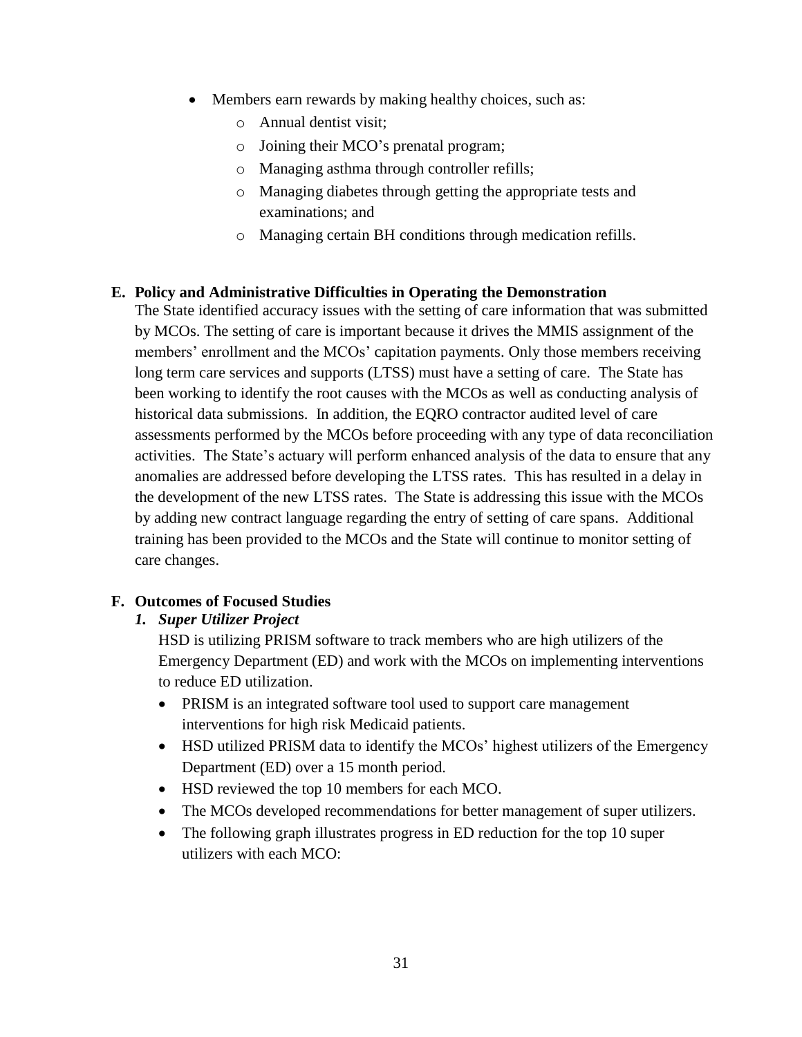- Members earn rewards by making healthy choices, such as:
  - Annual dentist visit;
  - Joining their MCO's prenatal program;
  - Managing asthma through controller refills;
  - Managing diabetes through getting the appropriate tests and examinations; and
  - Managing certain BH conditions through medication refills.

## E. Policy and Administrative Difficulties in Operating the Demonstration

The State identified accuracy issues with the setting of care information that was submitted by MCOs. The setting of care is important because it drives the MMIS assignment of the members' enrollment and the MCOs' capitation payments. Only those members receiving long term care services and supports (LTSS) must have a setting of care. The State has been working to identify the root causes with the MCOs as well as conducting analysis of historical data submissions. In addition, the EQRO contractor audited level of care assessments performed by the MCOs before proceeding with any type of data reconciliation activities. The State's actuary will perform enhanced analysis of the data to ensure that any anomalies are addressed before developing the LTSS rates. This has resulted in a delay in the development of the new LTSS rates. The State is addressing this issue with the MCOs by adding new contract language regarding the entry of setting of care spans. Additional training has been provided to the MCOs and the State will continue to monitor setting of care changes.

## F. Outcomes of Focused Studies

### *1. Super Utilizer Project*

HSD is utilizing PRISM software to track members who are high utilizers of the Emergency Department (ED) and work with the MCOs on implementing interventions to reduce ED utilization.

- PRISM is an integrated software tool used to support care management interventions for high risk Medicaid patients.
- HSD utilized PRISM data to identify the MCOs' highest utilizers of the Emergency Department (ED) over a 15 month period.
- HSD reviewed the top 10 members for each MCO.
- The MCOs developed recommendations for better management of super utilizers.
- The following graph illustrates progress in ED reduction for the top 10 super utilizers with each MCO: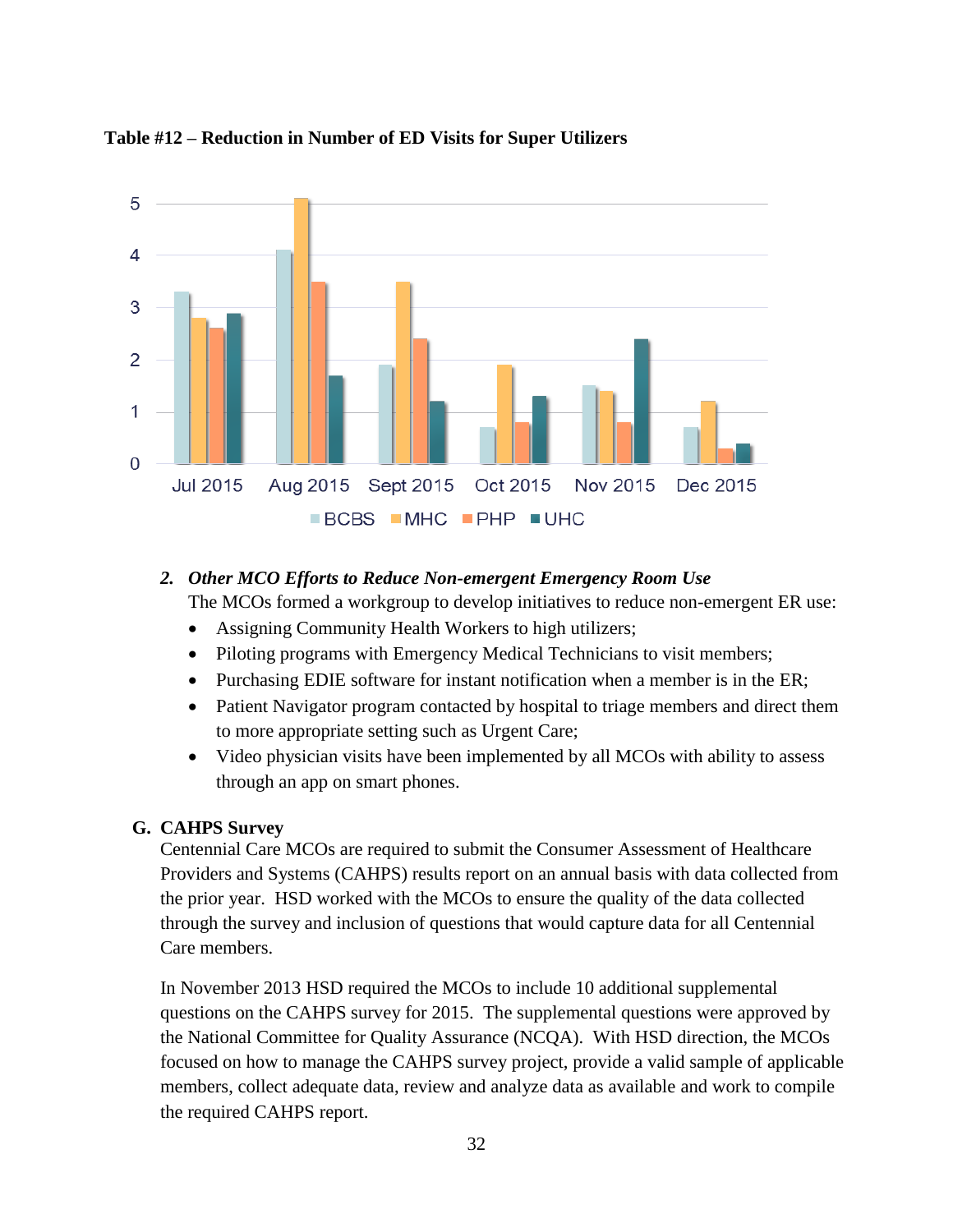**Table #12 – Reduction in Number of ED Visits for Super Utilizers**

| | BCBS | MHC | PHP | UHC |
|---|---|---|---|---|
| Jul 2015 | 3.3 | 2.8 | 2.6 | 2.9 |
| Aug 2015 | 4.1 | 5.1 | 3.5 | 1.7 |
| Sept 2015 | 1.9 | 3.5 | 2.4 | 1.2 |
| Oct 2015 | 0.7 | 1.9 | 0.8 | 1.3 |
| Nov 2015 | 1.5 | 1.4 | 0.8 | 2.4 |
| Dec 2015 | 0.7 | 1.2 | 0.3 | 0.4 |

2. ***Other MCO Efforts to Reduce Non-emergent Emergency Room Use***

The MCOs formed a workgroup to develop initiatives to reduce non-emergent ER use:

- Assigning Community Health Workers to high utilizers;
- Piloting programs with Emergency Medical Technicians to visit members;
- Purchasing EDIE software for instant notification when a member is in the ER;
- Patient Navigator program contacted by hospital to triage members and direct them to more appropriate setting such as Urgent Care;
- Video physician visits have been implemented by all MCOs with ability to assess through an app on smart phones.

## G. CAHPS Survey

Centennial Care MCOs are required to submit the Consumer Assessment of Healthcare Providers and Systems (CAHPS) results report on an annual basis with data collected from the prior year. HSD worked with the MCOs to ensure the quality of the data collected through the survey and inclusion of questions that would capture data for all Centennial Care members.

In November 2013 HSD required the MCOs to include 10 additional supplemental questions on the CAHPS survey for 2015. The supplemental questions were approved by the National Committee for Quality Assurance (NCQA). With HSD direction, the MCOs focused on how to manage the CAHPS survey project, provide a valid sample of applicable members, collect adequate data, review and analyze data as available and work to compile the required CAHPS report.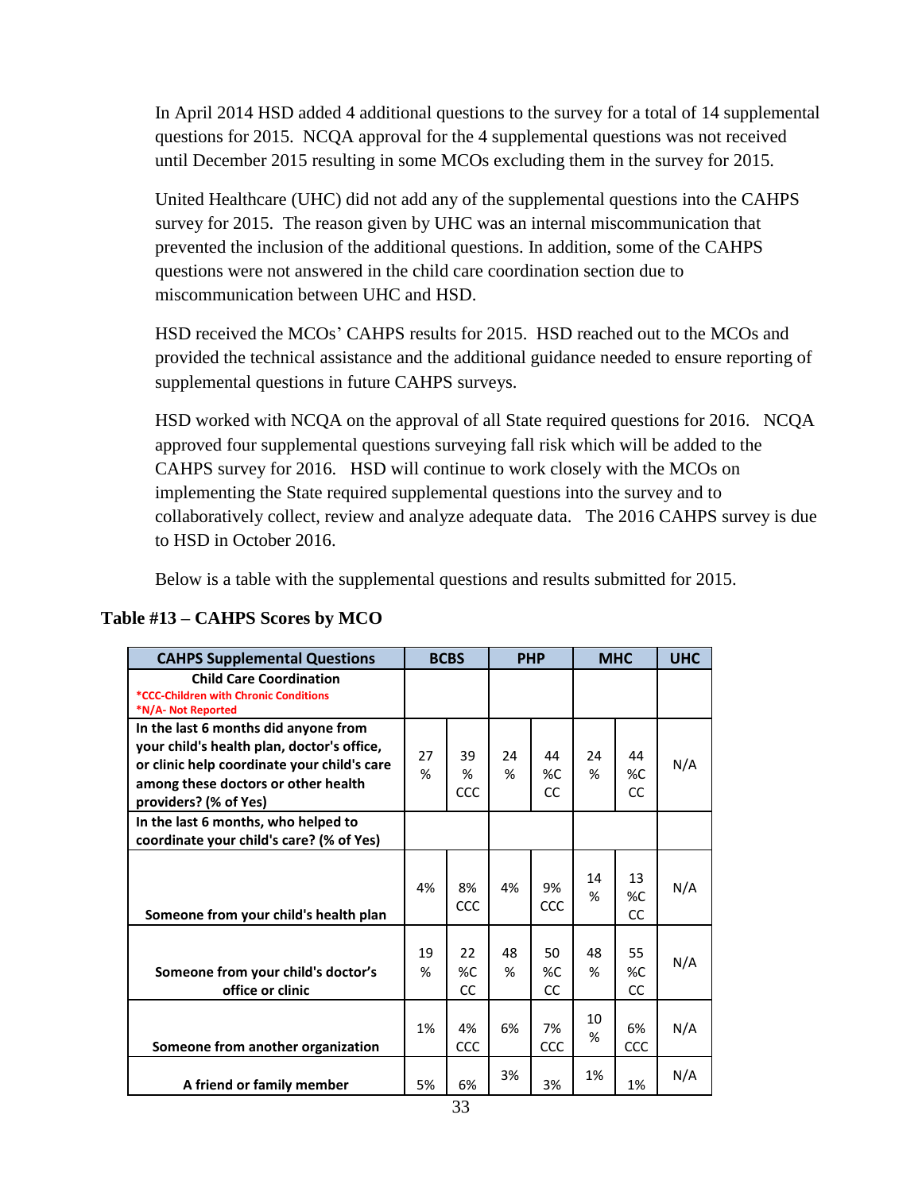In April 2014 HSD added 4 additional questions to the survey for a total of 14 supplemental questions for 2015. NCQA approval for the 4 supplemental questions was not received until December 2015 resulting in some MCOs excluding them in the survey for 2015.

United Healthcare (UHC) did not add any of the supplemental questions into the CAHPS survey for 2015. The reason given by UHC was an internal miscommunication that prevented the inclusion of the additional questions. In addition, some of the CAHPS questions were not answered in the child care coordination section due to miscommunication between UHC and HSD.

HSD received the MCOs' CAHPS results for 2015. HSD reached out to the MCOs and provided the technical assistance and the additional guidance needed to ensure reporting of supplemental questions in future CAHPS surveys.

HSD worked with NCQA on the approval of all State required questions for 2016. NCQA approved four supplemental questions surveying fall risk which will be added to the CAHPS survey for 2016. HSD will continue to work closely with the MCOs on implementing the State required supplemental questions into the survey and to collaboratively collect, review and analyze adequate data. The 2016 CAHPS survey is due to HSD in October 2016.

Below is a table with the supplemental questions and results submitted for 2015.

**Table #13 – CAHPS Scores by MCO**

| CAHPS Supplemental Questions | BCBS | | PHP | | MHC | | UHC |
|---|---|---|---|---|---|---|---|
| **Child Care Coordination**<br>*CCC-Children with Chronic Conditions<br>*N/A- Not Reported | | | | | | | |
| In the last 6 months did anyone from your child's health plan, doctor's office, or clinic help coordinate your child's care among these doctors or other health providers? (% of Yes) | 27% | 39% CCC | 24% | 44%CCC | 24% | 44%CCC | N/A |
| In the last 6 months, who helped to coordinate your child's care? (% of Yes) | | | | | | | |
| Someone from your child's health plan | 4% | 8% CCC | 4% | 9% CCC | 14% | 13%CCC | N/A |
| Someone from your child's doctor's office or clinic | 19% | 22%CCC | 48% | 50%CCC | 48% | 55%CCC | N/A |
| Someone from another organization | 1% | 4% CCC | 6% | 7% CCC | 10% | 6% CCC | N/A |
| A friend or family member | 5% | 6% | 3% | 3% | 1% | 1% | N/A |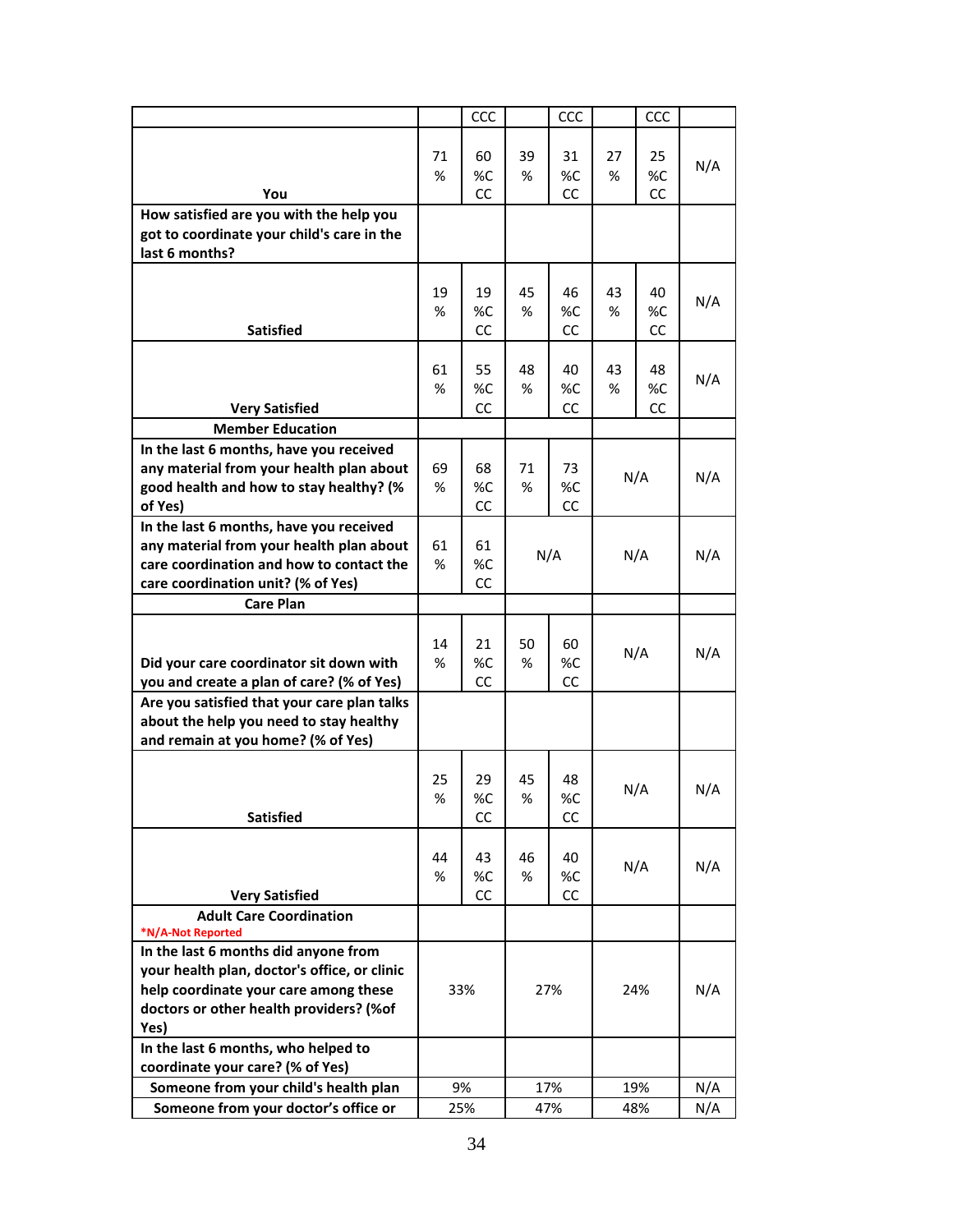| | | CCC | | CCC | | CCC | |
|---|---|---|---|---|---|---|---|
| You | 71% | 60%CCC | 39% | 31%CCC | 27% | 25%CCC | N/A |
| **How satisfied are you with the help you got to coordinate your child's care in the last 6 months?** | | | | | | | |
| **Satisfied** | 19% | 19%CCC | 45% | 46%CCC | 43% | 40%CCC | N/A |
| **Very Satisfied** | 61% | 55%CCC | 48% | 40%CCC | 43% | 48%CCC | N/A |
| **Member Education** | | | | | | | |
| **In the last 6 months, have you received any material from your health plan about good health and how to stay healthy? (% of Yes)** | 69% | 68%CCC | 71% | 73%CCC | N/A | | N/A |
| **In the last 6 months, have you received any material from your health plan about care coordination and how to contact the care coordination unit? (% of Yes)** | 61% | 61%CCC | N/A | | N/A | | N/A |
| **Care Plan** | | | | | | | |
| **Did your care coordinator sit down with you and create a plan of care? (% of Yes)** | 14% | 21%CCC | 50% | 60%CCC | N/A | | N/A |
| **Are you satisfied that your care plan talks about the help you need to stay healthy and remain at you home? (% of Yes)** | | | | | | | |
| **Satisfied** | 25% | 29%CCC | 45% | 48%CCC | N/A | | N/A |
| **Very Satisfied** | 44% | 43%CCC | 46% | 40%CCC | N/A | | N/A |
| **Adult Care Coordination** *N/A-Not Reported | | | | | | | |
| **In the last 6 months did anyone from your health plan, doctor's office, or clinic help coordinate your care among these doctors or other health providers? (%of Yes)** | 33% | | 27% | | 24% | | N/A |
| **In the last 6 months, who helped to coordinate your care? (% of Yes)** | | | | | | | |
| **Someone from your child's health plan** | 9% | | 17% | | 19% | | N/A |
| **Someone from your doctor's office or** | 25% | | 47% | | 48% | | N/A |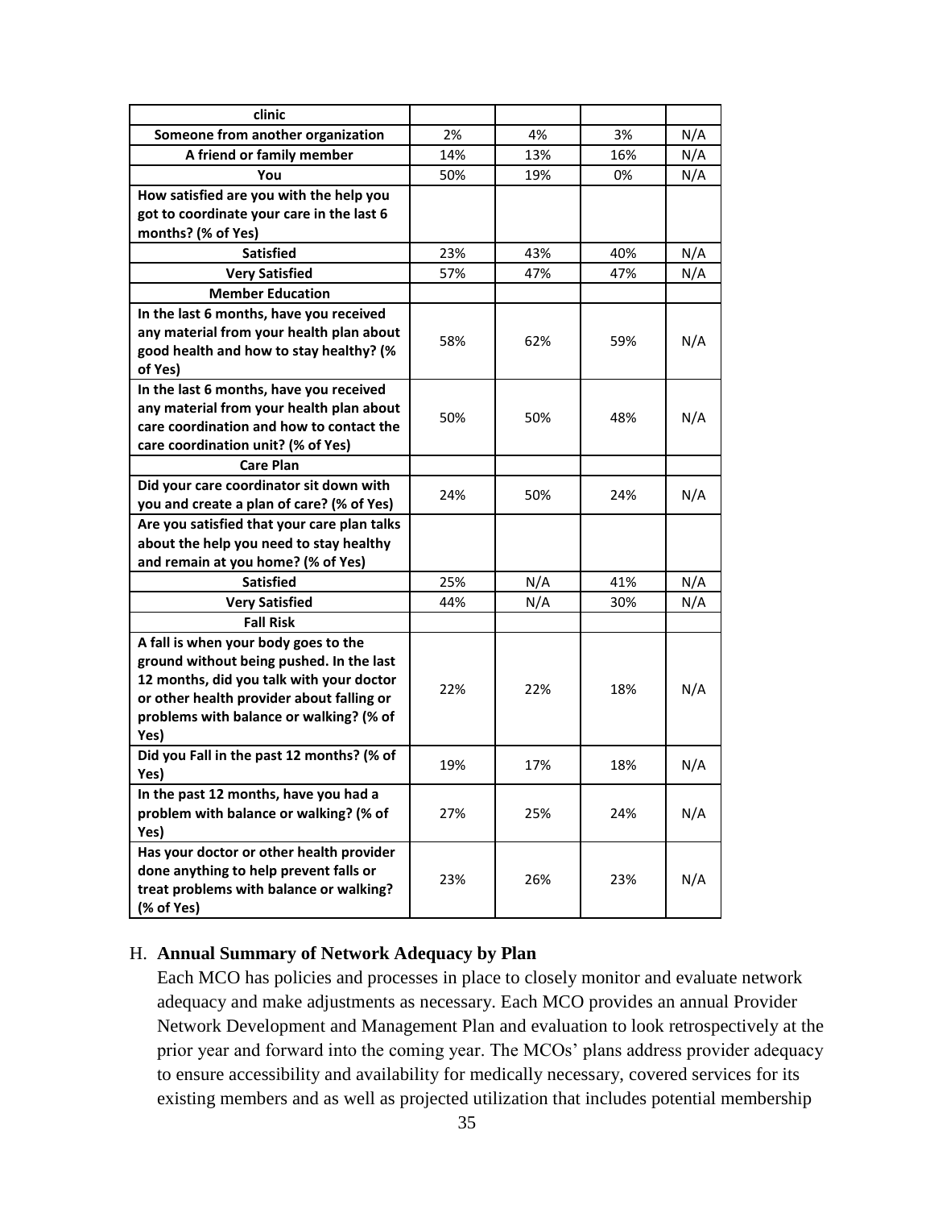| clinic | | | | |
|---|---|---|---|---|
| **Someone from another organization** | 2% | 4% | 3% | N/A |
| **A friend or family member** | 14% | 13% | 16% | N/A |
| **You** | 50% | 19% | 0% | N/A |
| **How satisfied are you with the help you got to coordinate your care in the last 6 months? (% of Yes)** | | | | |
| **Satisfied** | 23% | 43% | 40% | N/A |
| **Very Satisfied** | 57% | 47% | 47% | N/A |
| **Member Education** | | | | |
| **In the last 6 months, have you received any material from your health plan about good health and how to stay healthy? (% of Yes)** | 58% | 62% | 59% | N/A |
| **In the last 6 months, have you received any material from your health plan about care coordination and how to contact the care coordination unit? (% of Yes)** | 50% | 50% | 48% | N/A |
| **Care Plan** | | | | |
| **Did your care coordinator sit down with you and create a plan of care? (% of Yes)** | 24% | 50% | 24% | N/A |
| **Are you satisfied that your care plan talks about the help you need to stay healthy and remain at you home? (% of Yes)** | | | | |
| **Satisfied** | 25% | N/A | 41% | N/A |
| **Very Satisfied** | 44% | N/A | 30% | N/A |
| **Fall Risk** | | | | |
| **A fall is when your body goes to the ground without being pushed. In the last 12 months, did you talk with your doctor or other health provider about falling or problems with balance or walking? (% of Yes)** | 22% | 22% | 18% | N/A |
| **Did you Fall in the past 12 months? (% of Yes)** | 19% | 17% | 18% | N/A |
| **In the past 12 months, have you had a problem with balance or walking? (% of Yes)** | 27% | 25% | 24% | N/A |
| **Has your doctor or other health provider done anything to help prevent falls or treat problems with balance or walking? (% of Yes)** | 23% | 26% | 23% | N/A |

## H. **Annual Summary of Network Adequacy by Plan**

Each MCO has policies and processes in place to closely monitor and evaluate network adequacy and make adjustments as necessary. Each MCO provides an annual Provider Network Development and Management Plan and evaluation to look retrospectively at the prior year and forward into the coming year. The MCOs' plans address provider adequacy to ensure accessibility and availability for medically necessary, covered services for its existing members and as well as projected utilization that includes potential membership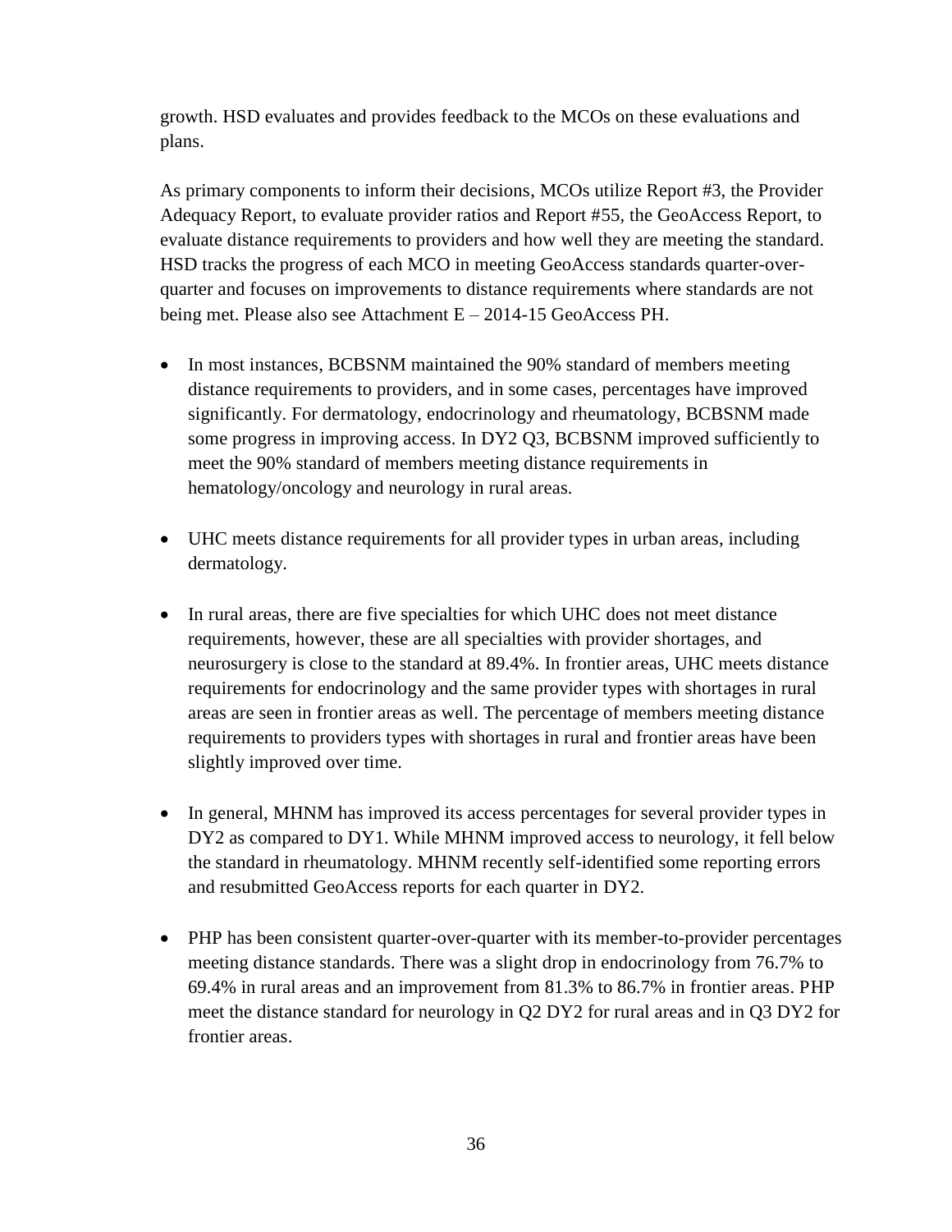growth. HSD evaluates and provides feedback to the MCOs on these evaluations and plans.

As primary components to inform their decisions, MCOs utilize Report #3, the Provider Adequacy Report, to evaluate provider ratios and Report #55, the GeoAccess Report, to evaluate distance requirements to providers and how well they are meeting the standard. HSD tracks the progress of each MCO in meeting GeoAccess standards quarter-over-quarter and focuses on improvements to distance requirements where standards are not being met. Please also see Attachment E – 2014-15 GeoAccess PH.

- In most instances, BCBSNM maintained the 90% standard of members meeting distance requirements to providers, and in some cases, percentages have improved significantly. For dermatology, endocrinology and rheumatology, BCBSNM made some progress in improving access. In DY2 Q3, BCBSNM improved sufficiently to meet the 90% standard of members meeting distance requirements in hematology/oncology and neurology in rural areas.

- UHC meets distance requirements for all provider types in urban areas, including dermatology.

- In rural areas, there are five specialties for which UHC does not meet distance requirements, however, these are all specialties with provider shortages, and neurosurgery is close to the standard at 89.4%. In frontier areas, UHC meets distance requirements for endocrinology and the same provider types with shortages in rural areas are seen in frontier areas as well. The percentage of members meeting distance requirements to providers types with shortages in rural and frontier areas have been slightly improved over time.

- In general, MHNM has improved its access percentages for several provider types in DY2 as compared to DY1. While MHNM improved access to neurology, it fell below the standard in rheumatology. MHNM recently self-identified some reporting errors and resubmitted GeoAccess reports for each quarter in DY2.

- PHP has been consistent quarter-over-quarter with its member-to-provider percentages meeting distance standards. There was a slight drop in endocrinology from 76.7% to 69.4% in rural areas and an improvement from 81.3% to 86.7% in frontier areas. PHP meet the distance standard for neurology in Q2 DY2 for rural areas and in Q3 DY2 for frontier areas.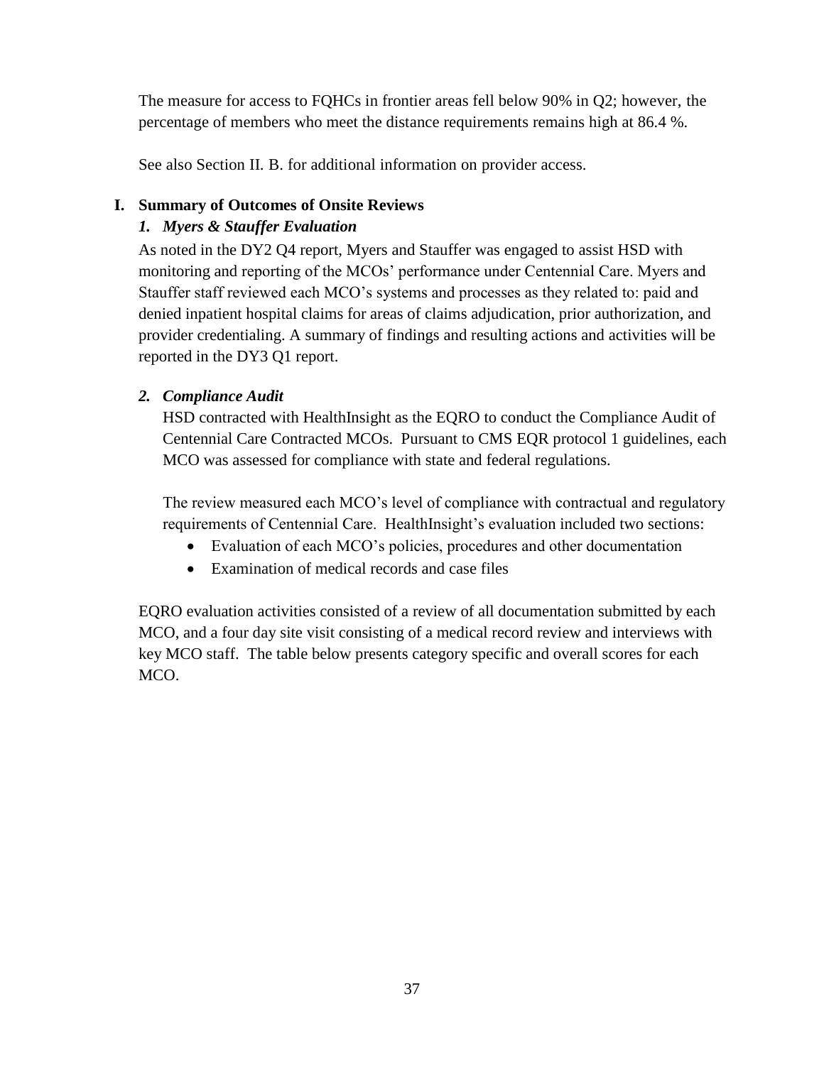The measure for access to FQHCs in frontier areas fell below 90% in Q2; however, the percentage of members who meet the distance requirements remains high at 86.4 %.

See also Section II. B. for additional information on provider access.

## I. Summary of Outcomes of Onsite Reviews

### *1. Myers & Stauffer Evaluation*

As noted in the DY2 Q4 report, Myers and Stauffer was engaged to assist HSD with monitoring and reporting of the MCOs' performance under Centennial Care. Myers and Stauffer staff reviewed each MCO's systems and processes as they related to: paid and denied inpatient hospital claims for areas of claims adjudication, prior authorization, and provider credentialing. A summary of findings and resulting actions and activities will be reported in the DY3 Q1 report.

### *2. Compliance Audit*

HSD contracted with HealthInsight as the EQRO to conduct the Compliance Audit of Centennial Care Contracted MCOs. Pursuant to CMS EQR protocol 1 guidelines, each MCO was assessed for compliance with state and federal regulations.

The review measured each MCO's level of compliance with contractual and regulatory requirements of Centennial Care. HealthInsight's evaluation included two sections:

- Evaluation of each MCO's policies, procedures and other documentation
- Examination of medical records and case files

EQRO evaluation activities consisted of a review of all documentation submitted by each MCO, and a four day site visit consisting of a medical record review and interviews with key MCO staff. The table below presents category specific and overall scores for each MCO.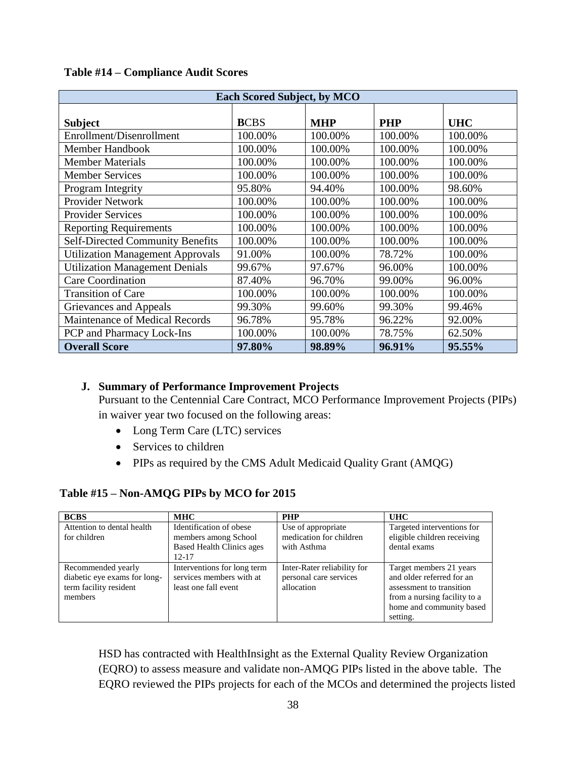**Table #14 – Compliance Audit Scores**

| Each Scored Subject, by MCO | | | | |
|---|---|---|---|---|
| **Subject** | **B**CBS | **MHP** | **PHP** | **UHC** |
| Enrollment/Disenrollment | 100.00% | 100.00% | 100.00% | 100.00% |
| Member Handbook | 100.00% | 100.00% | 100.00% | 100.00% |
| Member Materials | 100.00% | 100.00% | 100.00% | 100.00% |
| Member Services | 100.00% | 100.00% | 100.00% | 100.00% |
| Program Integrity | 95.80% | 94.40% | 100.00% | 98.60% |
| Provider Network | 100.00% | 100.00% | 100.00% | 100.00% |
| Provider Services | 100.00% | 100.00% | 100.00% | 100.00% |
| Reporting Requirements | 100.00% | 100.00% | 100.00% | 100.00% |
| Self-Directed Community Benefits | 100.00% | 100.00% | 100.00% | 100.00% |
| Utilization Management Approvals | 91.00% | 100.00% | 78.72% | 100.00% |
| Utilization Management Denials | 99.67% | 97.67% | 96.00% | 100.00% |
| Care Coordination | 87.40% | 96.70% | 99.00% | 96.00% |
| Transition of Care | 100.00% | 100.00% | 100.00% | 100.00% |
| Grievances and Appeals | 99.30% | 99.60% | 99.30% | 99.46% |
| Maintenance of Medical Records | 96.78% | 95.78% | 96.22% | 92.00% |
| PCP and Pharmacy Lock-Ins | 100.00% | 100.00% | 78.75% | 62.50% |
| **Overall Score** | **97.80%** | **98.89%** | **96.91%** | **95.55%** |

**J. Summary of Performance Improvement Projects**

Pursuant to the Centennial Care Contract, MCO Performance Improvement Projects (PIPs) in waiver year two focused on the following areas:

- Long Term Care (LTC) services
- Services to children
- PIPs as required by the CMS Adult Medicaid Quality Grant (AMQG)

**Table #15 – Non-AMQG PIPs by MCO for 2015**

| **BCBS** | **MHC** | **PHP** | **UHC** |
|---|---|---|---|
| Attention to dental health for children | Identification of obese members among School Based Health Clinics ages 12-17 | Use of appropriate medication for children with Asthma | Targeted interventions for eligible children receiving dental exams |
| Recommended yearly diabetic eye exams for long-term facility resident members | Interventions for long term services members with at least one fall event | Inter-Rater reliability for personal care services allocation | Target members 21 years and older referred for an assessment to transition from a nursing facility to a home and community based setting. |

HSD has contracted with HealthInsight as the External Quality Review Organization (EQRO) to assess measure and validate non-AMQG PIPs listed in the above table. The EQRO reviewed the PIPs projects for each of the MCOs and determined the projects listed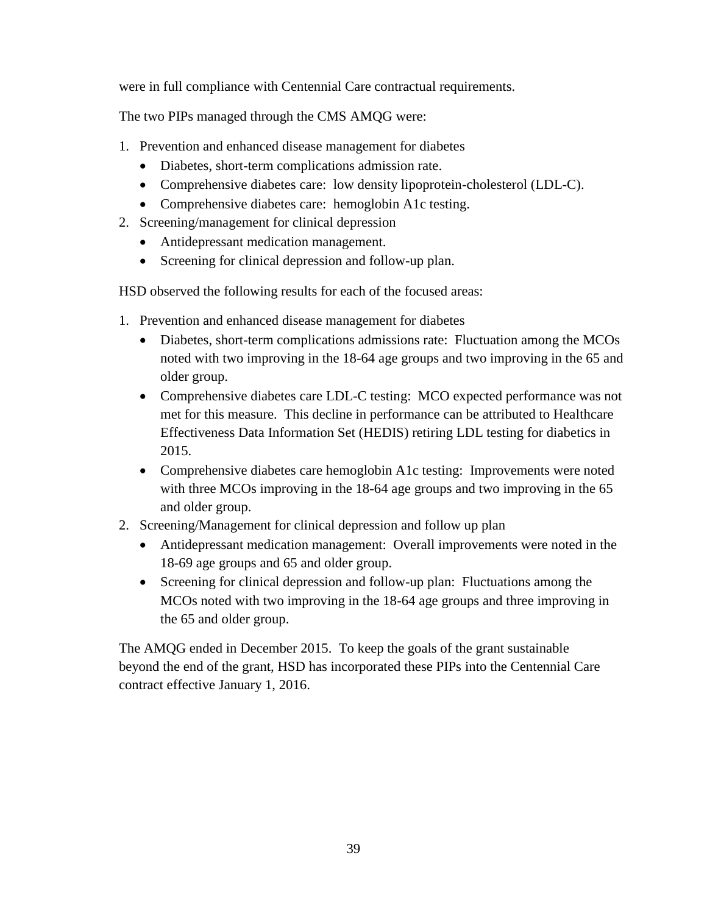were in full compliance with Centennial Care contractual requirements.

The two PIPs managed through the CMS AMQG were:

1. Prevention and enhanced disease management for diabetes
   - Diabetes, short-term complications admission rate.
   - Comprehensive diabetes care: low density lipoprotein-cholesterol (LDL-C).
   - Comprehensive diabetes care: hemoglobin A1c testing.
2. Screening/management for clinical depression
   - Antidepressant medication management.
   - Screening for clinical depression and follow-up plan.

HSD observed the following results for each of the focused areas:

1. Prevention and enhanced disease management for diabetes
   - Diabetes, short-term complications admissions rate: Fluctuation among the MCOs noted with two improving in the 18-64 age groups and two improving in the 65 and older group.
   - Comprehensive diabetes care LDL-C testing: MCO expected performance was not met for this measure. This decline in performance can be attributed to Healthcare Effectiveness Data Information Set (HEDIS) retiring LDL testing for diabetics in 2015.
   - Comprehensive diabetes care hemoglobin A1c testing: Improvements were noted with three MCOs improving in the 18-64 age groups and two improving in the 65 and older group.
2. Screening/Management for clinical depression and follow up plan
   - Antidepressant medication management: Overall improvements were noted in the 18-69 age groups and 65 and older group.
   - Screening for clinical depression and follow-up plan: Fluctuations among the MCOs noted with two improving in the 18-64 age groups and three improving in the 65 and older group.

The AMQG ended in December 2015. To keep the goals of the grant sustainable beyond the end of the grant, HSD has incorporated these PIPs into the Centennial Care contract effective January 1, 2016.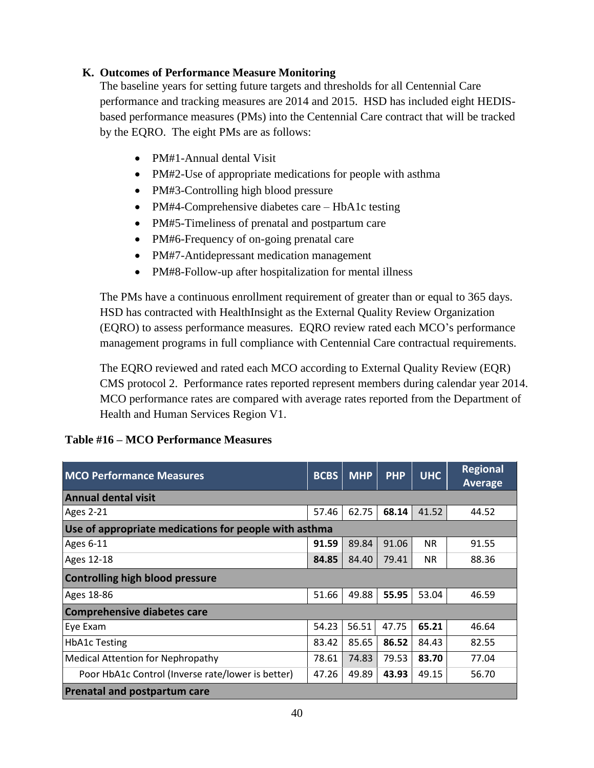### K. Outcomes of Performance Measure Monitoring

The baseline years for setting future targets and thresholds for all Centennial Care performance and tracking measures are 2014 and 2015. HSD has included eight HEDIS-based performance measures (PMs) into the Centennial Care contract that will be tracked by the EQRO. The eight PMs are as follows:

- PM#1-Annual dental Visit
- PM#2-Use of appropriate medications for people with asthma
- PM#3-Controlling high blood pressure
- PM#4-Comprehensive diabetes care – HbA1c testing
- PM#5-Timeliness of prenatal and postpartum care
- PM#6-Frequency of on-going prenatal care
- PM#7-Antidepressant medication management
- PM#8-Follow-up after hospitalization for mental illness

The PMs have a continuous enrollment requirement of greater than or equal to 365 days. HSD has contracted with HealthInsight as the External Quality Review Organization (EQRO) to assess performance measures. EQRO review rated each MCO's performance management programs in full compliance with Centennial Care contractual requirements.

The EQRO reviewed and rated each MCO according to External Quality Review (EQR) CMS protocol 2. Performance rates reported represent members during calendar year 2014. MCO performance rates are compared with average rates reported from the Department of Health and Human Services Region V1.

**Table #16 – MCO Performance Measures**

| MCO Performance Measures | BCBS | MHP | PHP | UHC | Regional Average |
|---|---|---|---|---|---|
| **Annual dental visit** | | | | | |
| Ages 2-21 | 57.46 | 62.75 | **68.14** | 41.52 | 44.52 |
| **Use of appropriate medications for people with asthma** | | | | | |
| Ages 6-11 | **91.59** | 89.84 | 91.06 | NR | 91.55 |
| Ages 12-18 | **84.85** | 84.40 | 79.41 | NR | 88.36 |
| **Controlling high blood pressure** | | | | | |
| Ages 18-86 | 51.66 | 49.88 | **55.95** | 53.04 | 46.59 |
| **Comprehensive diabetes care** | | | | | |
| Eye Exam | 54.23 | 56.51 | 47.75 | **65.21** | 46.64 |
| HbA1c Testing | 83.42 | 85.65 | **86.52** | 84.43 | 82.55 |
| Medical Attention for Nephropathy | 78.61 | 74.83 | 79.53 | **83.70** | 77.04 |
| Poor HbA1c Control (Inverse rate/lower is better) | 47.26 | 49.89 | **43.93** | 49.15 | 56.70 |
| **Prenatal and postpartum care** | | | | | |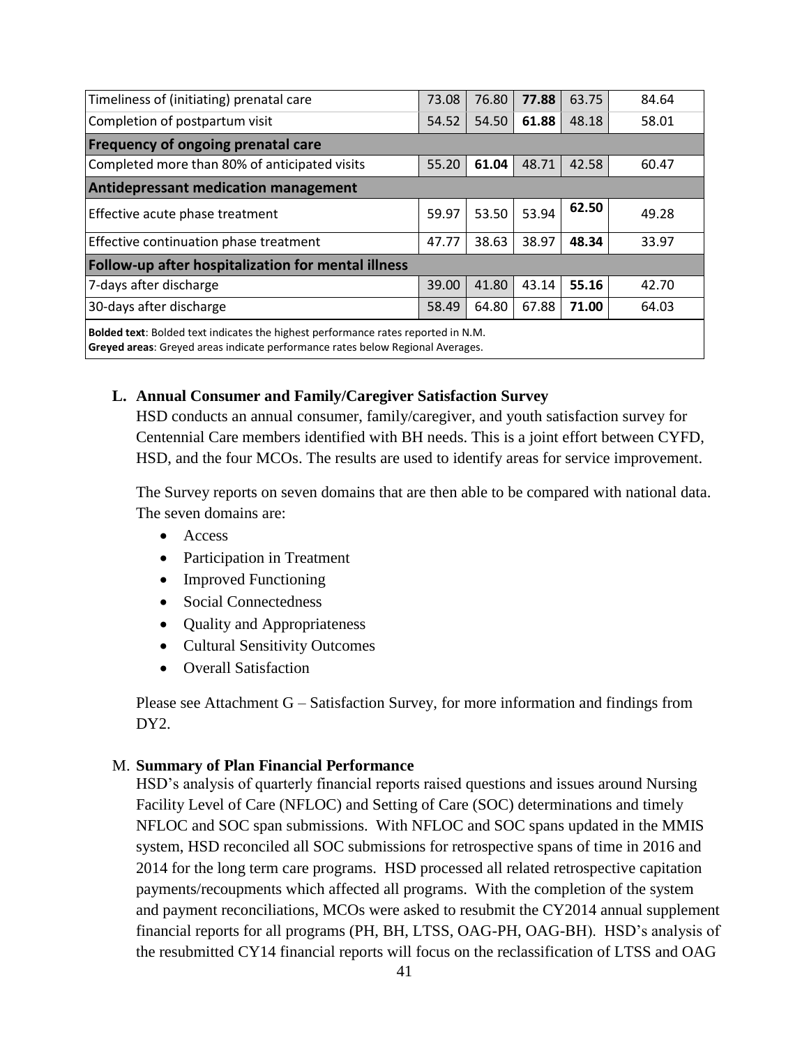| | | | | | |
|---|---|---|---|---|---|
| Timeliness of (initiating) prenatal care | 73.08 | 76.80 | **77.88** | 63.75 | 84.64 |
| Completion of postpartum visit | 54.52 | 54.50 | **61.88** | 48.18 | 58.01 |
| **Frequency of ongoing prenatal care** | | | | | |
| Completed more than 80% of anticipated visits | 55.20 | **61.04** | 48.71 | 42.58 | 60.47 |
| **Antidepressant medication management** | | | | | |
| Effective acute phase treatment | 59.97 | 53.50 | 53.94 | **62.50** | 49.28 |
| Effective continuation phase treatment | 47.77 | 38.63 | 38.97 | **48.34** | 33.97 |
| **Follow-up after hospitalization for mental illness** | | | | | |
| 7-days after discharge | 39.00 | 41.80 | 43.14 | **55.16** | 42.70 |
| 30-days after discharge | 58.49 | 64.80 | 67.88 | **71.00** | 64.03 |

**Bolded text**: Bolded text indicates the highest performance rates reported in N.M.
**Greyed areas**: Greyed areas indicate performance rates below Regional Averages.

## L. Annual Consumer and Family/Caregiver Satisfaction Survey

HSD conducts an annual consumer, family/caregiver, and youth satisfaction survey for Centennial Care members identified with BH needs. This is a joint effort between CYFD, HSD, and the four MCOs. The results are used to identify areas for service improvement.

The Survey reports on seven domains that are then able to be compared with national data. The seven domains are:

- Access
- Participation in Treatment
- Improved Functioning
- Social Connectedness
- Quality and Appropriateness
- Cultural Sensitivity Outcomes
- Overall Satisfaction

Please see Attachment G – Satisfaction Survey, for more information and findings from DY2.

## M. Summary of Plan Financial Performance

HSD's analysis of quarterly financial reports raised questions and issues around Nursing Facility Level of Care (NFLOC) and Setting of Care (SOC) determinations and timely NFLOC and SOC span submissions. With NFLOC and SOC spans updated in the MMIS system, HSD reconciled all SOC submissions for retrospective spans of time in 2016 and 2014 for the long term care programs. HSD processed all related retrospective capitation payments/recoupments which affected all programs. With the completion of the system and payment reconciliations, MCOs were asked to resubmit the CY2014 annual supplement financial reports for all programs (PH, BH, LTSS, OAG-PH, OAG-BH). HSD's analysis of the resubmitted CY14 financial reports will focus on the reclassification of LTSS and OAG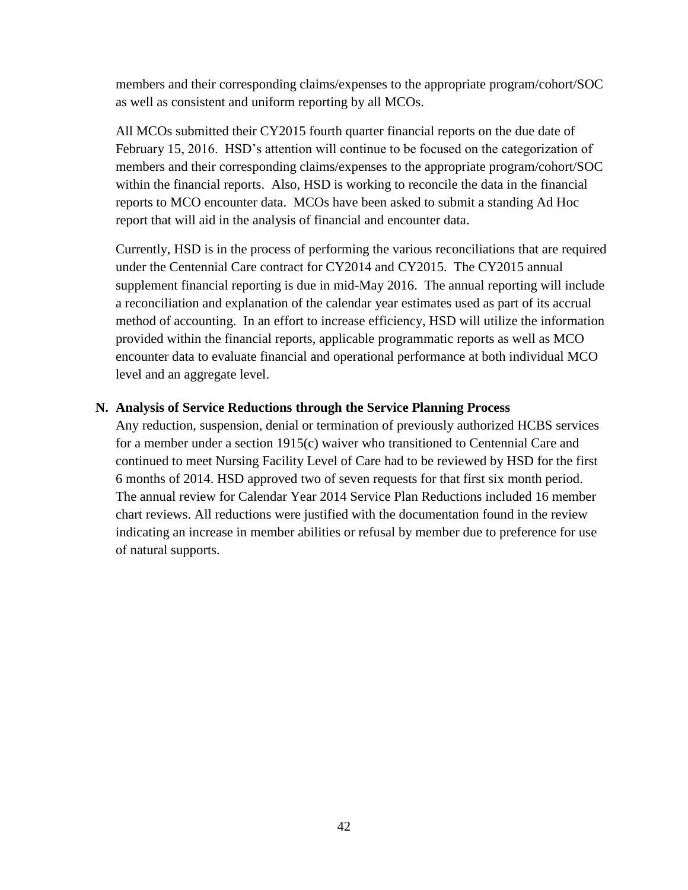members and their corresponding claims/expenses to the appropriate program/cohort/SOC as well as consistent and uniform reporting by all MCOs.

All MCOs submitted their CY2015 fourth quarter financial reports on the due date of February 15, 2016. HSD's attention will continue to be focused on the categorization of members and their corresponding claims/expenses to the appropriate program/cohort/SOC within the financial reports. Also, HSD is working to reconcile the data in the financial reports to MCO encounter data. MCOs have been asked to submit a standing Ad Hoc report that will aid in the analysis of financial and encounter data.

Currently, HSD is in the process of performing the various reconciliations that are required under the Centennial Care contract for CY2014 and CY2015. The CY2015 annual supplement financial reporting is due in mid-May 2016. The annual reporting will include a reconciliation and explanation of the calendar year estimates used as part of its accrual method of accounting. In an effort to increase efficiency, HSD will utilize the information provided within the financial reports, applicable programmatic reports as well as MCO encounter data to evaluate financial and operational performance at both individual MCO level and an aggregate level.

## N. Analysis of Service Reductions through the Service Planning Process

Any reduction, suspension, denial or termination of previously authorized HCBS services for a member under a section 1915(c) waiver who transitioned to Centennial Care and continued to meet Nursing Facility Level of Care had to be reviewed by HSD for the first 6 months of 2014. HSD approved two of seven requests for that first six month period. The annual review for Calendar Year 2014 Service Plan Reductions included 16 member chart reviews. All reductions were justified with the documentation found in the review indicating an increase in member abilities or refusal by member due to preference for use of natural supports.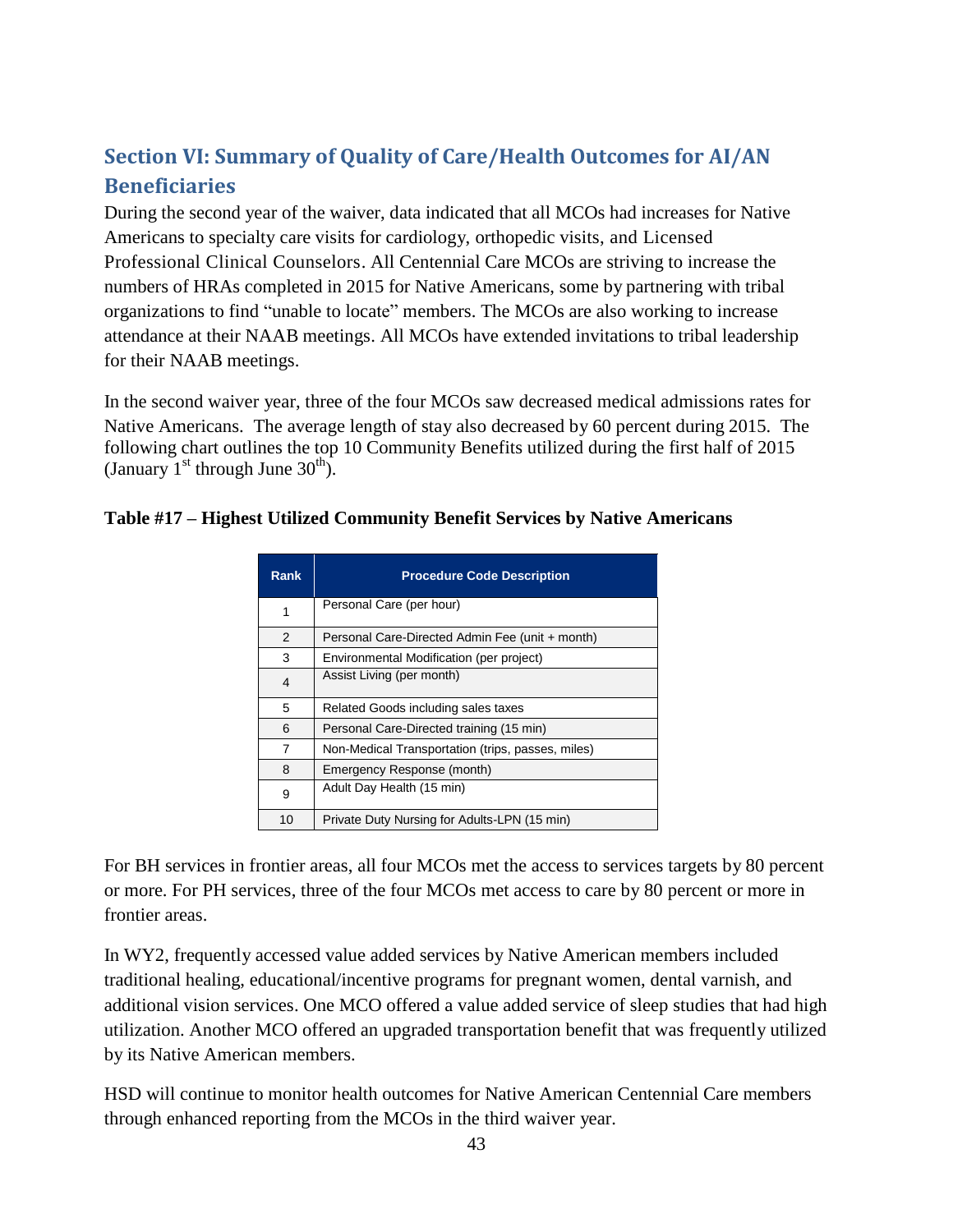## Section VI: Summary of Quality of Care/Health Outcomes for AI/AN Beneficiaries

During the second year of the waiver, data indicated that all MCOs had increases for Native Americans to specialty care visits for cardiology, orthopedic visits, and Licensed Professional Clinical Counselors. All Centennial Care MCOs are striving to increase the numbers of HRAs completed in 2015 for Native Americans, some by partnering with tribal organizations to find "unable to locate" members. The MCOs are also working to increase attendance at their NAAB meetings. All MCOs have extended invitations to tribal leadership for their NAAB meetings.

In the second waiver year, three of the four MCOs saw decreased medical admissions rates for Native Americans. The average length of stay also decreased by 60 percent during 2015. The following chart outlines the top 10 Community Benefits utilized during the first half of 2015 (January 1st through June 30th).

**Table #17 – Highest Utilized Community Benefit Services by Native Americans**

| Rank | Procedure Code Description |
|---|---|
| 1 | Personal Care (per hour) |
| 2 | Personal Care-Directed Admin Fee (unit + month) |
| 3 | Environmental Modification (per project) |
| 4 | Assist Living (per month) |
| 5 | Related Goods including sales taxes |
| 6 | Personal Care-Directed training (15 min) |
| 7 | Non-Medical Transportation (trips, passes, miles) |
| 8 | Emergency Response (month) |
| 9 | Adult Day Health (15 min) |
| 10 | Private Duty Nursing for Adults-LPN (15 min) |

For BH services in frontier areas, all four MCOs met the access to services targets by 80 percent or more. For PH services, three of the four MCOs met access to care by 80 percent or more in frontier areas.

In WY2, frequently accessed value added services by Native American members included traditional healing, educational/incentive programs for pregnant women, dental varnish, and additional vision services. One MCO offered a value added service of sleep studies that had high utilization. Another MCO offered an upgraded transportation benefit that was frequently utilized by its Native American members.

HSD will continue to monitor health outcomes for Native American Centennial Care members through enhanced reporting from the MCOs in the third waiver year.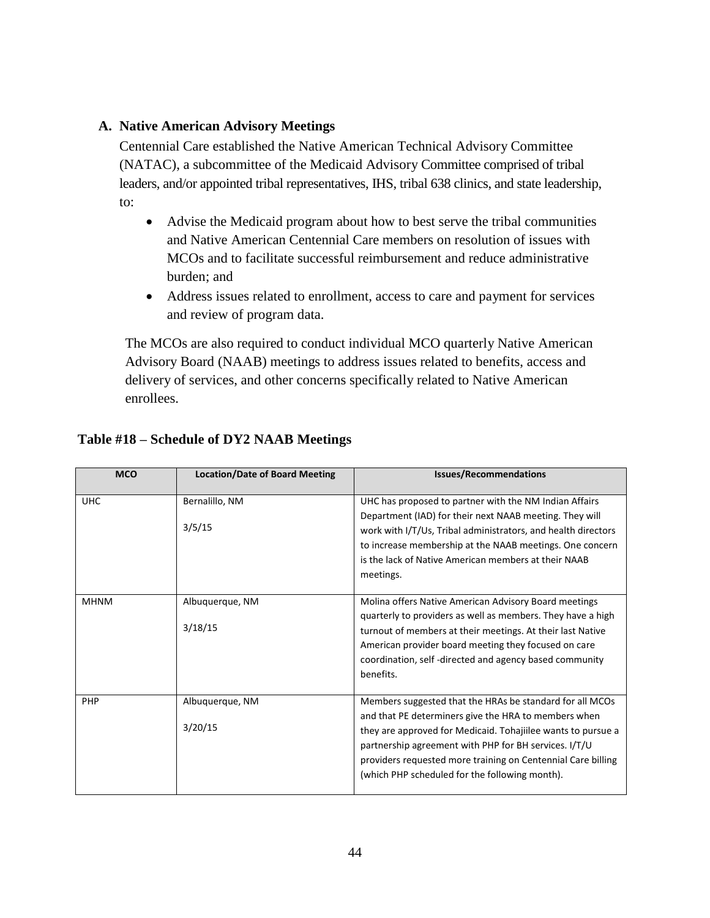### A. Native American Advisory Meetings

Centennial Care established the Native American Technical Advisory Committee (NATAC), a subcommittee of the Medicaid Advisory Committee comprised of tribal leaders, and/or appointed tribal representatives, IHS, tribal 638 clinics, and state leadership, to:

- Advise the Medicaid program about how to best serve the tribal communities and Native American Centennial Care members on resolution of issues with MCOs and to facilitate successful reimbursement and reduce administrative burden; and
- Address issues related to enrollment, access to care and payment for services and review of program data.

The MCOs are also required to conduct individual MCO quarterly Native American Advisory Board (NAAB) meetings to address issues related to benefits, access and delivery of services, and other concerns specifically related to Native American enrollees.

**Table #18 – Schedule of DY2 NAAB Meetings**

| MCO | Location/Date of Board Meeting | Issues/Recommendations |
|---|---|---|
| UHC | Bernalillo, NM<br>3/5/15 | UHC has proposed to partner with the NM Indian Affairs Department (IAD) for their next NAAB meeting. They will work with I/T/Us, Tribal administrators, and health directors to increase membership at the NAAB meetings. One concern is the lack of Native American members at their NAAB meetings. |
| MHNM | Albuquerque, NM<br>3/18/15 | Molina offers Native American Advisory Board meetings quarterly to providers as well as members. They have a high turnout of members at their meetings. At their last Native American provider board meeting they focused on care coordination, self -directed and agency based community benefits. |
| PHP | Albuquerque, NM<br>3/20/15 | Members suggested that the HRAs be standard for all MCOs and that PE determiners give the HRA to members when they are approved for Medicaid. Tohajiilee wants to pursue a partnership agreement with PHP for BH services. I/T/U providers requested more training on Centennial Care billing (which PHP scheduled for the following month). |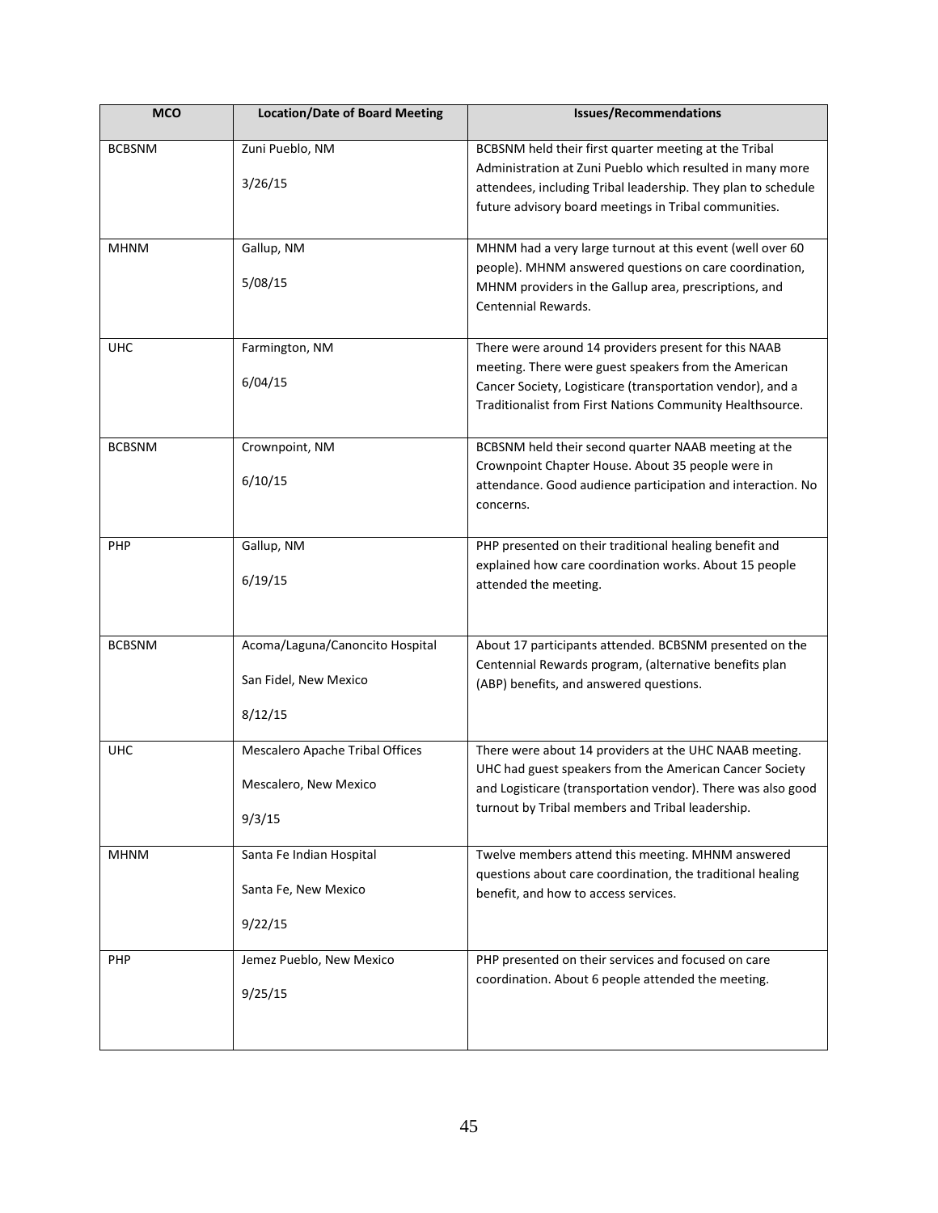| MCO | Location/Date of Board Meeting | Issues/Recommendations |
|---|---|---|
| BCBSNM | Zuni Pueblo, NM<br><br>3/26/15 | BCBSNM held their first quarter meeting at the Tribal Administration at Zuni Pueblo which resulted in many more attendees, including Tribal leadership. They plan to schedule future advisory board meetings in Tribal communities. |
| MHNM | Gallup, NM<br><br>5/08/15 | MHNM had a very large turnout at this event (well over 60 people). MHNM answered questions on care coordination, MHNM providers in the Gallup area, prescriptions, and Centennial Rewards. |
| UHC | Farmington, NM<br><br>6/04/15 | There were around 14 providers present for this NAAB meeting. There were guest speakers from the American Cancer Society, Logisticare (transportation vendor), and a Traditionalist from First Nations Community Healthsource. |
| BCBSNM | Crownpoint, NM<br><br>6/10/15 | BCBSNM held their second quarter NAAB meeting at the Crownpoint Chapter House. About 35 people were in attendance. Good audience participation and interaction. No concerns. |
| PHP | Gallup, NM<br><br>6/19/15 | PHP presented on their traditional healing benefit and explained how care coordination works. About 15 people attended the meeting. |
| BCBSNM | Acoma/Laguna/Canoncito Hospital<br><br>San Fidel, New Mexico<br><br>8/12/15 | About 17 participants attended. BCBSNM presented on the Centennial Rewards program, (alternative benefits plan (ABP) benefits, and answered questions. |
| UHC | Mescalero Apache Tribal Offices<br><br>Mescalero, New Mexico<br><br>9/3/15 | There were about 14 providers at the UHC NAAB meeting. UHC had guest speakers from the American Cancer Society and Logisticare (transportation vendor). There was also good turnout by Tribal members and Tribal leadership. |
| MHNM | Santa Fe Indian Hospital<br><br>Santa Fe, New Mexico<br><br>9/22/15 | Twelve members attend this meeting. MHNM answered questions about care coordination, the traditional healing benefit, and how to access services. |
| PHP | Jemez Pueblo, New Mexico<br><br>9/25/15 | PHP presented on their services and focused on care coordination. About 6 people attended the meeting. |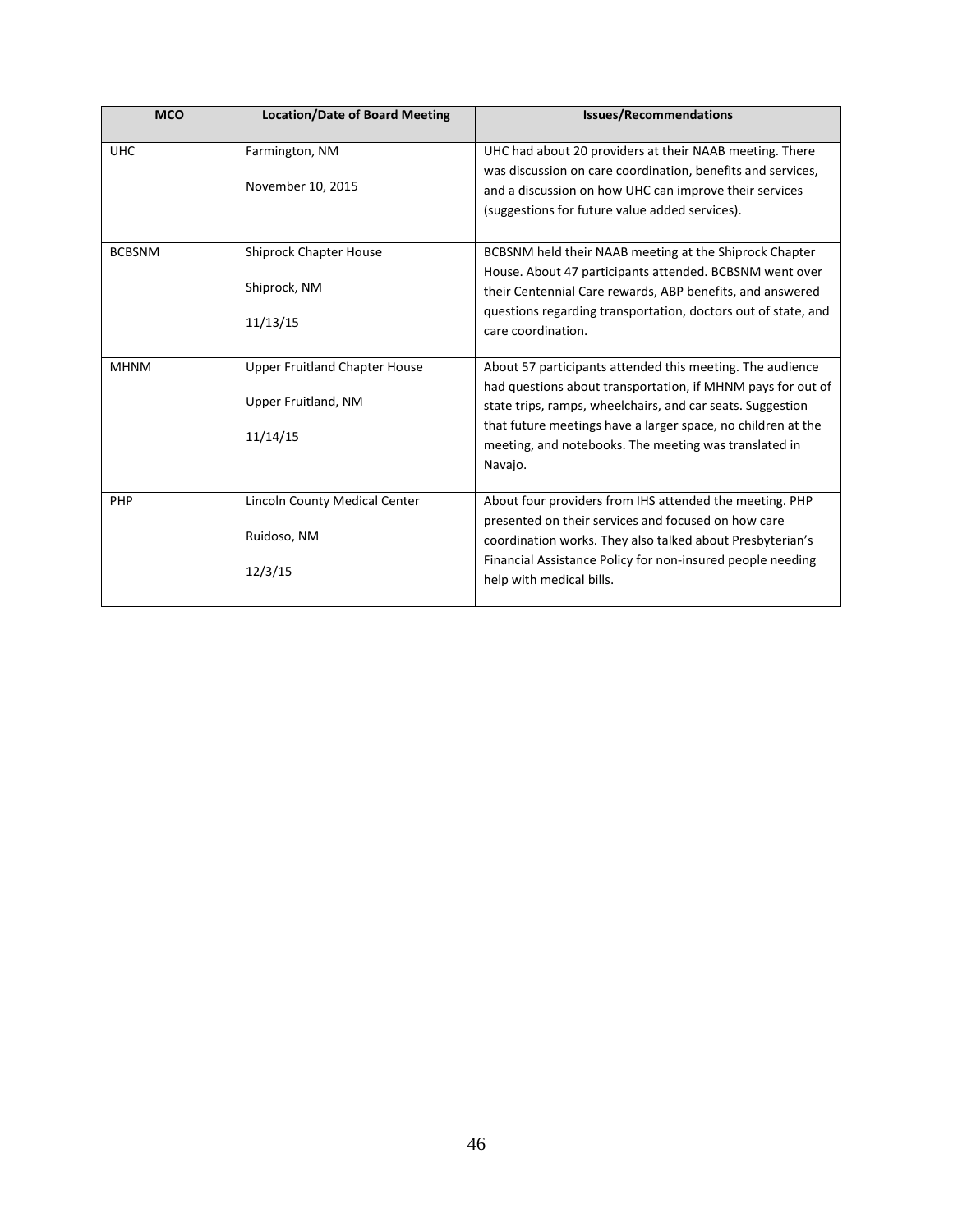| MCO | Location/Date of Board Meeting | Issues/Recommendations |
| --- | --- | --- |
| UHC | Farmington, NM<br><br>November 10, 2015 | UHC had about 20 providers at their NAAB meeting. There was discussion on care coordination, benefits and services, and a discussion on how UHC can improve their services (suggestions for future value added services). |
| BCBSNM | Shiprock Chapter House<br><br>Shiprock, NM<br><br>11/13/15 | BCBSNM held their NAAB meeting at the Shiprock Chapter House. About 47 participants attended. BCBSNM went over their Centennial Care rewards, ABP benefits, and answered questions regarding transportation, doctors out of state, and care coordination. |
| MHNM | Upper Fruitland Chapter House<br><br>Upper Fruitland, NM<br><br>11/14/15 | About 57 participants attended this meeting. The audience had questions about transportation, if MHNM pays for out of state trips, ramps, wheelchairs, and car seats. Suggestion that future meetings have a larger space, no children at the meeting, and notebooks. The meeting was translated in Navajo. |
| PHP | Lincoln County Medical Center<br><br>Ruidoso, NM<br><br>12/3/15 | About four providers from IHS attended the meeting. PHP presented on their services and focused on how care coordination works. They also talked about Presbyterian's Financial Assistance Policy for non-insured people needing help with medical bills. |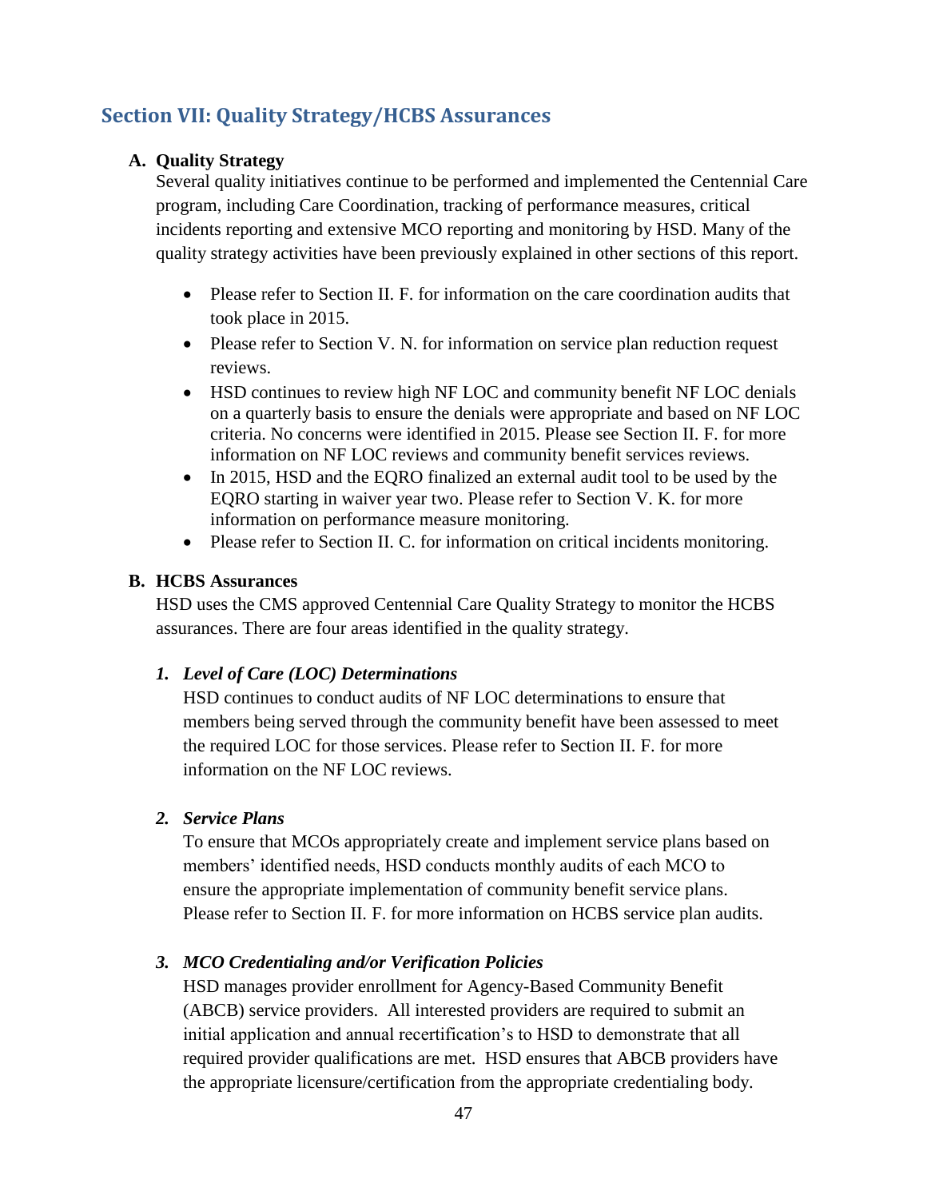## Section VII: Quality Strategy/HCBS Assurances

**A. Quality Strategy**

Several quality initiatives continue to be performed and implemented the Centennial Care program, including Care Coordination, tracking of performance measures, critical incidents reporting and extensive MCO reporting and monitoring by HSD. Many of the quality strategy activities have been previously explained in other sections of this report.

- Please refer to Section II. F. for information on the care coordination audits that took place in 2015.
- Please refer to Section V. N. for information on service plan reduction request reviews.
- HSD continues to review high NF LOC and community benefit NF LOC denials on a quarterly basis to ensure the denials were appropriate and based on NF LOC criteria. No concerns were identified in 2015. Please see Section II. F. for more information on NF LOC reviews and community benefit services reviews.
- In 2015, HSD and the EQRO finalized an external audit tool to be used by the EQRO starting in waiver year two. Please refer to Section V. K. for more information on performance measure monitoring.
- Please refer to Section II. C. for information on critical incidents monitoring.

**B. HCBS Assurances**

HSD uses the CMS approved Centennial Care Quality Strategy to monitor the HCBS assurances. There are four areas identified in the quality strategy.

***1. Level of Care (LOC) Determinations***

HSD continues to conduct audits of NF LOC determinations to ensure that members being served through the community benefit have been assessed to meet the required LOC for those services. Please refer to Section II. F. for more information on the NF LOC reviews.

***2. Service Plans***

To ensure that MCOs appropriately create and implement service plans based on members' identified needs, HSD conducts monthly audits of each MCO to ensure the appropriate implementation of community benefit service plans. Please refer to Section II. F. for more information on HCBS service plan audits.

***3. MCO Credentialing and/or Verification Policies***

HSD manages provider enrollment for Agency-Based Community Benefit (ABCB) service providers. All interested providers are required to submit an initial application and annual recertification's to HSD to demonstrate that all required provider qualifications are met. HSD ensures that ABCB providers have the appropriate licensure/certification from the appropriate credentialing body.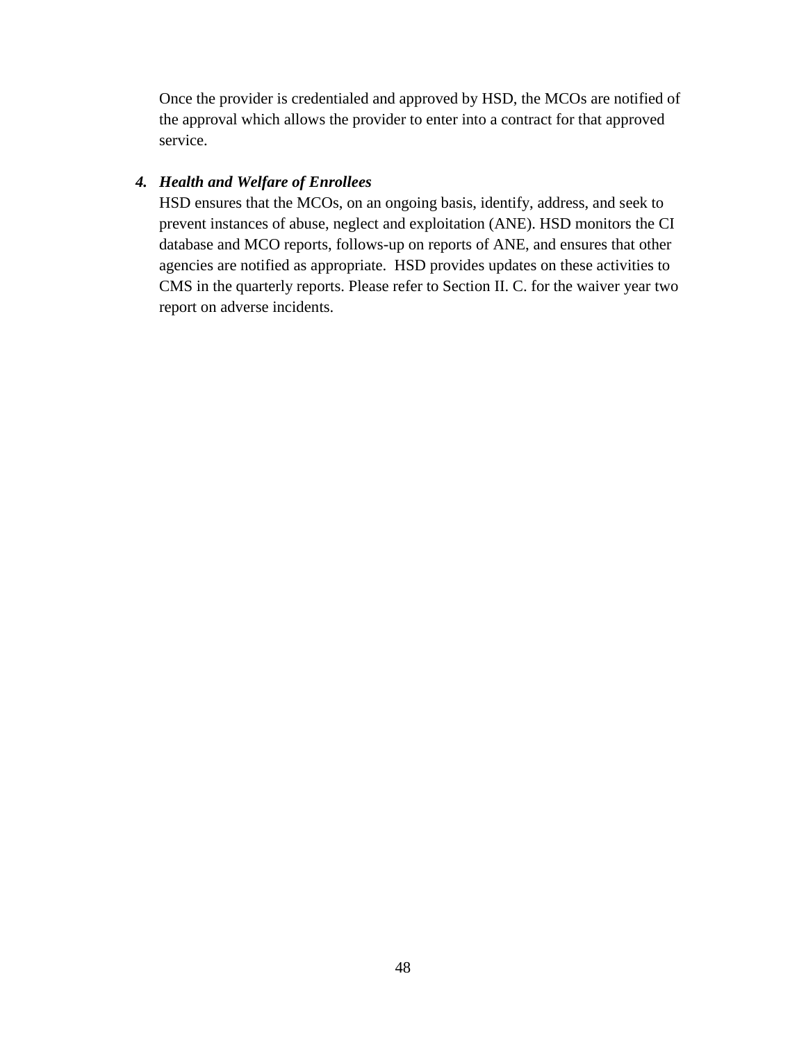Once the provider is credentialed and approved by HSD, the MCOs are notified of the approval which allows the provider to enter into a contract for that approved service.

4. ***Health and Welfare of Enrollees***

   HSD ensures that the MCOs, on an ongoing basis, identify, address, and seek to prevent instances of abuse, neglect and exploitation (ANE). HSD monitors the CI database and MCO reports, follows-up on reports of ANE, and ensures that other agencies are notified as appropriate. HSD provides updates on these activities to CMS in the quarterly reports. Please refer to Section II. C. for the waiver year two report on adverse incidents.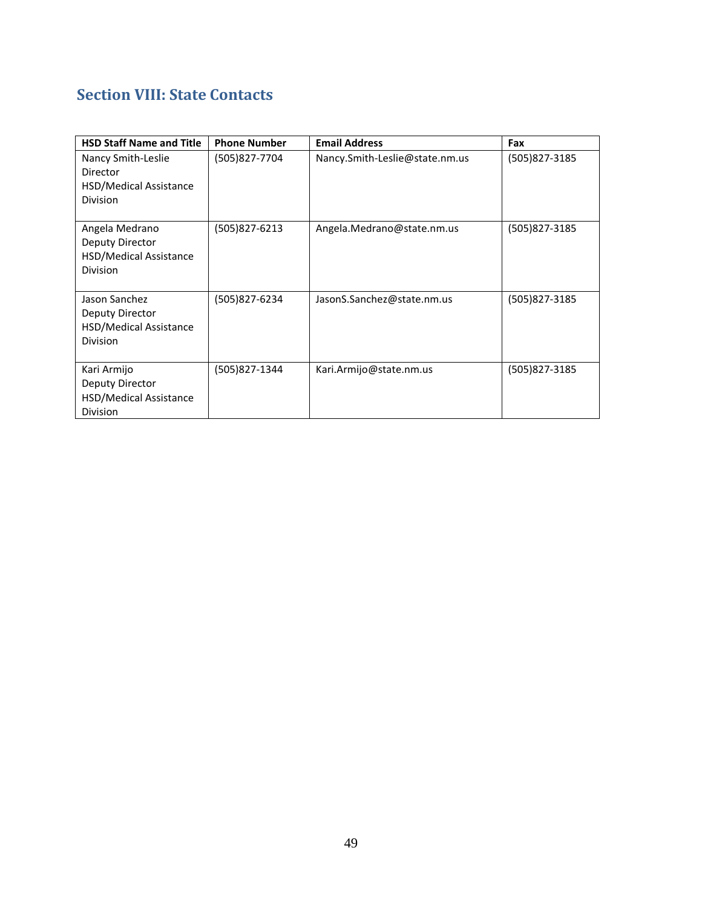## Section VIII: State Contacts

| HSD Staff Name and Title | Phone Number | Email Address | Fax |
|---|---|---|---|
| Nancy Smith-Leslie<br>Director<br>HSD/Medical Assistance Division | (505)827-7704 | Nancy.Smith-Leslie@state.nm.us | (505)827-3185 |
| Angela Medrano<br>Deputy Director<br>HSD/Medical Assistance Division | (505)827-6213 | Angela.Medrano@state.nm.us | (505)827-3185 |
| Jason Sanchez<br>Deputy Director<br>HSD/Medical Assistance Division | (505)827-6234 | JasonS.Sanchez@state.nm.us | (505)827-3185 |
| Kari Armijo<br>Deputy Director<br>HSD/Medical Assistance Division | (505)827-1344 | Kari.Armijo@state.nm.us | (505)827-3185 |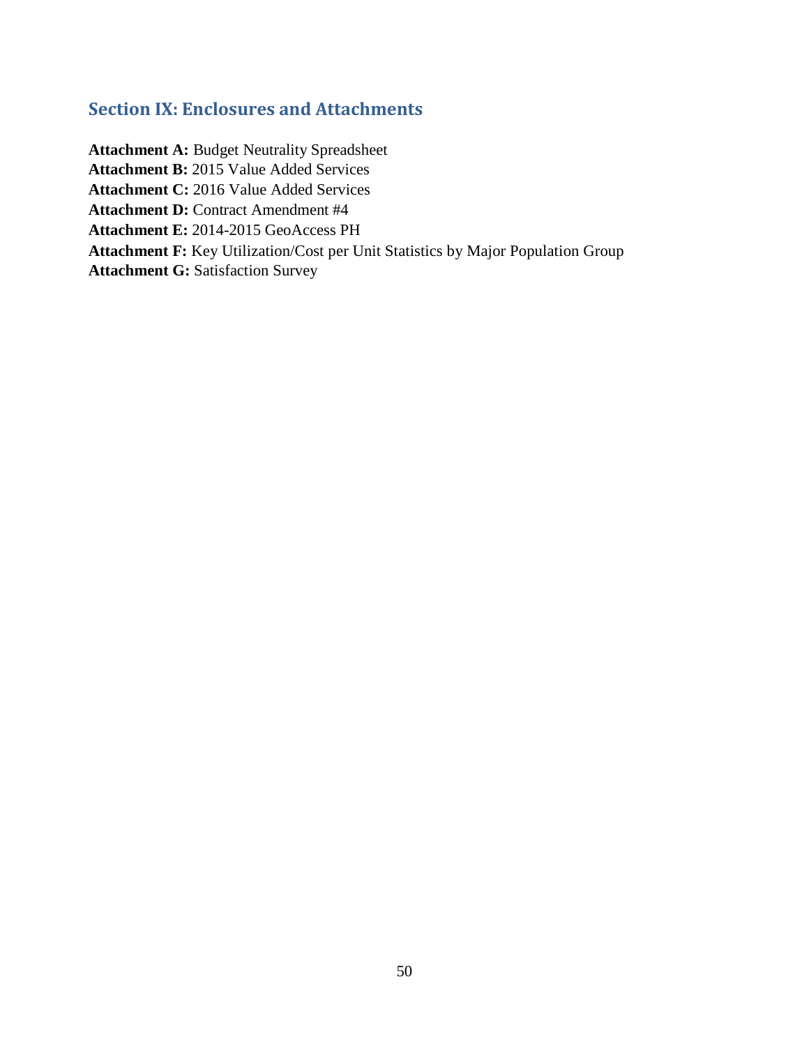## Section IX: Enclosures and Attachments

**Attachment A:** Budget Neutrality Spreadsheet
**Attachment B:** 2015 Value Added Services
**Attachment C:** 2016 Value Added Services
**Attachment D:** Contract Amendment #4
**Attachment E:** 2014-2015 GeoAccess PH
**Attachment F:** Key Utilization/Cost per Unit Statistics by Major Population Group
**Attachment G:** Satisfaction Survey